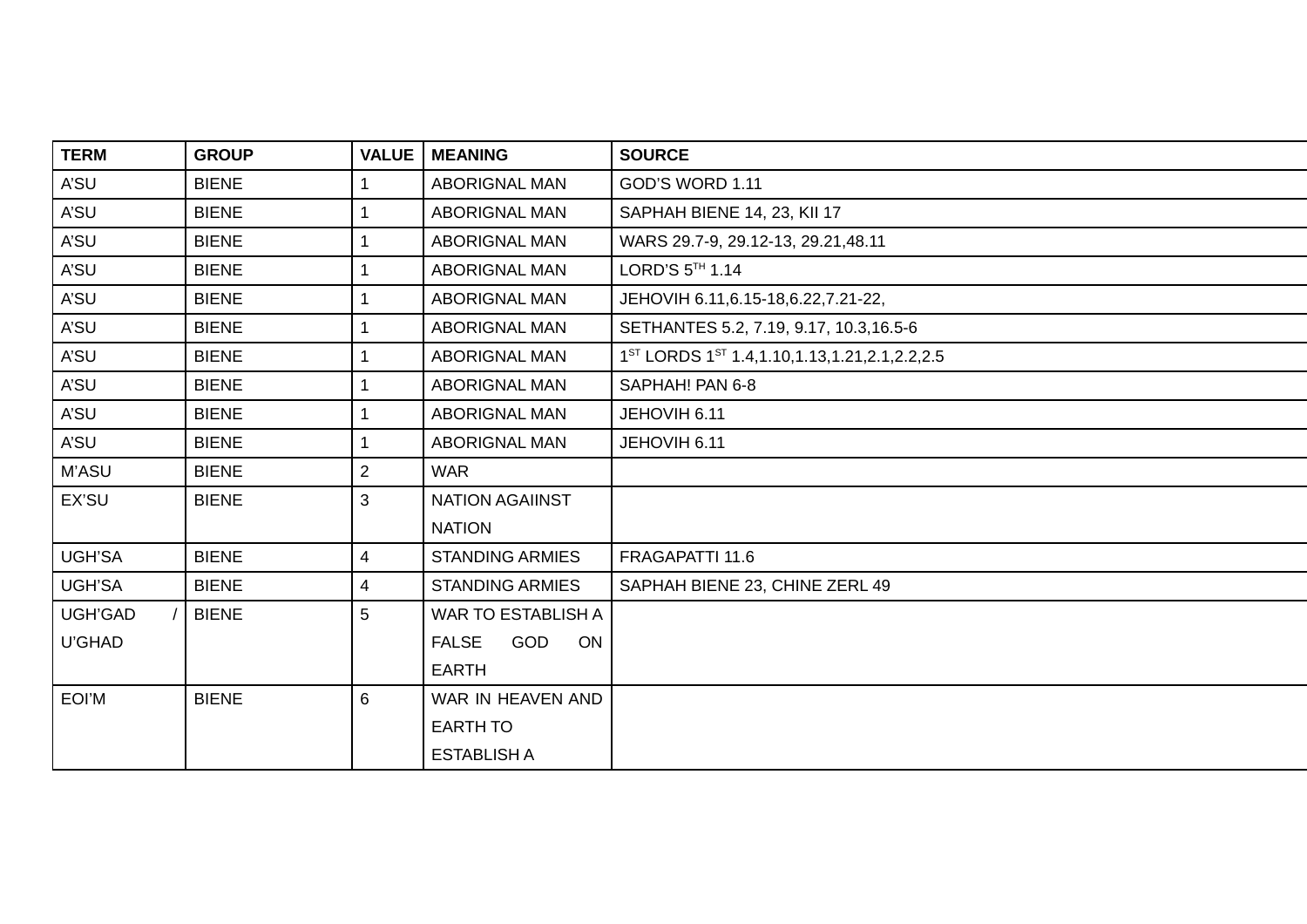| TERM | GROUP | VALUE | MEANING | SOURCE |
|---|---|---|---|---|
| A'SU | BIENE | 1 | ABORIGNAL MAN | GOD'S WORD 1.11 |
| A'SU | BIENE | 1 | ABORIGNAL MAN | SAPHAH BIENE 14, 23, KII 17 |
| A'SU | BIENE | 1 | ABORIGNAL MAN | WARS 29.7-9, 29.12-13, 29.21,48.11 |
| A'SU | BIENE | 1 | ABORIGNAL MAN | LORD'S 5TH 1.14 |
| A'SU | BIENE | 1 | ABORIGNAL MAN | JEHOVIH 6.11,6.15-18,6.22,7.21-22, |
| A'SU | BIENE | 1 | ABORIGNAL MAN | SETHANTES 5.2, 7.19, 9.17, 10.3,16.5-6 |
| A'SU | BIENE | 1 | ABORIGNAL MAN | 1ST LORDS 1ST 1.4,1.10,1.13,1.21,2.1,2.2,2.5 |
| A'SU | BIENE | 1 | ABORIGNAL MAN | SAPHAH! PAN 6-8 |
| A'SU | BIENE | 1 | ABORIGNAL MAN | JEHOVIH 6.11 |
| A'SU | BIENE | 1 | ABORIGNAL MAN | JEHOVIH 6.11 |
| M'ASU | BIENE | 2 | WAR | |
| EX'SU | BIENE | 3 | NATION AGAIINST NATION | |
| UGH'SA | BIENE | 4 | STANDING ARMIES | FRAGAPATTI 11.6 |
| UGH'SA | BIENE | 4 | STANDING ARMIES | SAPHAH BIENE 23, CHINE ZERL 49 |
| UGH'GAD / U'GHAD | BIENE | 5 | WAR TO ESTABLISH A FALSE GOD ON EARTH | |
| EOI'M | BIENE | 6 | WAR IN HEAVEN AND EARTH TO ESTABLISH A | |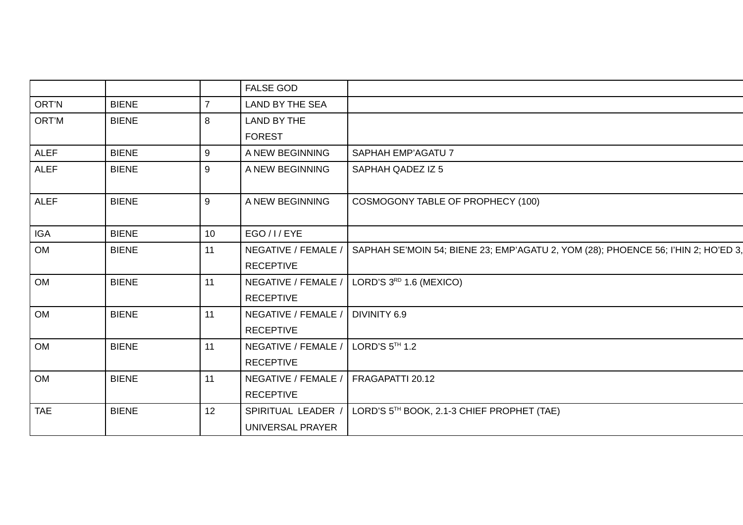| | | | FALSE GOD | |
|---|---|---|---|---|
| ORT'N | BIENE | 7 | LAND BY THE SEA | |
| ORT'M | BIENE | 8 | LAND BY THE FOREST | |
| ALEF | BIENE | 9 | A NEW BEGINNING | SAPHAH EMP'AGATU 7 |
| ALEF | BIENE | 9 | A NEW BEGINNING | SAPHAH QADEZ IZ 5 |
| ALEF | BIENE | 9 | A NEW BEGINNING | COSMOGONY TABLE OF PROPHECY (100) |
| IGA | BIENE | 10 | EGO / I / EYE | |
| OM | BIENE | 11 | NEGATIVE / FEMALE / RECEPTIVE | SAPHAH SE'MOIN 54; BIENE 23; EMP'AGATU 2, YOM (28); PHOENCE 56; I'HIN 2; HO'ED 3, |
| OM | BIENE | 11 | NEGATIVE / FEMALE / RECEPTIVE | LORD'S 3RD 1.6 (MEXICO) |
| OM | BIENE | 11 | NEGATIVE / FEMALE / RECEPTIVE | DIVINITY 6.9 |
| OM | BIENE | 11 | NEGATIVE / FEMALE / RECEPTIVE | LORD'S 5TH 1.2 |
| OM | BIENE | 11 | NEGATIVE / FEMALE / RECEPTIVE | FRAGAPATTI 20.12 |
| TAE | BIENE | 12 | SPIRITUAL LEADER / UNIVERSAL PRAYER | LORD'S 5TH BOOK, 2.1-3 CHIEF PROPHET (TAE) |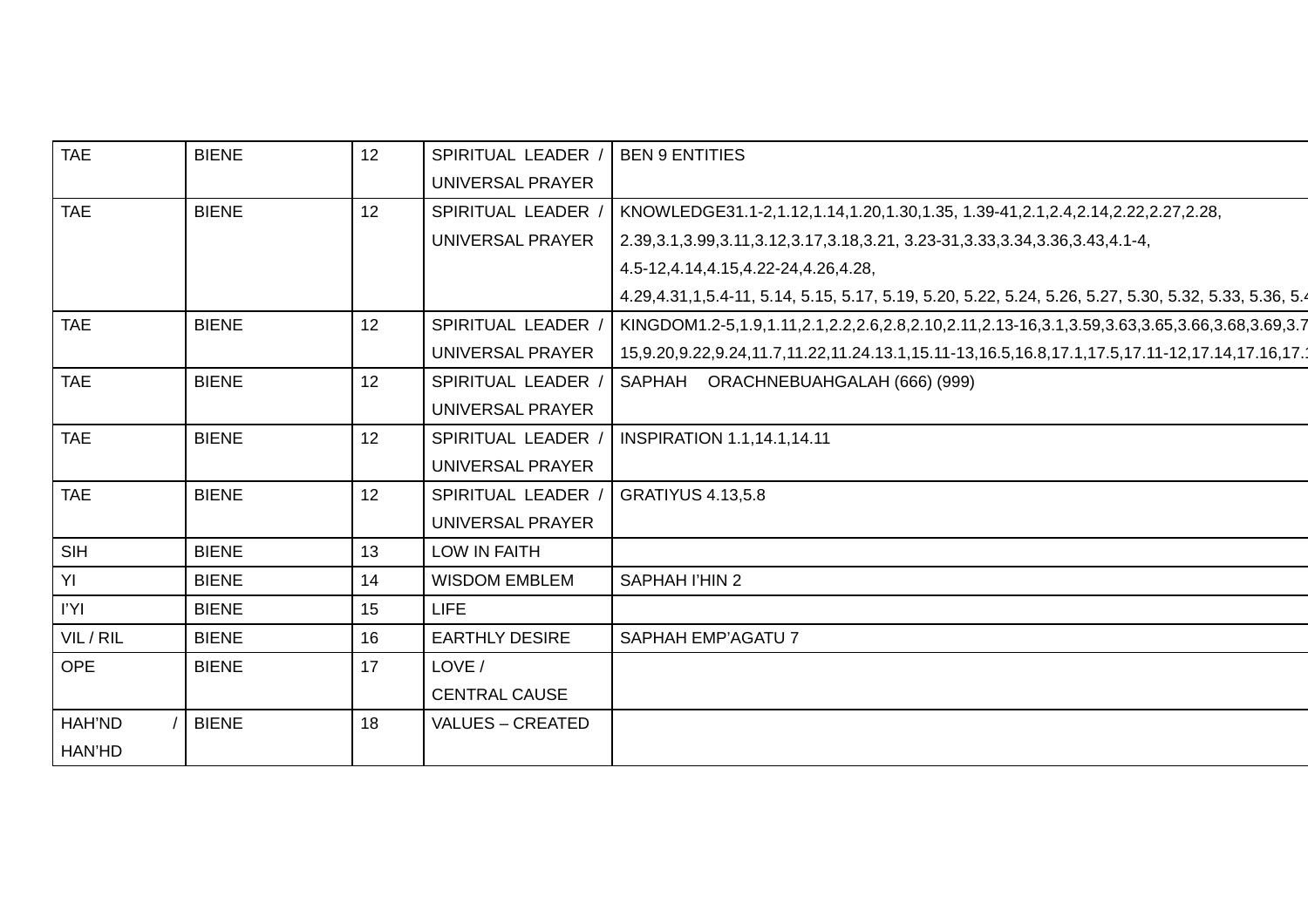| TAE | BIENE | 12 | SPIRITUAL LEADER / UNIVERSAL PRAYER | BEN 9 ENTITIES |
|---|---|---|---|---|
| TAE | BIENE | 12 | SPIRITUAL LEADER / UNIVERSAL PRAYER | KNOWLEDGE31.1-2,1.12,1.14,1.20,1.30,1.35, 1.39-41,2.1,2.4,2.14,2.22,2.27,2.28, 2.39,3.1,3.99,3.11,3.12,3.17,3.18,3.21, 3.23-31,3.33,3.34,3.36,3.43,4.1-4, 4.5-12,4.14,4.15,4.22-24,4.26,4.28, 4.29,4.31,1,5.4-11, 5.14, 5.15, 5.17, 5.19, 5.20, 5.22, 5.24, 5.26, 5.27, 5.30, 5.32, 5.33, 5.36, 5.4 |
| TAE | BIENE | 12 | SPIRITUAL LEADER / UNIVERSAL PRAYER | KINGDOM1.2-5,1.9,1.11,2.1,2.2,2.6,2.8,2.10,2.11,2.13-16,3.1,3.59,3.63,3.65,3.66,3.68,3.69,3.7 15,9.20,9.22,9.24,11.7,11.22,11.24.13.1,15.11-13,16.5,16.8,17.1,17.5,17.11-12,17.14,17.16,17.1 |
| TAE | BIENE | 12 | SPIRITUAL LEADER / UNIVERSAL PRAYER | SAPHAH ORACHNEBUAHGALAH (666) (999) |
| TAE | BIENE | 12 | SPIRITUAL LEADER / UNIVERSAL PRAYER | INSPIRATION 1.1,14.1,14.11 |
| TAE | BIENE | 12 | SPIRITUAL LEADER / UNIVERSAL PRAYER | GRATIYUS 4.13,5.8 |
| SIH | BIENE | 13 | LOW IN FAITH | |
| YI | BIENE | 14 | WISDOM EMBLEM | SAPHAH I'HIN 2 |
| I'YI | BIENE | 15 | LIFE | |
| VIL / RIL | BIENE | 16 | EARTHLY DESIRE | SAPHAH EMP'AGATU 7 |
| OPE | BIENE | 17 | LOVE / CENTRAL CAUSE | |
| HAH'ND / HAN'HD | BIENE | 18 | VALUES – CREATED | |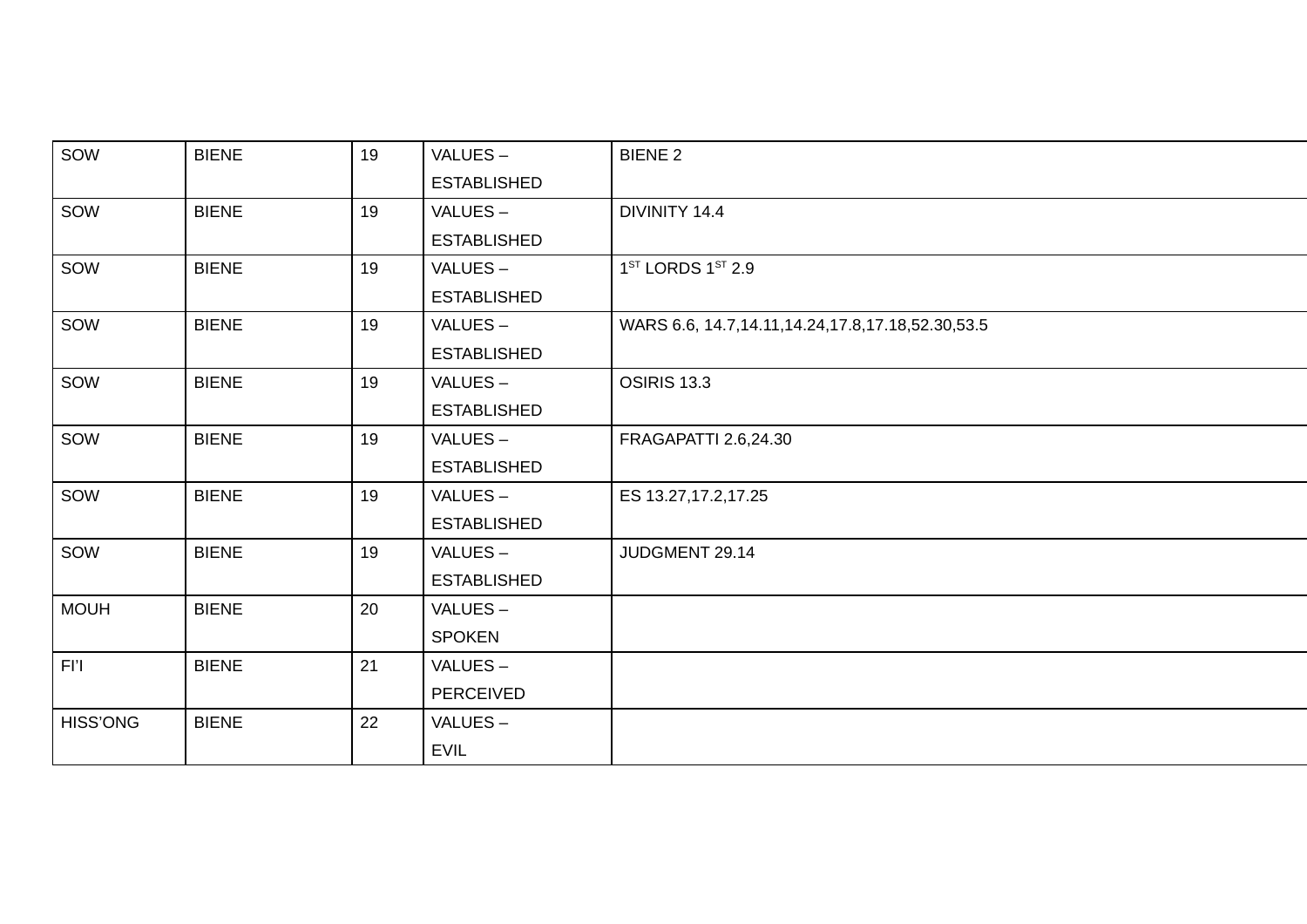| SOW | BIENE | 19 | VALUES – ESTABLISHED | BIENE 2 |
|---|---|---|---|---|
| SOW | BIENE | 19 | VALUES – ESTABLISHED | DIVINITY 14.4 |
| SOW | BIENE | 19 | VALUES – ESTABLISHED | 1ST LORDS 1ST 2.9 |
| SOW | BIENE | 19 | VALUES – ESTABLISHED | WARS 6.6, 14.7,14.11,14.24,17.8,17.18,52.30,53.5 |
| SOW | BIENE | 19 | VALUES – ESTABLISHED | OSIRIS 13.3 |
| SOW | BIENE | 19 | VALUES – ESTABLISHED | FRAGAPATTI 2.6,24.30 |
| SOW | BIENE | 19 | VALUES – ESTABLISHED | ES 13.27,17.2,17.25 |
| SOW | BIENE | 19 | VALUES – ESTABLISHED | JUDGMENT 29.14 |
| MOUH | BIENE | 20 | VALUES – SPOKEN | |
| FI’I | BIENE | 21 | VALUES – PERCEIVED | |
| HISS’ONG | BIENE | 22 | VALUES – EVIL | |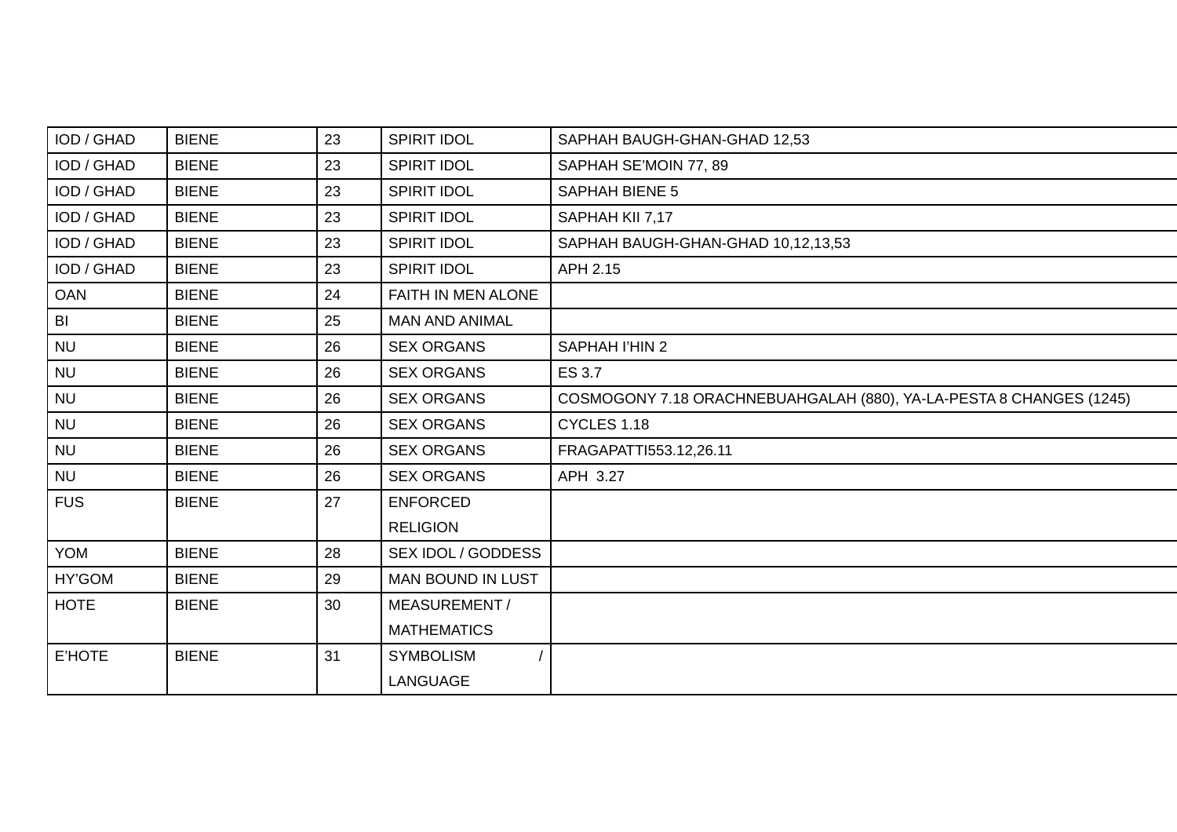| | | | | |
|---|---|---|---|---|
| IOD / GHAD | BIENE | 23 | SPIRIT IDOL | SAPHAH BAUGH-GHAN-GHAD 12,53 |
| IOD / GHAD | BIENE | 23 | SPIRIT IDOL | SAPHAH SE'MOIN 77, 89 |
| IOD / GHAD | BIENE | 23 | SPIRIT IDOL | SAPHAH BIENE 5 |
| IOD / GHAD | BIENE | 23 | SPIRIT IDOL | SAPHAH KII 7,17 |
| IOD / GHAD | BIENE | 23 | SPIRIT IDOL | SAPHAH BAUGH-GHAN-GHAD 10,12,13,53 |
| IOD / GHAD | BIENE | 23 | SPIRIT IDOL | APH 2.15 |
| OAN | BIENE | 24 | FAITH IN MEN ALONE | |
| BI | BIENE | 25 | MAN AND ANIMAL | |
| NU | BIENE | 26 | SEX ORGANS | SAPHAH I'HIN 2 |
| NU | BIENE | 26 | SEX ORGANS | ES 3.7 |
| NU | BIENE | 26 | SEX ORGANS | COSMOGONY 7.18 ORACHNEBUAHGALAH (880), YA-LA-PESTA 8 CHANGES (1245) |
| NU | BIENE | 26 | SEX ORGANS | CYCLES 1.18 |
| NU | BIENE | 26 | SEX ORGANS | FRAGAPATTI553.12,26.11 |
| NU | BIENE | 26 | SEX ORGANS | APH 3.27 |
| FUS | BIENE | 27 | ENFORCED RELIGION | |
| YOM | BIENE | 28 | SEX IDOL / GODDESS | |
| HY'GOM | BIENE | 29 | MAN BOUND IN LUST | |
| HOTE | BIENE | 30 | MEASUREMENT / MATHEMATICS | |
| E'HOTE | BIENE | 31 | SYMBOLISM / LANGUAGE | |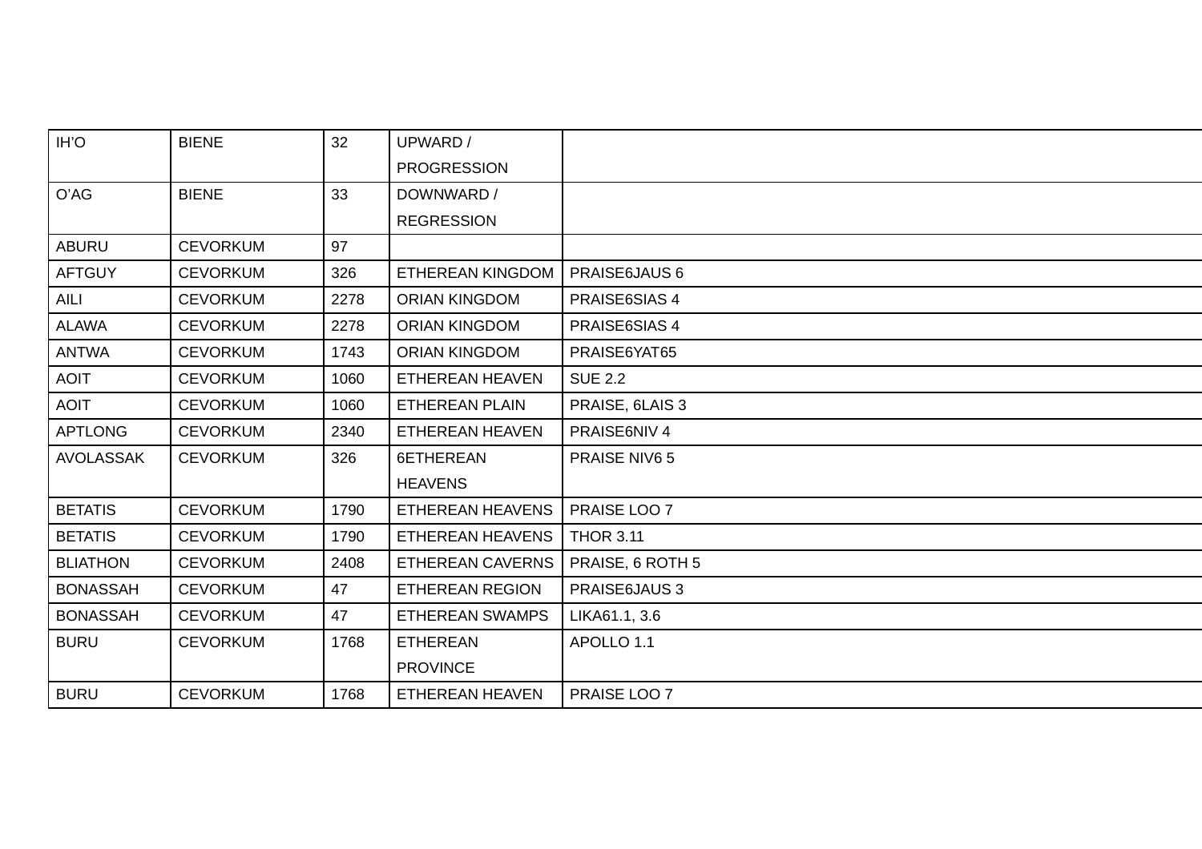| IH’O | BIENE | 32 | UPWARD / PROGRESSION | |
|---|---|---|---|---|
| O’AG | BIENE | 33 | DOWNWARD / REGRESSION | |
| ABURU | CEVORKUM | 97 | | |
| AFTGUY | CEVORKUM | 326 | ETHEREAN KINGDOM | PRAISE6JAUS 6 |
| AILI | CEVORKUM | 2278 | ORIAN KINGDOM | PRAISE6SIAS 4 |
| ALAWA | CEVORKUM | 2278 | ORIAN KINGDOM | PRAISE6SIAS 4 |
| ANTWA | CEVORKUM | 1743 | ORIAN KINGDOM | PRAISE6YAT65 |
| AOIT | CEVORKUM | 1060 | ETHEREAN HEAVEN | SUE 2.2 |
| AOIT | CEVORKUM | 1060 | ETHEREAN PLAIN | PRAISE, 6LAIS 3 |
| APTLONG | CEVORKUM | 2340 | ETHEREAN HEAVEN | PRAISE6NIV 4 |
| AVOLASSAK | CEVORKUM | 326 | 6ETHEREAN HEAVENS | PRAISE NIV6 5 |
| BETATIS | CEVORKUM | 1790 | ETHEREAN HEAVENS | PRAISE LOO 7 |
| BETATIS | CEVORKUM | 1790 | ETHEREAN HEAVENS | THOR 3.11 |
| BLIATHON | CEVORKUM | 2408 | ETHEREAN CAVERNS | PRAISE, 6 ROTH 5 |
| BONASSAH | CEVORKUM | 47 | ETHEREAN REGION | PRAISE6JAUS 3 |
| BONASSAH | CEVORKUM | 47 | ETHEREAN SWAMPS | LIKA61.1, 3.6 |
| BURU | CEVORKUM | 1768 | ETHEREAN PROVINCE | APOLLO 1.1 |
| BURU | CEVORKUM | 1768 | ETHEREAN HEAVEN | PRAISE LOO 7 |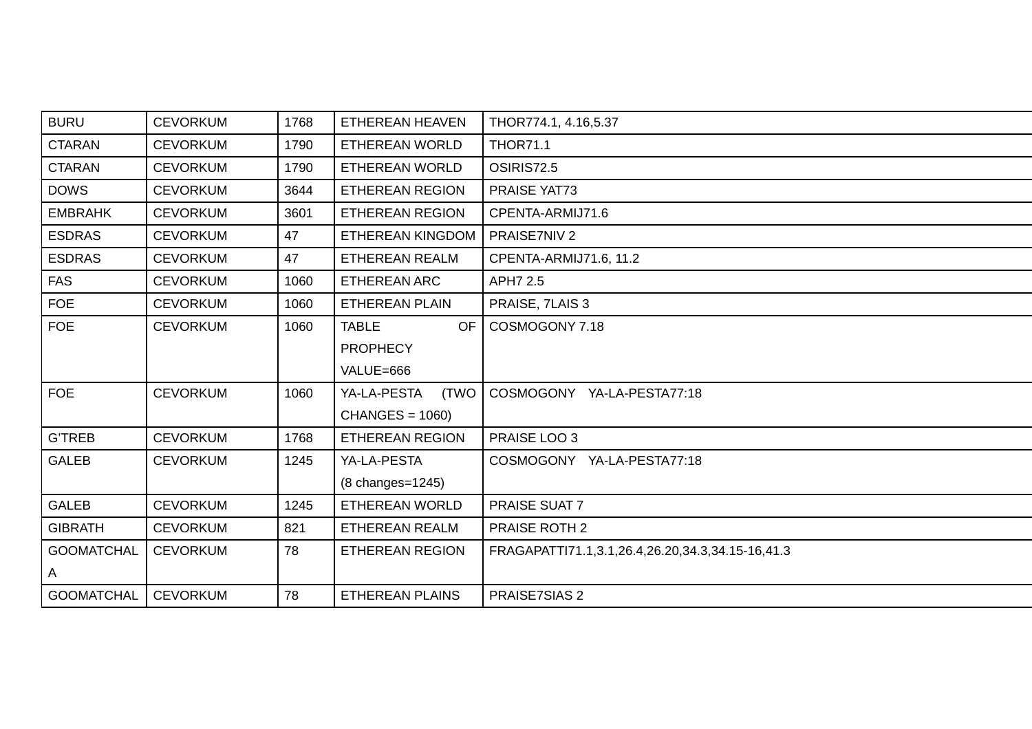| BURU | CEVORKUM | 1768 | ETHEREAN HEAVEN | THOR774.1, 4.16,5.37 |
|---|---|---|---|---|
| CTARAN | CEVORKUM | 1790 | ETHEREAN WORLD | THOR71.1 |
| CTARAN | CEVORKUM | 1790 | ETHEREAN WORLD | OSIRIS72.5 |
| DOWS | CEVORKUM | 3644 | ETHEREAN REGION | PRAISE YAT73 |
| EMBRAHK | CEVORKUM | 3601 | ETHEREAN REGION | CPENTA-ARMIJ71.6 |
| ESDRAS | CEVORKUM | 47 | ETHEREAN KINGDOM | PRAISE7NIV 2 |
| ESDRAS | CEVORKUM | 47 | ETHEREAN REALM | CPENTA-ARMIJ71.6, 11.2 |
| FAS | CEVORKUM | 1060 | ETHEREAN ARC | APH7 2.5 |
| FOE | CEVORKUM | 1060 | ETHEREAN PLAIN | PRAISE, 7LAIS 3 |
| FOE | CEVORKUM | 1060 | TABLE OF PROPHECY VALUE=666 | COSMOGONY 7.18 |
| FOE | CEVORKUM | 1060 | YA-LA-PESTA (TWO CHANGES = 1060) | COSMOGONY YA-LA-PESTA77:18 |
| G'TREB | CEVORKUM | 1768 | ETHEREAN REGION | PRAISE LOO 3 |
| GALEB | CEVORKUM | 1245 | YA-LA-PESTA (8 changes=1245) | COSMOGONY YA-LA-PESTA77:18 |
| GALEB | CEVORKUM | 1245 | ETHEREAN WORLD | PRAISE SUAT 7 |
| GIBRATH | CEVORKUM | 821 | ETHEREAN REALM | PRAISE ROTH 2 |
| GOOMATCHALA | CEVORKUM | 78 | ETHEREAN REGION | FRAGAPATTI71.1,3.1,26.4,26.20,34.3,34.15-16,41.3 |
| GOOMATCHAL | CEVORKUM | 78 | ETHEREAN PLAINS | PRAISE7SIAS 2 |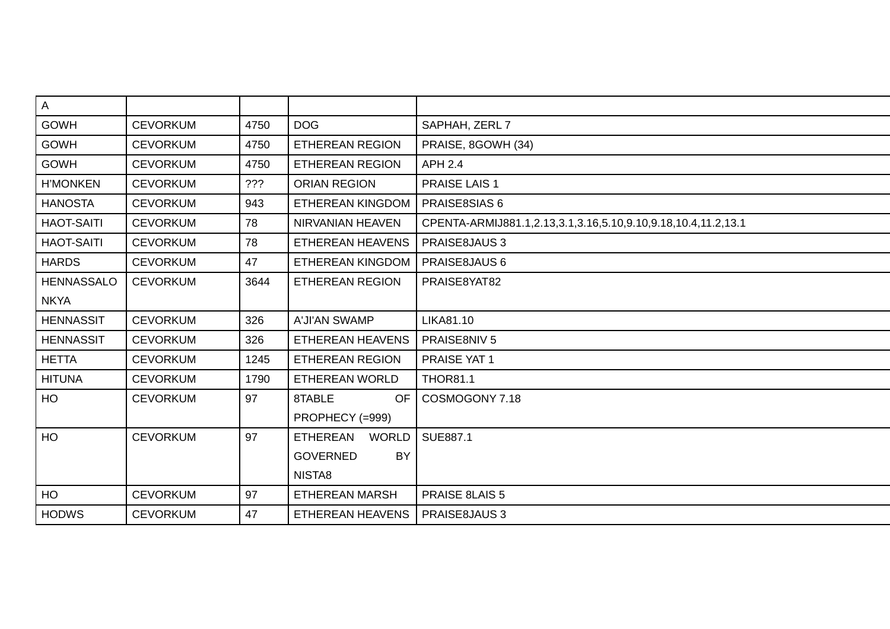| A | | | | |
|---|---|---|---|---|
| GOWH | CEVORKUM | 4750 | DOG | SAPHAH, ZERL 7 |
| GOWH | CEVORKUM | 4750 | ETHEREAN REGION | PRAISE, 8GOWH (34) |
| GOWH | CEVORKUM | 4750 | ETHEREAN REGION | APH 2.4 |
| H'MONKEN | CEVORKUM | ??? | ORIAN REGION | PRAISE LAIS 1 |
| HANOSTA | CEVORKUM | 943 | ETHEREAN KINGDOM | PRAISE8SIAS 6 |
| HAOT-SAITI | CEVORKUM | 78 | NIRVANIAN HEAVEN | CPENTA-ARMIJ881.1,2.13,3.1,3.16,5.10,9.10,9.18,10.4,11.2,13.1 |
| HAOT-SAITI | CEVORKUM | 78 | ETHEREAN HEAVENS | PRAISE8JAUS 3 |
| HARDS | CEVORKUM | 47 | ETHEREAN KINGDOM | PRAISE8JAUS 6 |
| HENNASSALONKYA | CEVORKUM | 3644 | ETHEREAN REGION | PRAISE8YAT82 |
| HENNASSIT | CEVORKUM | 326 | A'JI'AN SWAMP | LIKA81.10 |
| HENNASSIT | CEVORKUM | 326 | ETHEREAN HEAVENS | PRAISE8NIV 5 |
| HETTA | CEVORKUM | 1245 | ETHEREAN REGION | PRAISE YAT 1 |
| HITUNA | CEVORKUM | 1790 | ETHEREAN WORLD | THOR81.1 |
| HO | CEVORKUM | 97 | 8TABLE OF PROPHECY (=999) | COSMOGONY 7.18 |
| HO | CEVORKUM | 97 | ETHEREAN WORLD GOVERNED BY NISTA8 | SUE887.1 |
| HO | CEVORKUM | 97 | ETHEREAN MARSH | PRAISE 8LAIS 5 |
| HODWS | CEVORKUM | 47 | ETHEREAN HEAVENS | PRAISE8JAUS 3 |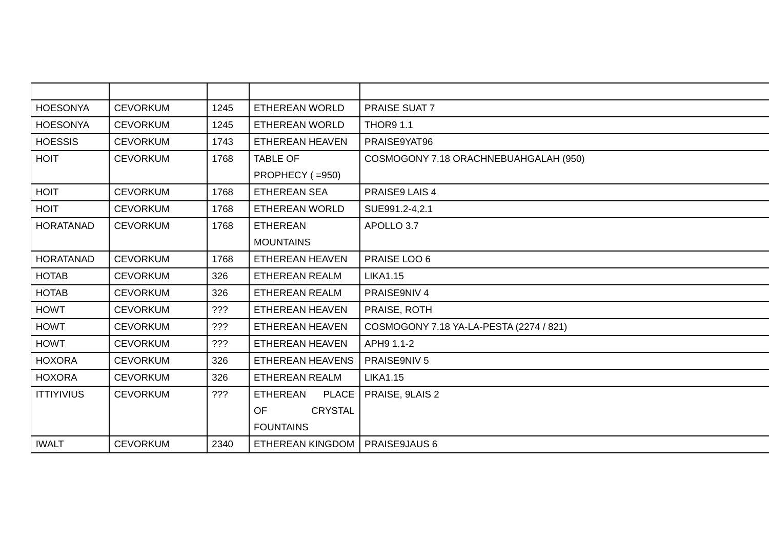| | | | | |
|---|---|---|---|---|
| HOESONYA | CEVORKUM | 1245 | ETHEREAN WORLD | PRAISE SUAT 7 |
| HOESONYA | CEVORKUM | 1245 | ETHEREAN WORLD | THOR9 1.1 |
| HOESSIS | CEVORKUM | 1743 | ETHEREAN HEAVEN | PRAISE9YAT96 |
| HOIT | CEVORKUM | 1768 | TABLE OF PROPHECY ( =950) | COSMOGONY 7.18 ORACHNEBUAHGALAH (950) |
| HOIT | CEVORKUM | 1768 | ETHEREAN SEA | PRAISE9 LAIS 4 |
| HOIT | CEVORKUM | 1768 | ETHEREAN WORLD | SUE991.2-4,2.1 |
| HORATANAD | CEVORKUM | 1768 | ETHEREAN MOUNTAINS | APOLLO 3.7 |
| HORATANAD | CEVORKUM | 1768 | ETHEREAN HEAVEN | PRAISE LOO 6 |
| HOTAB | CEVORKUM | 326 | ETHEREAN REALM | LIKA1.15 |
| HOTAB | CEVORKUM | 326 | ETHEREAN REALM | PRAISE9NIV 4 |
| HOWT | CEVORKUM | ??? | ETHEREAN HEAVEN | PRAISE, ROTH |
| HOWT | CEVORKUM | ??? | ETHEREAN HEAVEN | COSMOGONY 7.18 YA-LA-PESTA (2274 / 821) |
| HOWT | CEVORKUM | ??? | ETHEREAN HEAVEN | APH9 1.1-2 |
| HOXORA | CEVORKUM | 326 | ETHEREAN HEAVENS | PRAISE9NIV 5 |
| HOXORA | CEVORKUM | 326 | ETHEREAN REALM | LIKA1.15 |
| ITTIYIVIUS | CEVORKUM | ??? | ETHEREAN PLACE OF CRYSTAL FOUNTAINS | PRAISE, 9LAIS 2 |
| IWALT | CEVORKUM | 2340 | ETHEREAN KINGDOM | PRAISE9JAUS 6 |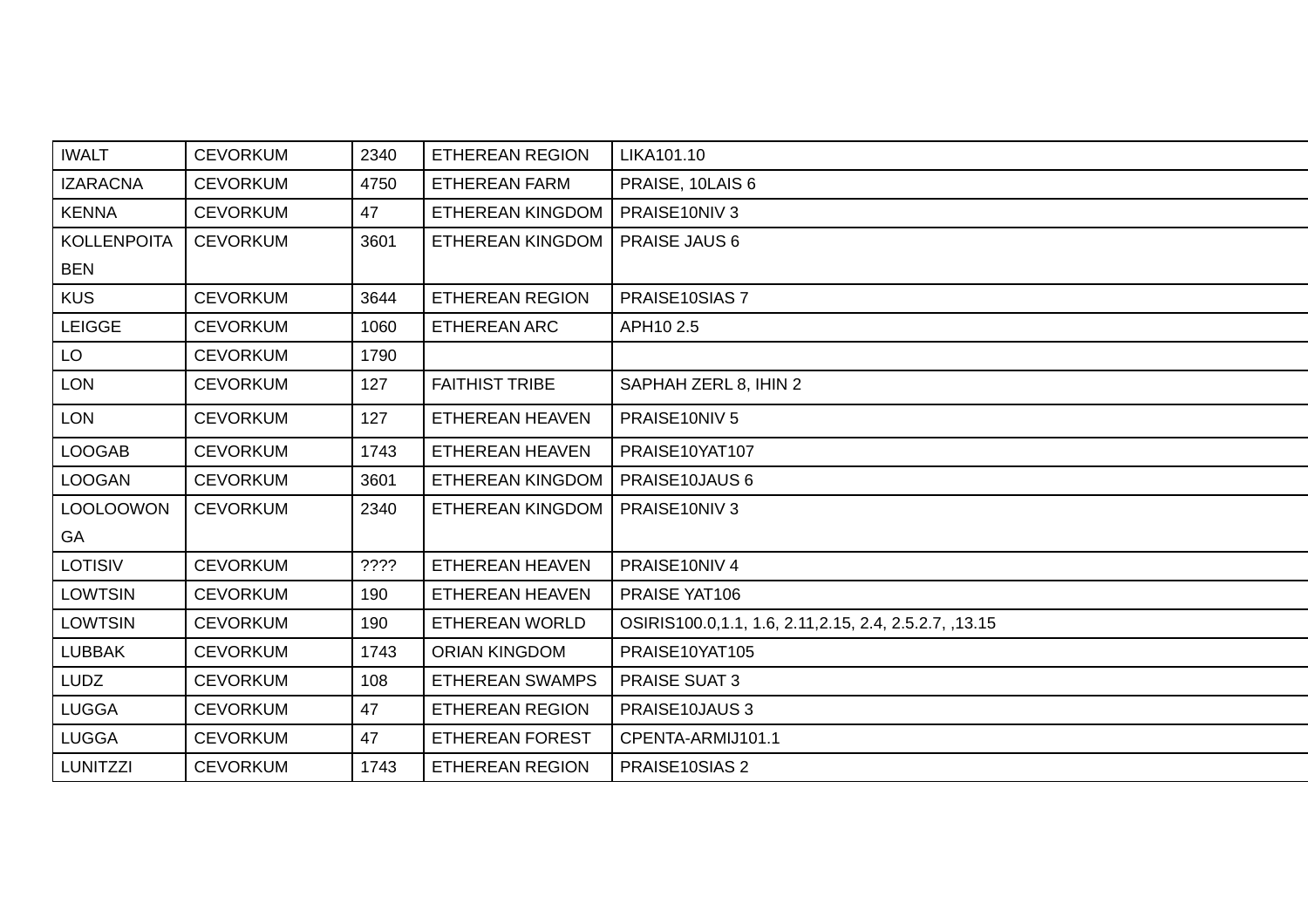| IWALT | CEVORKUM | 2340 | ETHEREAN REGION | LIKA101.10 |
|---|---|---|---|---|
| IZARACNA | CEVORKUM | 4750 | ETHEREAN FARM | PRAISE, 10LAIS 6 |
| KENNA | CEVORKUM | 47 | ETHEREAN KINGDOM | PRAISE10NIV 3 |
| KOLLENPOITABEN | CEVORKUM | 3601 | ETHEREAN KINGDOM | PRAISE JAUS 6 |
| KUS | CEVORKUM | 3644 | ETHEREAN REGION | PRAISE10SIAS 7 |
| LEIGGE | CEVORKUM | 1060 | ETHEREAN ARC | APH10 2.5 |
| LO | CEVORKUM | 1790 | | |
| LON | CEVORKUM | 127 | FAITHIST TRIBE | SAPHAH ZERL 8, IHIN 2 |
| LON | CEVORKUM | 127 | ETHEREAN HEAVEN | PRAISE10NIV 5 |
| LOOGAB | CEVORKUM | 1743 | ETHEREAN HEAVEN | PRAISE10YAT107 |
| LOOGAN | CEVORKUM | 3601 | ETHEREAN KINGDOM | PRAISE10JAUS 6 |
| LOOLOOWONGA | CEVORKUM | 2340 | ETHEREAN KINGDOM | PRAISE10NIV 3 |
| LOTISIV | CEVORKUM | ???? | ETHEREAN HEAVEN | PRAISE10NIV 4 |
| LOWTSIN | CEVORKUM | 190 | ETHEREAN HEAVEN | PRAISE YAT106 |
| LOWTSIN | CEVORKUM | 190 | ETHEREAN WORLD | OSIRIS100.0,1.1, 1.6, 2.11,2.15, 2.4, 2.5.2.7, ,13.15 |
| LUBBAK | CEVORKUM | 1743 | ORIAN KINGDOM | PRAISE10YAT105 |
| LUDZ | CEVORKUM | 108 | ETHEREAN SWAMPS | PRAISE SUAT 3 |
| LUGGA | CEVORKUM | 47 | ETHEREAN REGION | PRAISE10JAUS 3 |
| LUGGA | CEVORKUM | 47 | ETHEREAN FOREST | CPENTA-ARMIJ101.1 |
| LUNITZZI | CEVORKUM | 1743 | ETHEREAN REGION | PRAISE10SIAS 2 |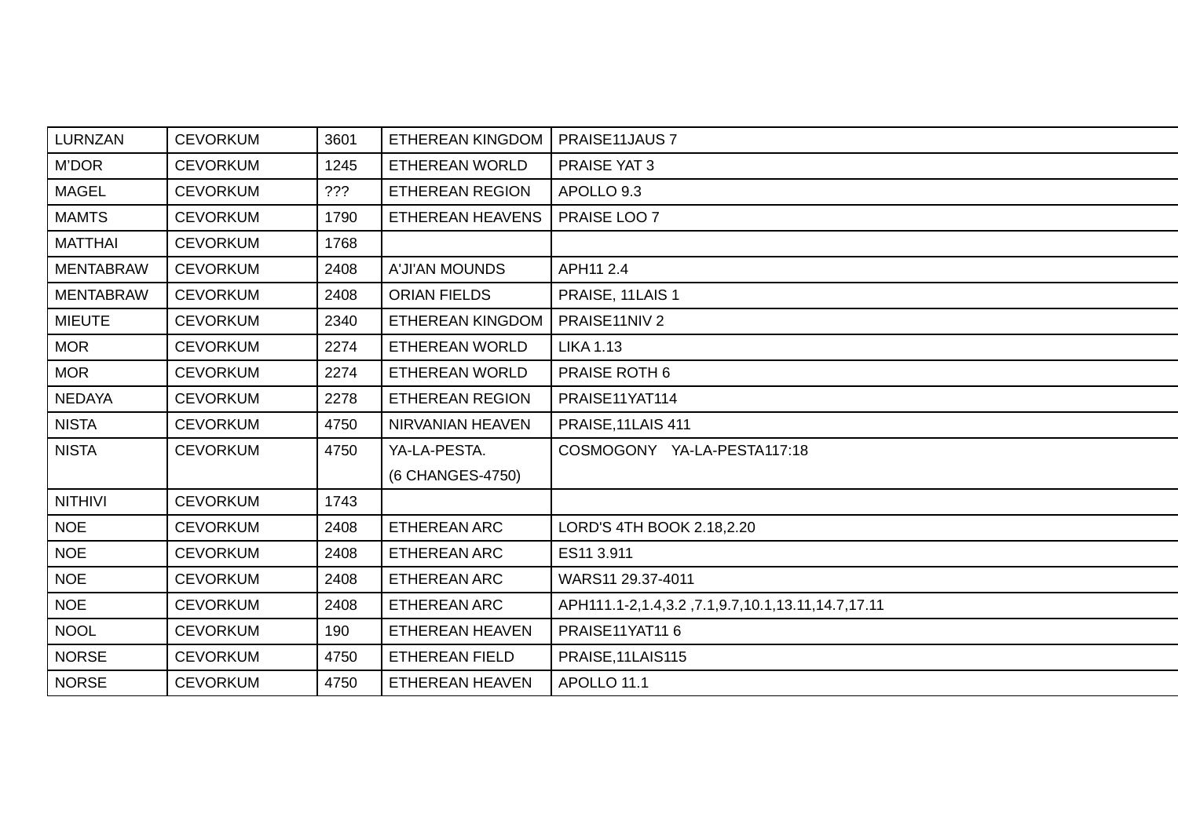| LURNZAN | CEVORKUM | 3601 | ETHEREAN KINGDOM | PRAISE11JAUS 7 |
|---|---|---|---|---|
| M'DOR | CEVORKUM | 1245 | ETHEREAN WORLD | PRAISE YAT 3 |
| MAGEL | CEVORKUM | ??? | ETHEREAN REGION | APOLLO 9.3 |
| MAMTS | CEVORKUM | 1790 | ETHEREAN HEAVENS | PRAISE LOO 7 |
| MATTHAI | CEVORKUM | 1768 | | |
| MENTABRAW | CEVORKUM | 2408 | A'JI'AN MOUNDS | APH11 2.4 |
| MENTABRAW | CEVORKUM | 2408 | ORIAN FIELDS | PRAISE, 11LAIS 1 |
| MIEUTE | CEVORKUM | 2340 | ETHEREAN KINGDOM | PRAISE11NIV 2 |
| MOR | CEVORKUM | 2274 | ETHEREAN WORLD | LIKA 1.13 |
| MOR | CEVORKUM | 2274 | ETHEREAN WORLD | PRAISE ROTH 6 |
| NEDAYA | CEVORKUM | 2278 | ETHEREAN REGION | PRAISE11YAT114 |
| NISTA | CEVORKUM | 4750 | NIRVANIAN HEAVEN | PRAISE,11LAIS 411 |
| NISTA | CEVORKUM | 4750 | YA-LA-PESTA. (6 CHANGES-4750) | COSMOGONY YA-LA-PESTA117:18 |
| NITHIVI | CEVORKUM | 1743 | | |
| NOE | CEVORKUM | 2408 | ETHEREAN ARC | LORD'S 4TH BOOK 2.18,2.20 |
| NOE | CEVORKUM | 2408 | ETHEREAN ARC | ES11 3.911 |
| NOE | CEVORKUM | 2408 | ETHEREAN ARC | WARS11 29.37-4011 |
| NOE | CEVORKUM | 2408 | ETHEREAN ARC | APH111.1-2,1.4,3.2 ,7.1,9.7,10.1,13.11,14.7,17.11 |
| NOOL | CEVORKUM | 190 | ETHEREAN HEAVEN | PRAISE11YAT11 6 |
| NORSE | CEVORKUM | 4750 | ETHEREAN FIELD | PRAISE,11LAIS115 |
| NORSE | CEVORKUM | 4750 | ETHEREAN HEAVEN | APOLLO 11.1 |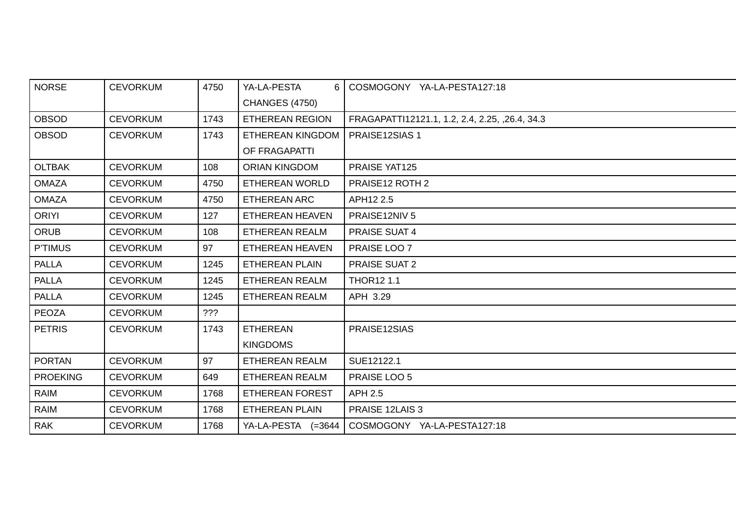| NORSE | CEVORKUM | 4750 | YA-LA-PESTA 6 CHANGES (4750) | COSMOGONY YA-LA-PESTA127:18 |
|---|---|---|---|---|
| OBSOD | CEVORKUM | 1743 | ETHEREAN REGION | FRAGAPATTI12121.1, 1.2, 2.4, 2.25, ,26.4, 34.3 |
| OBSOD | CEVORKUM | 1743 | ETHEREAN KINGDOM OF FRAGAPATTI | PRAISE12SIAS 1 |
| OLTBAK | CEVORKUM | 108 | ORIAN KINGDOM | PRAISE YAT125 |
| OMAZA | CEVORKUM | 4750 | ETHEREAN WORLD | PRAISE12 ROTH 2 |
| OMAZA | CEVORKUM | 4750 | ETHEREAN ARC | APH12 2.5 |
| ORIYI | CEVORKUM | 127 | ETHEREAN HEAVEN | PRAISE12NIV 5 |
| ORUB | CEVORKUM | 108 | ETHEREAN REALM | PRAISE SUAT 4 |
| P'TIMUS | CEVORKUM | 97 | ETHEREAN HEAVEN | PRAISE LOO 7 |
| PALLA | CEVORKUM | 1245 | ETHEREAN PLAIN | PRAISE SUAT 2 |
| PALLA | CEVORKUM | 1245 | ETHEREAN REALM | THOR12 1.1 |
| PALLA | CEVORKUM | 1245 | ETHEREAN REALM | APH 3.29 |
| PEOZA | CEVORKUM | ??? | | |
| PETRIS | CEVORKUM | 1743 | ETHEREAN KINGDOMS | PRAISE12SIAS |
| PORTAN | CEVORKUM | 97 | ETHEREAN REALM | SUE12122.1 |
| PROEKING | CEVORKUM | 649 | ETHEREAN REALM | PRAISE LOO 5 |
| RAIM | CEVORKUM | 1768 | ETHEREAN FOREST | APH 2.5 |
| RAIM | CEVORKUM | 1768 | ETHEREAN PLAIN | PRAISE 12LAIS 3 |
| RAK | CEVORKUM | 1768 | YA-LA-PESTA (=3644 | COSMOGONY YA-LA-PESTA127:18 |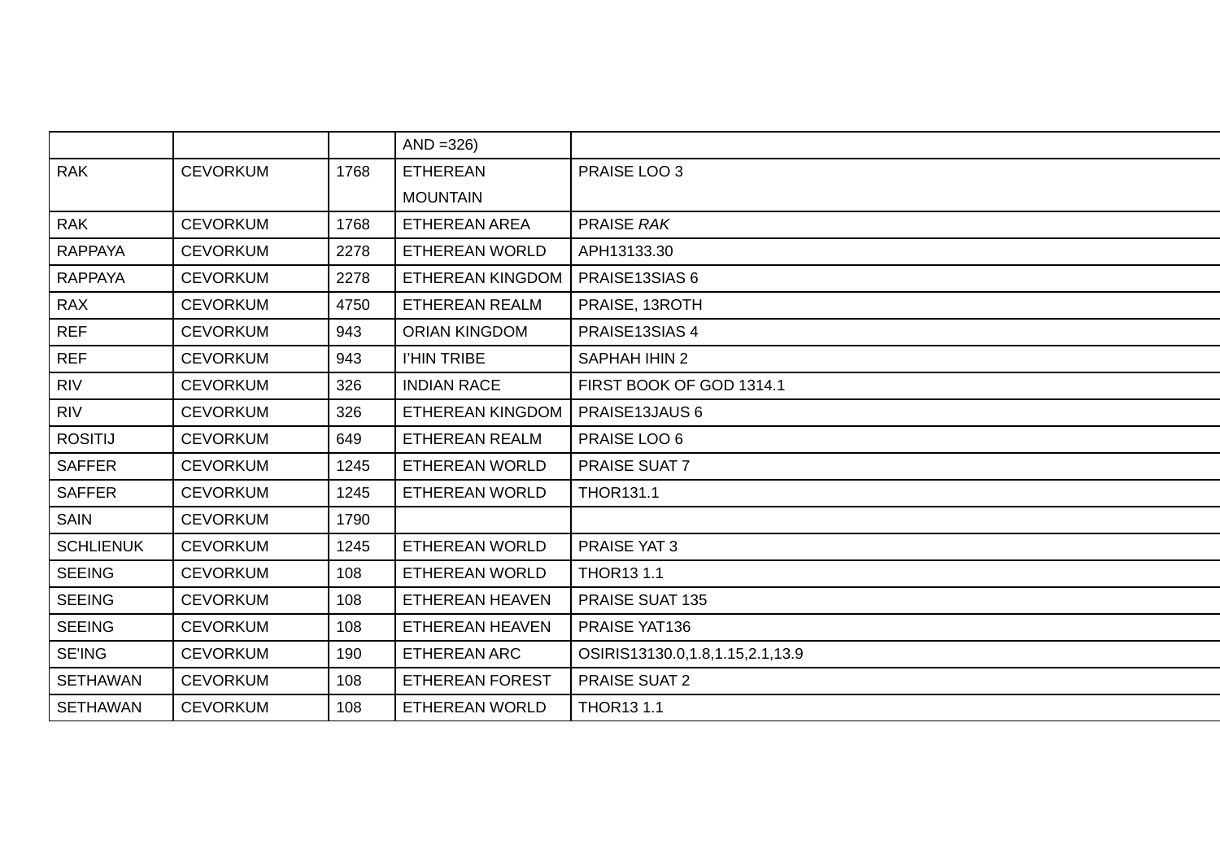| | | | AND =326) | |
|---|---|---|---|---|
| RAK | CEVORKUM | 1768 | ETHEREAN MOUNTAIN | PRAISE LOO 3 |
| RAK | CEVORKUM | 1768 | ETHEREAN AREA | PRAISE *RAK* |
| RAPPAYA | CEVORKUM | 2278 | ETHEREAN WORLD | APH13133.30 |
| RAPPAYA | CEVORKUM | 2278 | ETHEREAN KINGDOM | PRAISE13SIAS 6 |
| RAX | CEVORKUM | 4750 | ETHEREAN REALM | PRAISE, 13ROTH |
| REF | CEVORKUM | 943 | ORIAN KINGDOM | PRAISE13SIAS 4 |
| REF | CEVORKUM | 943 | I'HIN TRIBE | SAPHAH IHIN 2 |
| RIV | CEVORKUM | 326 | INDIAN RACE | FIRST BOOK OF GOD 1314.1 |
| RIV | CEVORKUM | 326 | ETHEREAN KINGDOM | PRAISE13JAUS 6 |
| ROSITIJ | CEVORKUM | 649 | ETHEREAN REALM | PRAISE LOO 6 |
| SAFFER | CEVORKUM | 1245 | ETHEREAN WORLD | PRAISE SUAT 7 |
| SAFFER | CEVORKUM | 1245 | ETHEREAN WORLD | THOR131.1 |
| SAIN | CEVORKUM | 1790 | | |
| SCHLIENUK | CEVORKUM | 1245 | ETHEREAN WORLD | PRAISE YAT 3 |
| SEEING | CEVORKUM | 108 | ETHEREAN WORLD | THOR13 1.1 |
| SEEING | CEVORKUM | 108 | ETHEREAN HEAVEN | PRAISE SUAT 135 |
| SEEING | CEVORKUM | 108 | ETHEREAN HEAVEN | PRAISE YAT136 |
| SE'ING | CEVORKUM | 190 | ETHEREAN ARC | OSIRIS13130.0,1.8,1.15,2.1,13.9 |
| SETHAWAN | CEVORKUM | 108 | ETHEREAN FOREST | PRAISE SUAT 2 |
| SETHAWAN | CEVORKUM | 108 | ETHEREAN WORLD | THOR13 1.1 |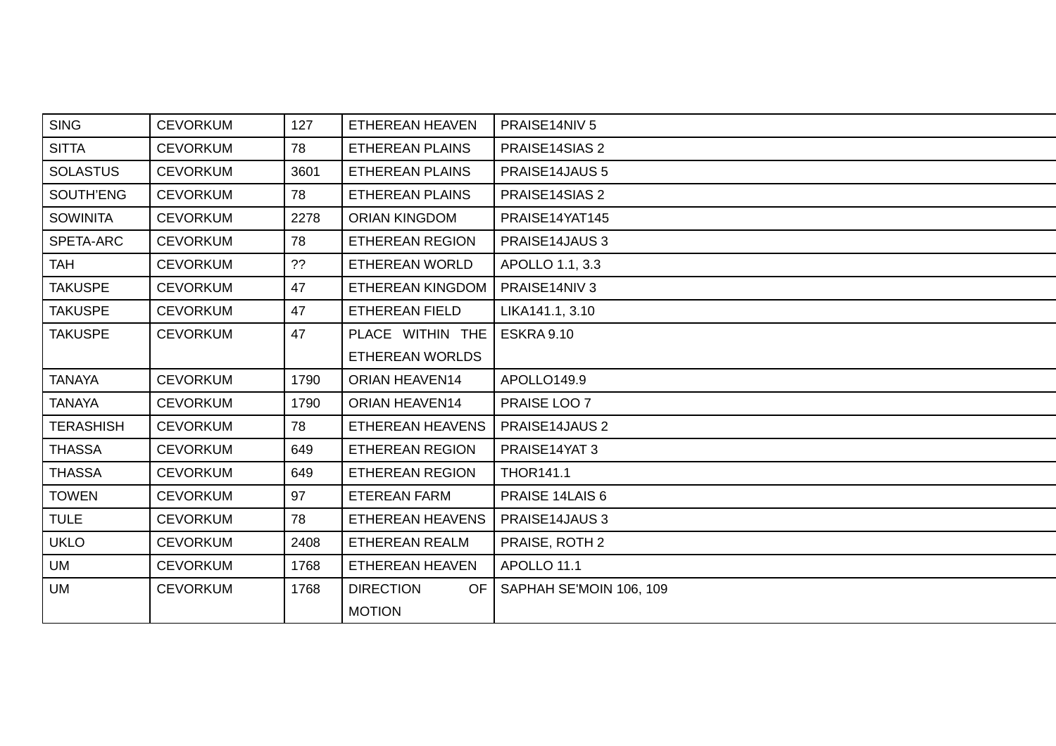| SING | CEVORKUM | 127 | ETHEREAN HEAVEN | PRAISE14NIV 5 |
|---|---|---|---|---|
| SITTA | CEVORKUM | 78 | ETHEREAN PLAINS | PRAISE14SIAS 2 |
| SOLASTUS | CEVORKUM | 3601 | ETHEREAN PLAINS | PRAISE14JAUS 5 |
| SOUTH'ENG | CEVORKUM | 78 | ETHEREAN PLAINS | PRAISE14SIAS 2 |
| SOWINITA | CEVORKUM | 2278 | ORIAN KINGDOM | PRAISE14YAT145 |
| SPETA-ARC | CEVORKUM | 78 | ETHEREAN REGION | PRAISE14JAUS 3 |
| TAH | CEVORKUM | ?? | ETHEREAN WORLD | APOLLO 1.1, 3.3 |
| TAKUSPE | CEVORKUM | 47 | ETHEREAN KINGDOM | PRAISE14NIV 3 |
| TAKUSPE | CEVORKUM | 47 | ETHEREAN FIELD | LIKA141.1, 3.10 |
| TAKUSPE | CEVORKUM | 47 | PLACE WITHIN THE ETHEREAN WORLDS | ESKRA 9.10 |
| TANAYA | CEVORKUM | 1790 | ORIAN HEAVEN14 | APOLLO149.9 |
| TANAYA | CEVORKUM | 1790 | ORIAN HEAVEN14 | PRAISE LOO 7 |
| TERASHISH | CEVORKUM | 78 | ETHEREAN HEAVENS | PRAISE14JAUS 2 |
| THASSA | CEVORKUM | 649 | ETHEREAN REGION | PRAISE14YAT 3 |
| THASSA | CEVORKUM | 649 | ETHEREAN REGION | THOR141.1 |
| TOWEN | CEVORKUM | 97 | ETEREAN FARM | PRAISE 14LAIS 6 |
| TULE | CEVORKUM | 78 | ETHEREAN HEAVENS | PRAISE14JAUS 3 |
| UKLO | CEVORKUM | 2408 | ETHEREAN REALM | PRAISE, ROTH 2 |
| UM | CEVORKUM | 1768 | ETHEREAN HEAVEN | APOLLO 11.1 |
| UM | CEVORKUM | 1768 | DIRECTION OF MOTION | SAPHAH SE'MOIN 106, 109 |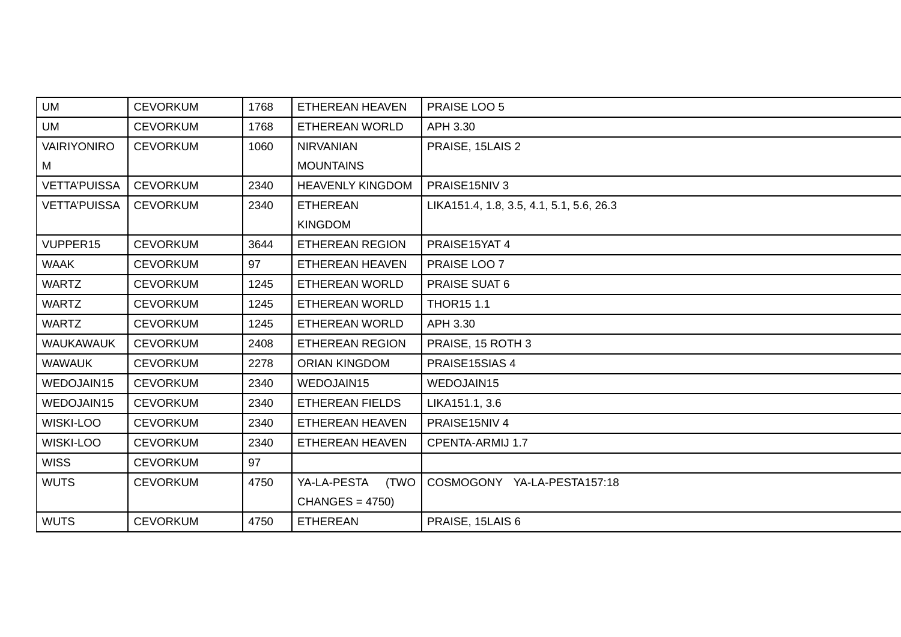| UM | CEVORKUM | 1768 | ETHEREAN HEAVEN | PRAISE LOO 5 |
|---|---|---|---|---|
| UM | CEVORKUM | 1768 | ETHEREAN WORLD | APH 3.30 |
| VAIRIYONIROM | CEVORKUM | 1060 | NIRVANIAN MOUNTAINS | PRAISE, 15LAIS 2 |
| VETTA'PUISSA | CEVORKUM | 2340 | HEAVENLY KINGDOM | PRAISE15NIV 3 |
| VETTA'PUISSA | CEVORKUM | 2340 | ETHEREAN KINGDOM | LIKA151.4, 1.8, 3.5, 4.1, 5.1, 5.6, 26.3 |
| VUPPER15 | CEVORKUM | 3644 | ETHEREAN REGION | PRAISE15YAT 4 |
| WAAK | CEVORKUM | 97 | ETHEREAN HEAVEN | PRAISE LOO 7 |
| WARTZ | CEVORKUM | 1245 | ETHEREAN WORLD | PRAISE SUAT 6 |
| WARTZ | CEVORKUM | 1245 | ETHEREAN WORLD | THOR15 1.1 |
| WARTZ | CEVORKUM | 1245 | ETHEREAN WORLD | APH 3.30 |
| WAUKAWAUK | CEVORKUM | 2408 | ETHEREAN REGION | PRAISE, 15 ROTH 3 |
| WAWAUK | CEVORKUM | 2278 | ORIAN KINGDOM | PRAISE15SIAS 4 |
| WEDOJAIN15 | CEVORKUM | 2340 | WEDOJAIN15 | WEDOJAIN15 |
| WEDOJAIN15 | CEVORKUM | 2340 | ETHEREAN FIELDS | LIKA151.1, 3.6 |
| WISKI-LOO | CEVORKUM | 2340 | ETHEREAN HEAVEN | PRAISE15NIV 4 |
| WISKI-LOO | CEVORKUM | 2340 | ETHEREAN HEAVEN | CPENTA-ARMIJ 1.7 |
| WISS | CEVORKUM | 97 | | |
| WUTS | CEVORKUM | 4750 | YA-LA-PESTA (TWO CHANGES = 4750) | COSMOGONY YA-LA-PESTA157:18 |
| WUTS | CEVORKUM | 4750 | ETHEREAN | PRAISE, 15LAIS 6 |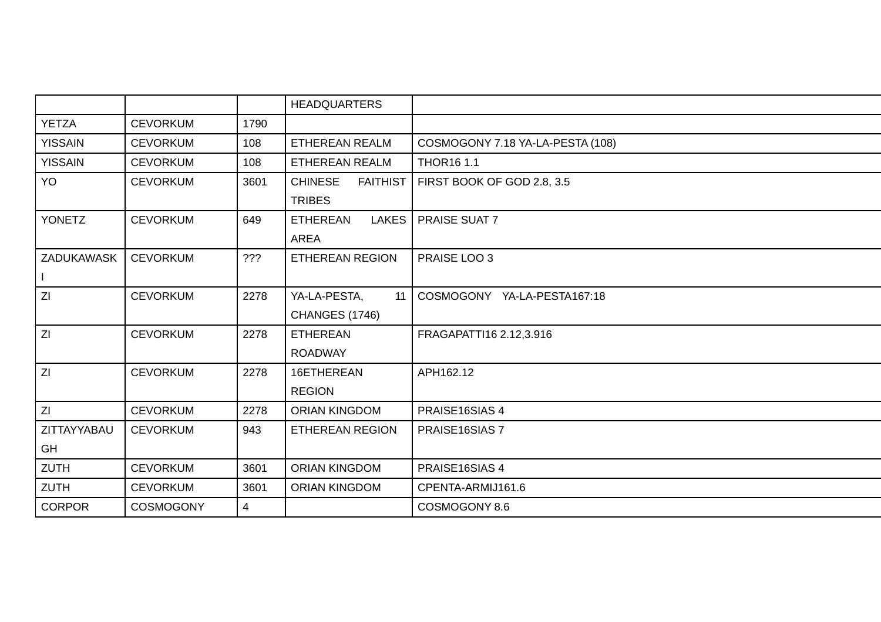| | | | HEADQUARTERS | |
|---|---|---|---|---|
| YETZA | CEVORKUM | 1790 | | |
| YISSAIN | CEVORKUM | 108 | ETHEREAN REALM | COSMOGONY 7.18 YA-LA-PESTA (108) |
| YISSAIN | CEVORKUM | 108 | ETHEREAN REALM | THOR16 1.1 |
| YO | CEVORKUM | 3601 | CHINESE FAITHIST TRIBES | FIRST BOOK OF GOD 2.8, 3.5 |
| YONETZ | CEVORKUM | 649 | ETHEREAN LAKES AREA | PRAISE SUAT 7 |
| ZADUKAWASKI | CEVORKUM | ??? | ETHEREAN REGION | PRAISE LOO 3 |
| ZI | CEVORKUM | 2278 | YA-LA-PESTA, 11 CHANGES (1746) | COSMOGONY YA-LA-PESTA167:18 |
| ZI | CEVORKUM | 2278 | ETHEREAN ROADWAY | FRAGAPATTI16 2.12,3.916 |
| ZI | CEVORKUM | 2278 | 16ETHEREAN REGION | APH162.12 |
| ZI | CEVORKUM | 2278 | ORIAN KINGDOM | PRAISE16SIAS 4 |
| ZITTAYYABAUGH | CEVORKUM | 943 | ETHEREAN REGION | PRAISE16SIAS 7 |
| ZUTH | CEVORKUM | 3601 | ORIAN KINGDOM | PRAISE16SIAS 4 |
| ZUTH | CEVORKUM | 3601 | ORIAN KINGDOM | CPENTA-ARMIJ161.6 |
| CORPOR | COSMOGONY | 4 | | COSMOGONY 8.6 |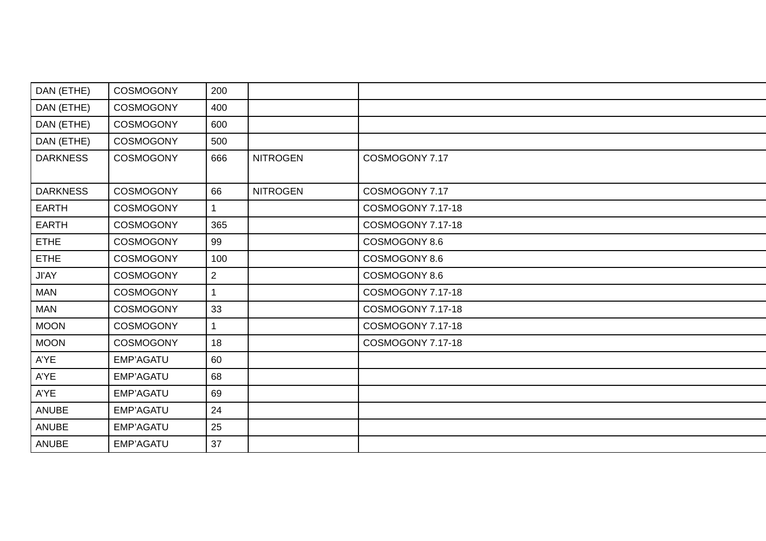| | | | | |
|---|---|---|---|---|
| DAN (ETHE) | COSMOGONY | 200 | | |
| DAN (ETHE) | COSMOGONY | 400 | | |
| DAN (ETHE) | COSMOGONY | 600 | | |
| DAN (ETHE) | COSMOGONY | 500 | | |
| DARKNESS | COSMOGONY | 666 | NITROGEN | COSMOGONY 7.17 |
| DARKNESS | COSMOGONY | 66 | NITROGEN | COSMOGONY 7.17 |
| EARTH | COSMOGONY | 1 | | COSMOGONY 7.17-18 |
| EARTH | COSMOGONY | 365 | | COSMOGONY 7.17-18 |
| ETHE | COSMOGONY | 99 | | COSMOGONY 8.6 |
| ETHE | COSMOGONY | 100 | | COSMOGONY 8.6 |
| JI'AY | COSMOGONY | 2 | | COSMOGONY 8.6 |
| MAN | COSMOGONY | 1 | | COSMOGONY 7.17-18 |
| MAN | COSMOGONY | 33 | | COSMOGONY 7.17-18 |
| MOON | COSMOGONY | 1 | | COSMOGONY 7.17-18 |
| MOON | COSMOGONY | 18 | | COSMOGONY 7.17-18 |
| A'YE | EMP'AGATU | 60 | | |
| A'YE | EMP'AGATU | 68 | | |
| A'YE | EMP'AGATU | 69 | | |
| ANUBE | EMP'AGATU | 24 | | |
| ANUBE | EMP'AGATU | 25 | | |
| ANUBE | EMP'AGATU | 37 | | |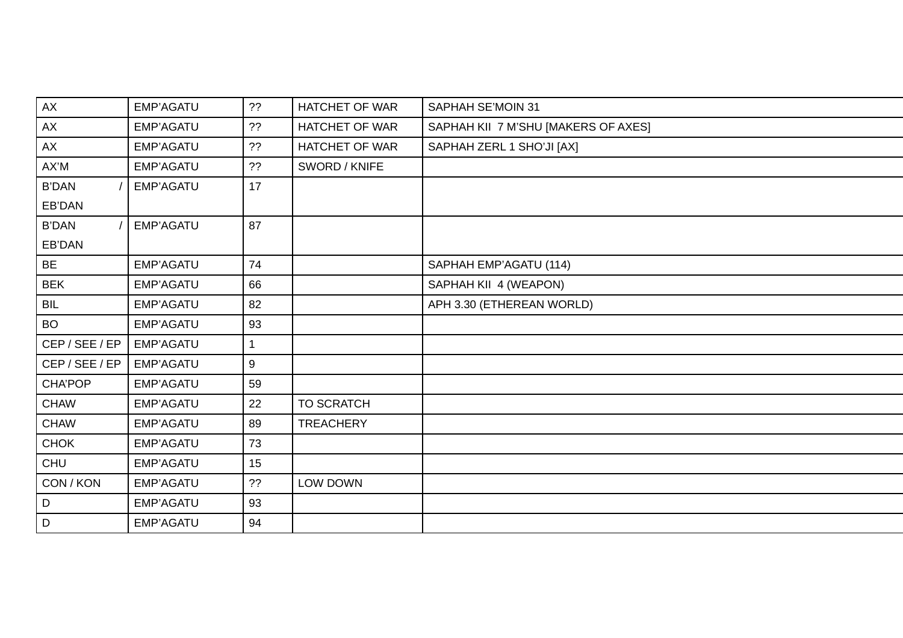| AX | EMP'AGATU | ?? | HATCHET OF WAR | SAPHAH SE'MOIN 31 |
|---|---|---|---|---|
| AX | EMP'AGATU | ?? | HATCHET OF WAR | SAPHAH KII 7 M'SHU [MAKERS OF AXES] |
| AX | EMP'AGATU | ?? | HATCHET OF WAR | SAPHAH ZERL 1 SHO'JI [AX] |
| AX'M | EMP'AGATU | ?? | SWORD / KNIFE | |
| B'DAN / EB'DAN | EMP'AGATU | 17 | | |
| B'DAN / EB'DAN | EMP'AGATU | 87 | | |
| BE | EMP'AGATU | 74 | | SAPHAH EMP'AGATU (114) |
| BEK | EMP'AGATU | 66 | | SAPHAH KII 4 (WEAPON) |
| BIL | EMP'AGATU | 82 | | APH 3.30 (ETHEREAN WORLD) |
| BO | EMP'AGATU | 93 | | |
| CEP / SEE / EP | EMP'AGATU | 1 | | |
| CEP / SEE / EP | EMP'AGATU | 9 | | |
| CHA'POP | EMP'AGATU | 59 | | |
| CHAW | EMP'AGATU | 22 | TO SCRATCH | |
| CHAW | EMP'AGATU | 89 | TREACHERY | |
| CHOK | EMP'AGATU | 73 | | |
| CHU | EMP'AGATU | 15 | | |
| CON / KON | EMP'AGATU | ?? | LOW DOWN | |
| D | EMP'AGATU | 93 | | |
| D | EMP'AGATU | 94 | | |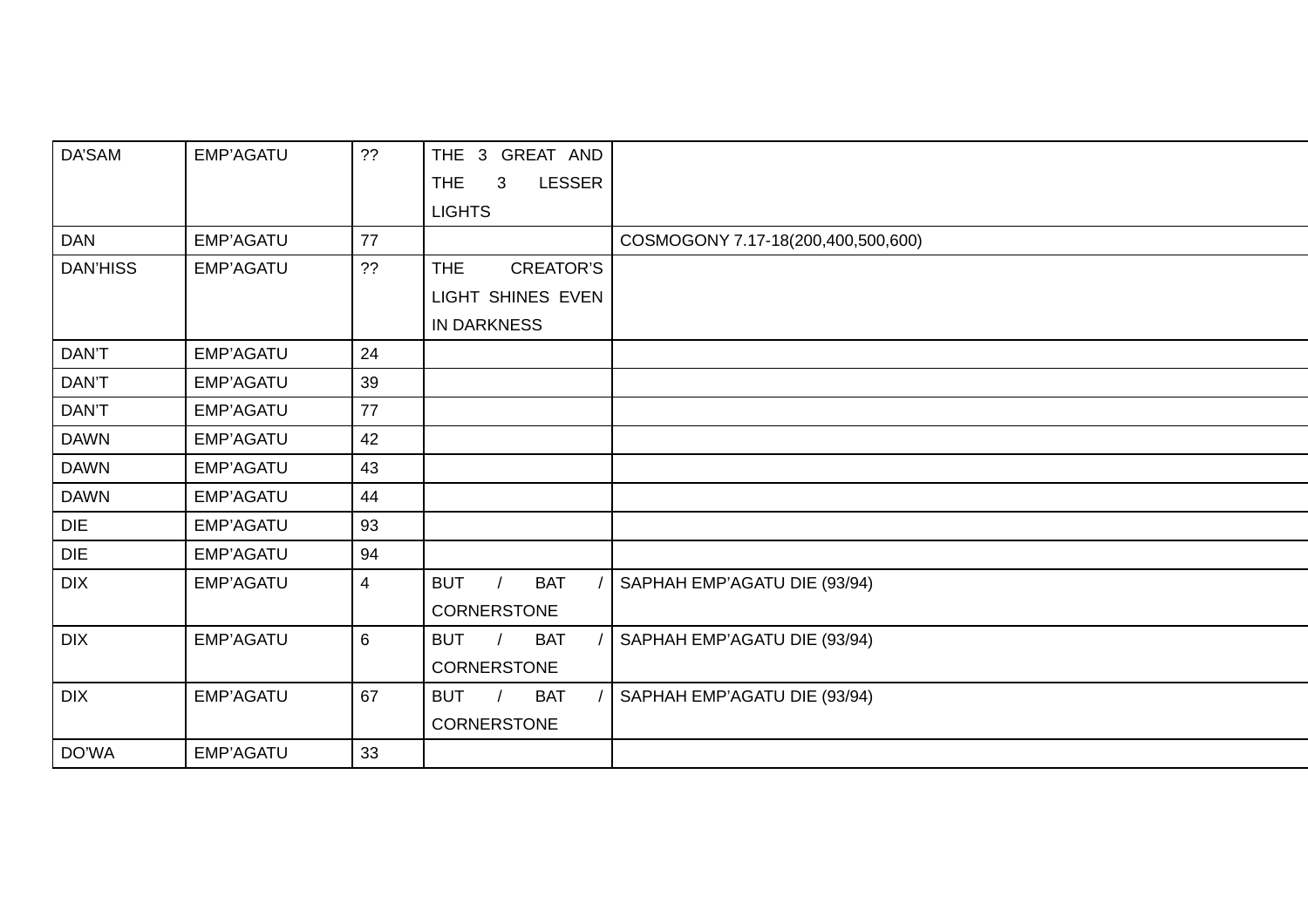| | | | | |
|---|---|---|---|---|
| DA'SAM | EMP'AGATU | ?? | THE 3 GREAT AND THE 3 LESSER LIGHTS | |
| DAN | EMP'AGATU | 77 | | COSMOGONY 7.17-18(200,400,500,600) |
| DAN'HISS | EMP'AGATU | ?? | THE CREATOR'S LIGHT SHINES EVEN IN DARKNESS | |
| DAN'T | EMP'AGATU | 24 | | |
| DAN'T | EMP'AGATU | 39 | | |
| DAN'T | EMP'AGATU | 77 | | |
| DAWN | EMP'AGATU | 42 | | |
| DAWN | EMP'AGATU | 43 | | |
| DAWN | EMP'AGATU | 44 | | |
| DIE | EMP'AGATU | 93 | | |
| DIE | EMP'AGATU | 94 | | |
| DIX | EMP'AGATU | 4 | BUT / BAT / CORNERSTONE | SAPHAH EMP'AGATU DIE (93/94) |
| DIX | EMP'AGATU | 6 | BUT / BAT / CORNERSTONE | SAPHAH EMP'AGATU DIE (93/94) |
| DIX | EMP'AGATU | 67 | BUT / BAT / CORNERSTONE | SAPHAH EMP'AGATU DIE (93/94) |
| DO'WA | EMP'AGATU | 33 | | |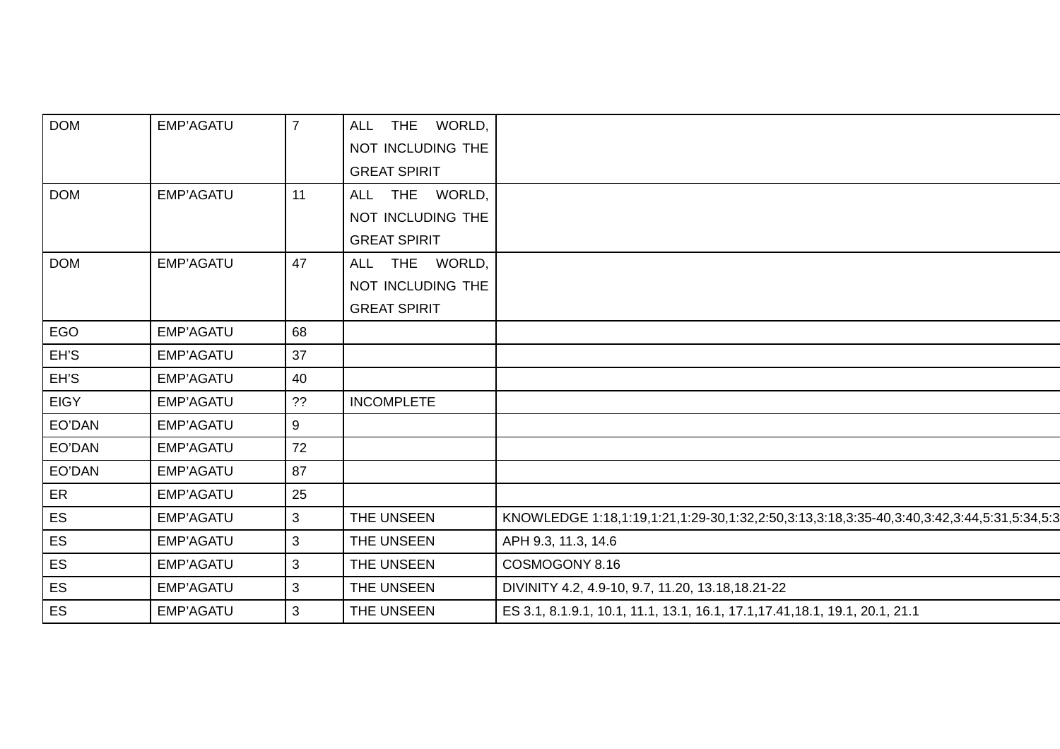| DOM | EMP'AGATU | 7 | ALL THE WORLD, NOT INCLUDING THE GREAT SPIRIT | |
|---|---|---|---|---|
| DOM | EMP'AGATU | 11 | ALL THE WORLD, NOT INCLUDING THE GREAT SPIRIT | |
| DOM | EMP'AGATU | 47 | ALL THE WORLD, NOT INCLUDING THE GREAT SPIRIT | |
| EGO | EMP'AGATU | 68 | | |
| EH'S | EMP'AGATU | 37 | | |
| EH'S | EMP'AGATU | 40 | | |
| EIGY | EMP'AGATU | ?? | INCOMPLETE | |
| EO'DAN | EMP'AGATU | 9 | | |
| EO'DAN | EMP'AGATU | 72 | | |
| EO'DAN | EMP'AGATU | 87 | | |
| ER | EMP'AGATU | 25 | | |
| ES | EMP'AGATU | 3 | THE UNSEEN | KNOWLEDGE 1:18,1:19,1:21,1:29-30,1:32,2:50,3:13,3:18,3:35-40,3:40,3:42,3:44,5:31,5:34,5:3 |
| ES | EMP'AGATU | 3 | THE UNSEEN | APH 9.3, 11.3, 14.6 |
| ES | EMP'AGATU | 3 | THE UNSEEN | COSMOGONY 8.16 |
| ES | EMP'AGATU | 3 | THE UNSEEN | DIVINITY 4.2, 4.9-10, 9.7, 11.20, 13.18,18.21-22 |
| ES | EMP'AGATU | 3 | THE UNSEEN | ES 3.1, 8.1.9.1, 10.1, 11.1, 13.1, 16.1, 17.1,17.41,18.1, 19.1, 20.1, 21.1 |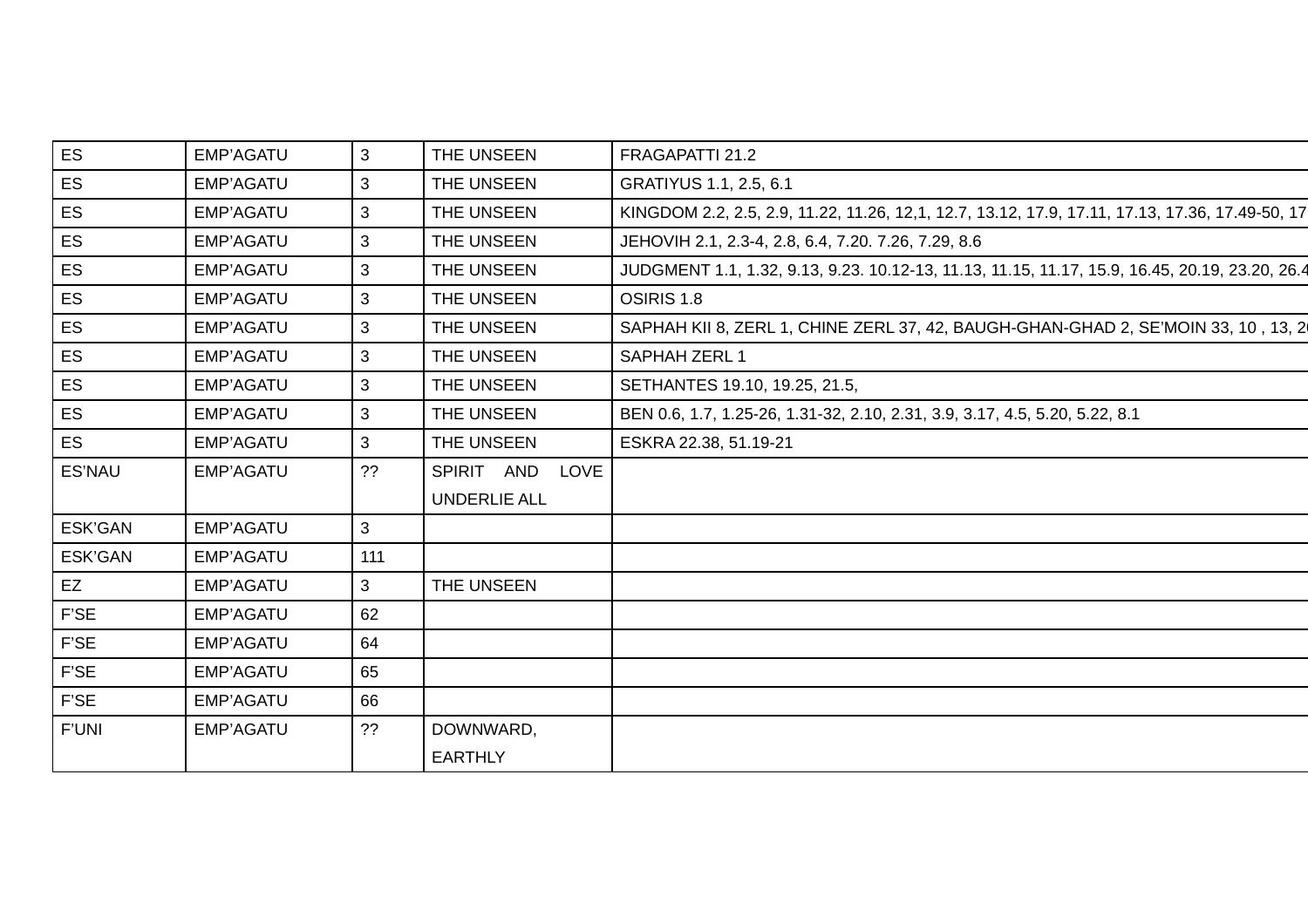| ES | EMP'AGATU | 3 | THE UNSEEN | FRAGAPATTI 21.2 |
|---|---|---|---|---|
| ES | EMP'AGATU | 3 | THE UNSEEN | GRATIYUS 1.1, 2.5, 6.1 |
| ES | EMP'AGATU | 3 | THE UNSEEN | KINGDOM 2.2, 2.5, 2.9, 11.22, 11.26, 12,1, 12.7, 13.12, 17.9, 17.11, 17.13, 17.36, 17.49-50, 17 |
| ES | EMP'AGATU | 3 | THE UNSEEN | JEHOVIH 2.1, 2.3-4, 2.8, 6.4, 7.20. 7.26, 7.29, 8.6 |
| ES | EMP'AGATU | 3 | THE UNSEEN | JUDGMENT 1.1, 1.32, 9.13, 9.23. 10.12-13, 11.13, 11.15, 11.17, 15.9, 16.45, 20.19, 23.20, 26.4 |
| ES | EMP'AGATU | 3 | THE UNSEEN | OSIRIS 1.8 |
| ES | EMP'AGATU | 3 | THE UNSEEN | SAPHAH KII 8, ZERL 1, CHINE ZERL 37, 42, BAUGH-GHAN-GHAD 2, SE'MOIN 33, 10 , 13, 2 |
| ES | EMP'AGATU | 3 | THE UNSEEN | SAPHAH ZERL 1 |
| ES | EMP'AGATU | 3 | THE UNSEEN | SETHANTES 19.10, 19.25, 21.5, |
| ES | EMP'AGATU | 3 | THE UNSEEN | BEN 0.6, 1.7, 1.25-26, 1.31-32, 2.10, 2.31, 3.9, 3.17, 4.5, 5.20, 5.22, 8.1 |
| ES | EMP'AGATU | 3 | THE UNSEEN | ESKRA 22.38, 51.19-21 |
| ES'NAU | EMP'AGATU | ?? | SPIRIT AND LOVE UNDERLIE ALL | |
| ESK'GAN | EMP'AGATU | 3 | | |
| ESK'GAN | EMP'AGATU | 111 | | |
| EZ | EMP'AGATU | 3 | THE UNSEEN | |
| F'SE | EMP'AGATU | 62 | | |
| F'SE | EMP'AGATU | 64 | | |
| F'SE | EMP'AGATU | 65 | | |
| F'SE | EMP'AGATU | 66 | | |
| F'UNI | EMP'AGATU | ?? | DOWNWARD, EARTHLY | |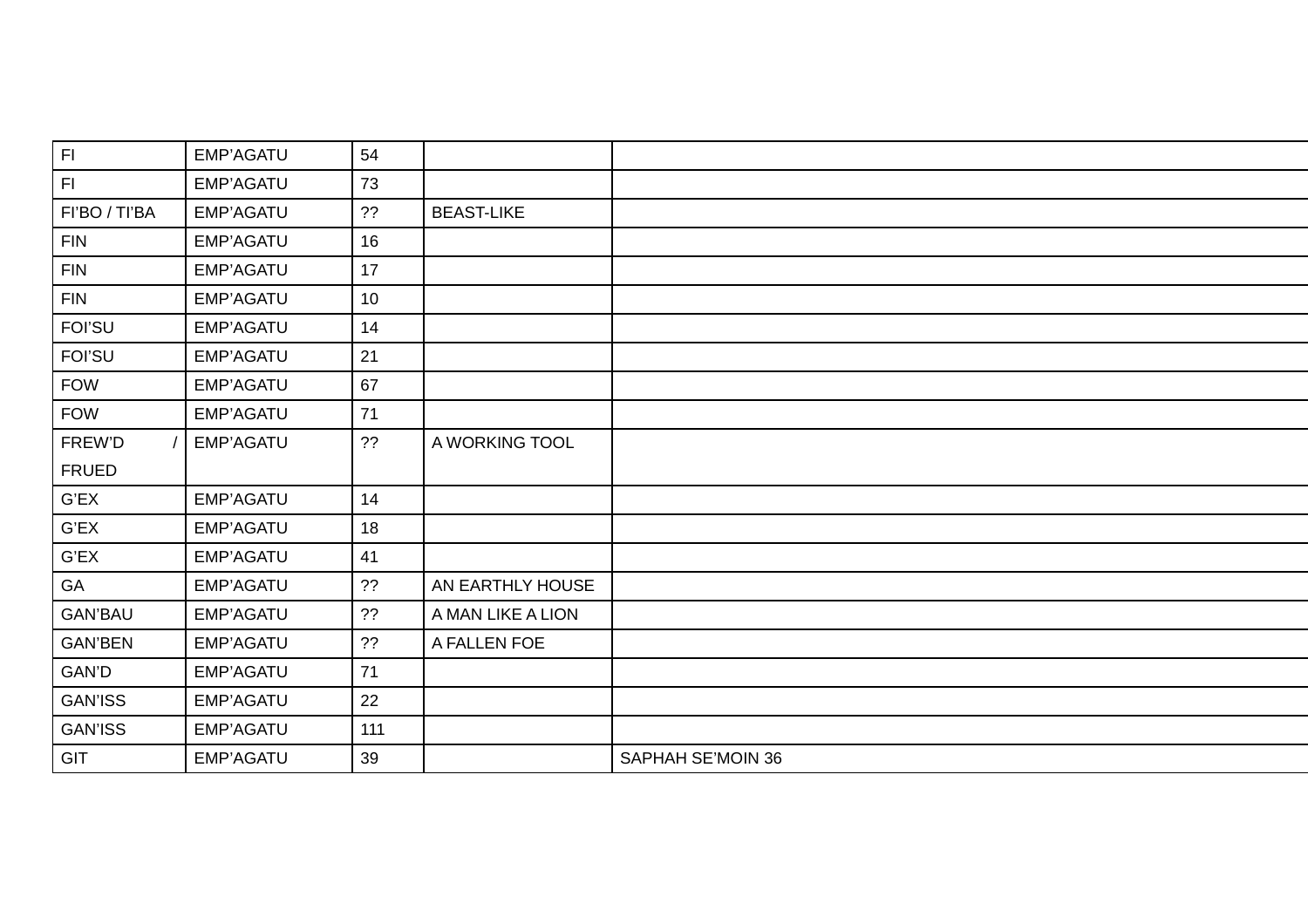| | | | | |
|---|---|---|---|---|
| FI | EMP'AGATU | 54 | | |
| FI | EMP'AGATU | 73 | | |
| FI'BO / TI'BA | EMP'AGATU | ?? | BEAST-LIKE | |
| FIN | EMP'AGATU | 16 | | |
| FIN | EMP'AGATU | 17 | | |
| FIN | EMP'AGATU | 10 | | |
| FOI'SU | EMP'AGATU | 14 | | |
| FOI'SU | EMP'AGATU | 21 | | |
| FOW | EMP'AGATU | 67 | | |
| FOW | EMP'AGATU | 71 | | |
| FREW'D / FRUED | EMP'AGATU | ?? | A WORKING TOOL | |
| G'EX | EMP'AGATU | 14 | | |
| G'EX | EMP'AGATU | 18 | | |
| G'EX | EMP'AGATU | 41 | | |
| GA | EMP'AGATU | ?? | AN EARTHLY HOUSE | |
| GAN'BAU | EMP'AGATU | ?? | A MAN LIKE A LION | |
| GAN'BEN | EMP'AGATU | ?? | A FALLEN FOE | |
| GAN'D | EMP'AGATU | 71 | | |
| GAN'ISS | EMP'AGATU | 22 | | |
| GAN'ISS | EMP'AGATU | 111 | | |
| GIT | EMP'AGATU | 39 | | SAPHAH SE'MOIN 36 |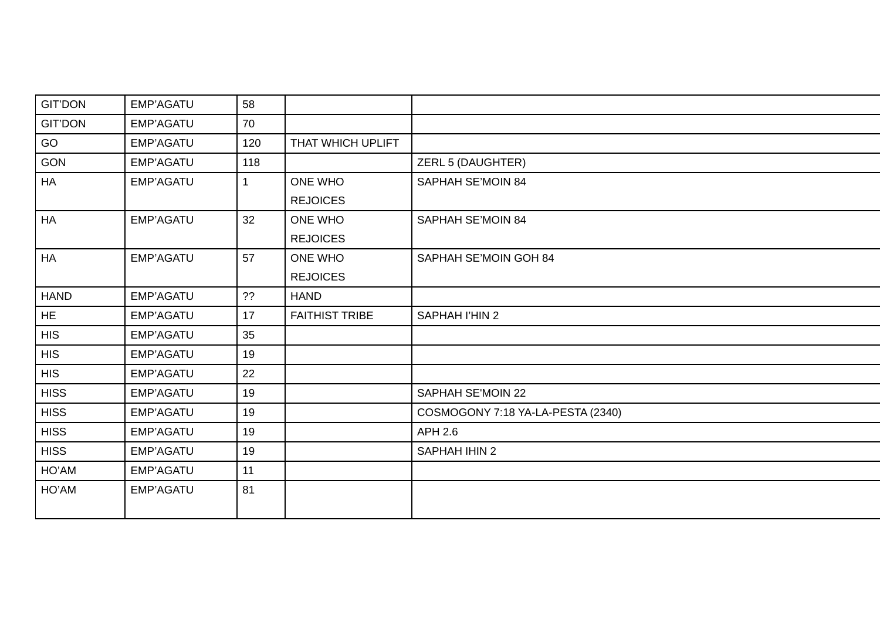| | | | | |
|---|---|---|---|---|
| GIT'DON | EMP'AGATU | 58 | | |
| GIT'DON | EMP'AGATU | 70 | | |
| GO | EMP'AGATU | 120 | THAT WHICH UPLIFT | |
| GON | EMP'AGATU | 118 | | ZERL 5 (DAUGHTER) |
| HA | EMP'AGATU | 1 | ONE WHO REJOICES | SAPHAH SE'MOIN 84 |
| HA | EMP'AGATU | 32 | ONE WHO REJOICES | SAPHAH SE'MOIN 84 |
| HA | EMP'AGATU | 57 | ONE WHO REJOICES | SAPHAH SE'MOIN GOH 84 |
| HAND | EMP'AGATU | ?? | HAND | |
| HE | EMP'AGATU | 17 | FAITHIST TRIBE | SAPHAH I'HIN 2 |
| HIS | EMP'AGATU | 35 | | |
| HIS | EMP'AGATU | 19 | | |
| HIS | EMP'AGATU | 22 | | |
| HISS | EMP'AGATU | 19 | | SAPHAH SE'MOIN 22 |
| HISS | EMP'AGATU | 19 | | COSMOGONY 7:18 YA-LA-PESTA (2340) |
| HISS | EMP'AGATU | 19 | | APH 2.6 |
| HISS | EMP'AGATU | 19 | | SAPHAH IHIN 2 |
| HO'AM | EMP'AGATU | 11 | | |
| HO'AM | EMP'AGATU | 81 | | |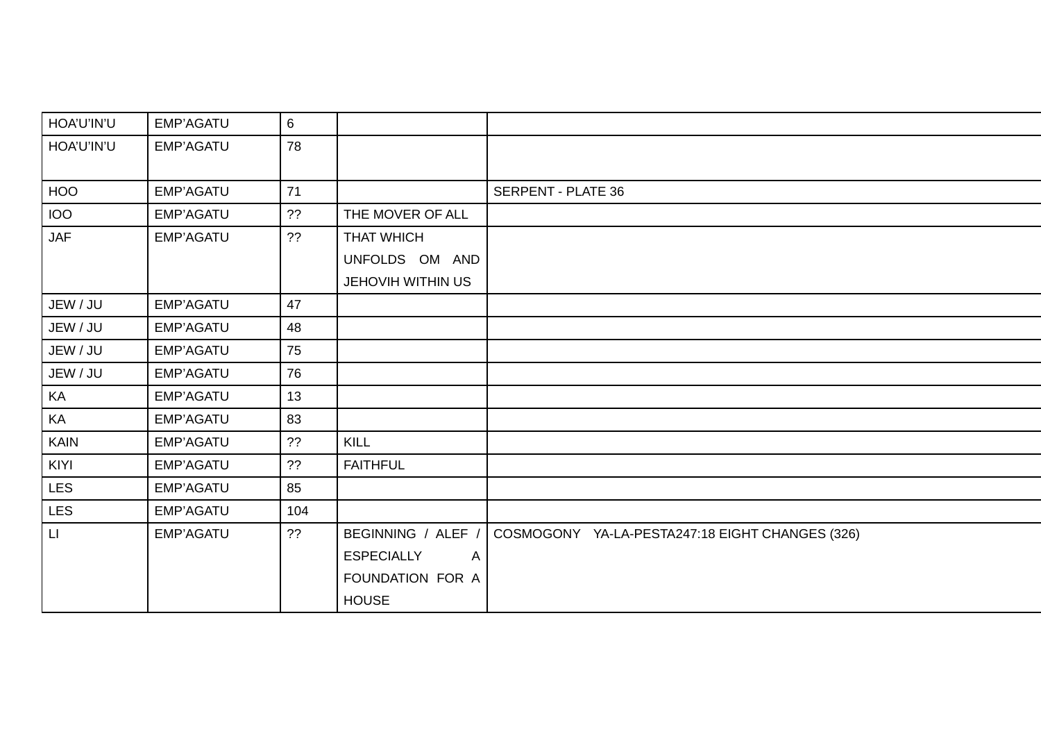| | | | | |
|---|---|---|---|---|
| HOA'U'IN'U | EMP'AGATU | 6 | | |
| HOA'U'IN'U | EMP'AGATU | 78 | | |
| HOO | EMP'AGATU | 71 | | SERPENT - PLATE 36 |
| IOO | EMP'AGATU | ?? | THE MOVER OF ALL | |
| JAF | EMP'AGATU | ?? | THAT WHICH UNFOLDS OM AND JEHOVIH WITHIN US | |
| JEW / JU | EMP'AGATU | 47 | | |
| JEW / JU | EMP'AGATU | 48 | | |
| JEW / JU | EMP'AGATU | 75 | | |
| JEW / JU | EMP'AGATU | 76 | | |
| KA | EMP'AGATU | 13 | | |
| KA | EMP'AGATU | 83 | | |
| KAIN | EMP'AGATU | ?? | KILL | |
| KIYI | EMP'AGATU | ?? | FAITHFUL | |
| LES | EMP'AGATU | 85 | | |
| LES | EMP'AGATU | 104 | | |
| LI | EMP'AGATU | ?? | BEGINNING / ALEF / ESPECIALLY A FOUNDATION FOR A HOUSE | COSMOGONY YA-LA-PESTA247:18 EIGHT CHANGES (326) |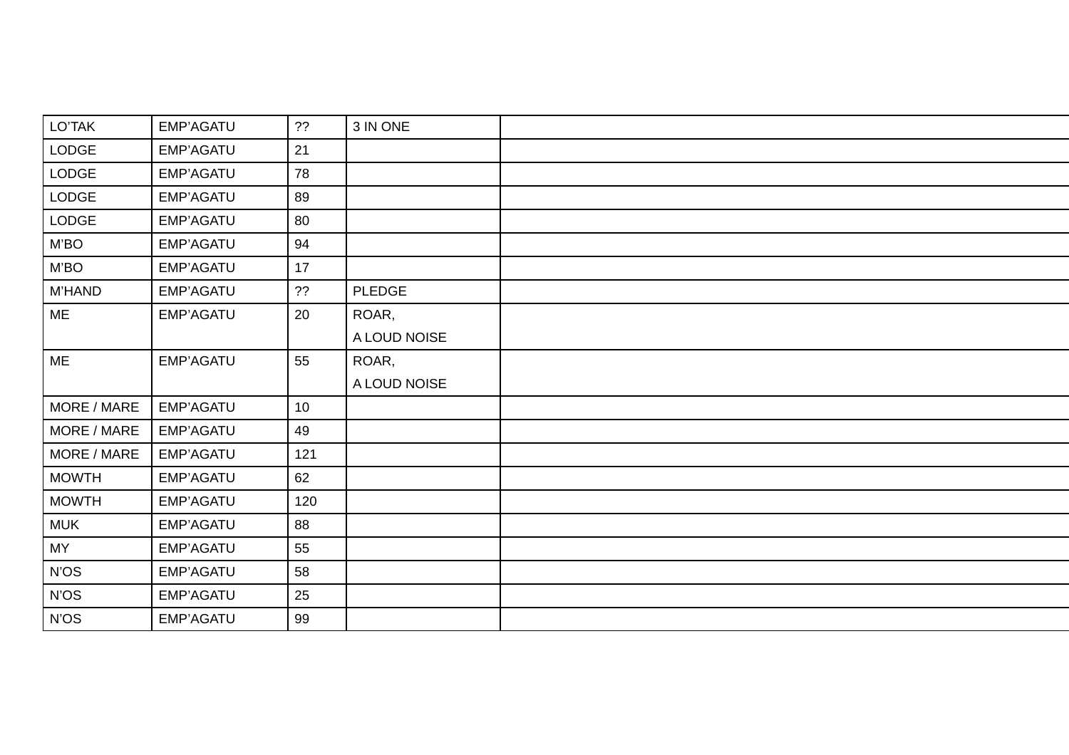| LO'TAK | EMP'AGATU | ?? | 3 IN ONE | |
|---|---|---|---|---|
| LODGE | EMP'AGATU | 21 | | |
| LODGE | EMP'AGATU | 78 | | |
| LODGE | EMP'AGATU | 89 | | |
| LODGE | EMP'AGATU | 80 | | |
| M'BO | EMP'AGATU | 94 | | |
| M'BO | EMP'AGATU | 17 | | |
| M'HAND | EMP'AGATU | ?? | PLEDGE | |
| ME | EMP'AGATU | 20 | ROAR,<br>A LOUD NOISE | |
| ME | EMP'AGATU | 55 | ROAR,<br>A LOUD NOISE | |
| MORE / MARE | EMP'AGATU | 10 | | |
| MORE / MARE | EMP'AGATU | 49 | | |
| MORE / MARE | EMP'AGATU | 121 | | |
| MOWTH | EMP'AGATU | 62 | | |
| MOWTH | EMP'AGATU | 120 | | |
| MUK | EMP'AGATU | 88 | | |
| MY | EMP'AGATU | 55 | | |
| N'OS | EMP'AGATU | 58 | | |
| N'OS | EMP'AGATU | 25 | | |
| N'OS | EMP'AGATU | 99 | | |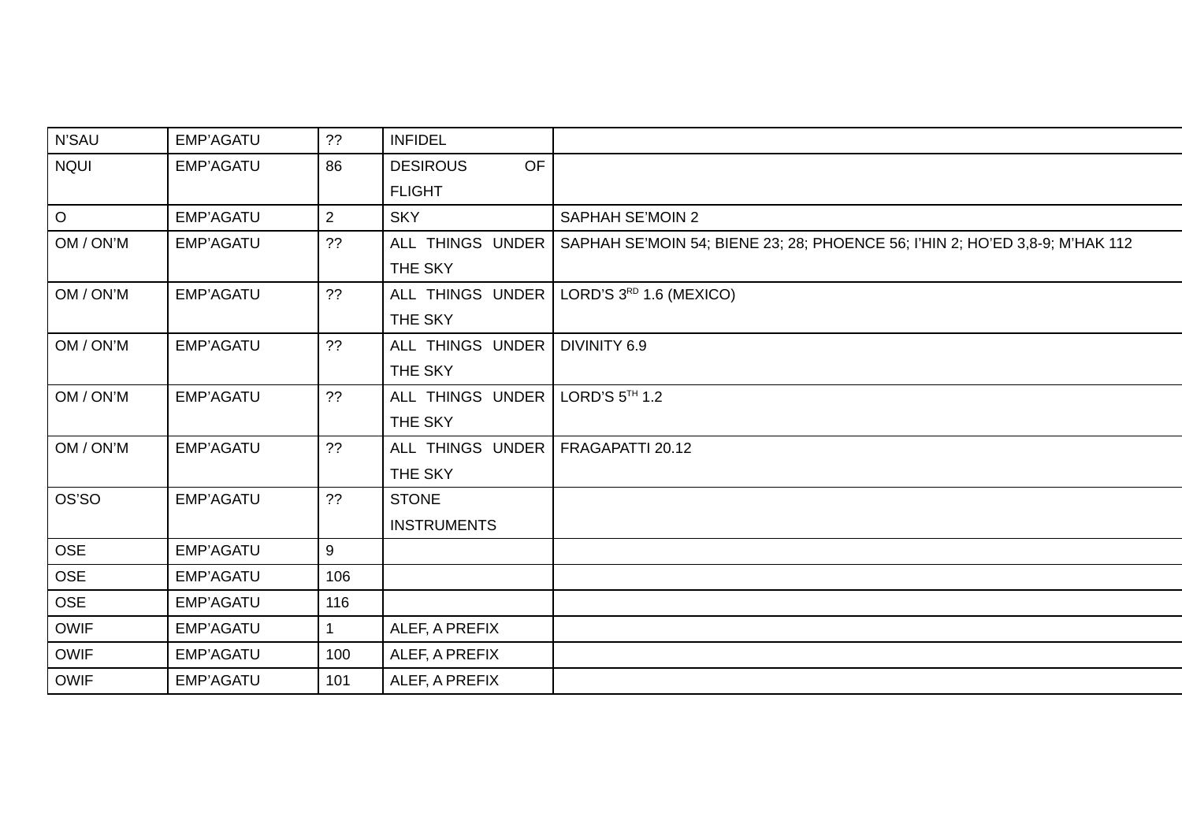| N'SAU | EMP'AGATU | ?? | INFIDEL | |
|---|---|---|---|---|
| NQUI | EMP'AGATU | 86 | DESIROUS OF FLIGHT | |
| O | EMP'AGATU | 2 | SKY | SAPHAH SE'MOIN 2 |
| OM / ON'M | EMP'AGATU | ?? | ALL THINGS UNDER THE SKY | SAPHAH SE'MOIN 54; BIENE 23; 28; PHOENCE 56; I'HIN 2; HO'ED 3,8-9; M'HAK 112 |
| OM / ON'M | EMP'AGATU | ?? | ALL THINGS UNDER THE SKY | LORD'S 3RD 1.6 (MEXICO) |
| OM / ON'M | EMP'AGATU | ?? | ALL THINGS UNDER THE SKY | DIVINITY 6.9 |
| OM / ON'M | EMP'AGATU | ?? | ALL THINGS UNDER THE SKY | LORD'S 5TH 1.2 |
| OM / ON'M | EMP'AGATU | ?? | ALL THINGS UNDER THE SKY | FRAGAPATTI 20.12 |
| OS'SO | EMP'AGATU | ?? | STONE INSTRUMENTS | |
| OSE | EMP'AGATU | 9 | | |
| OSE | EMP'AGATU | 106 | | |
| OSE | EMP'AGATU | 116 | | |
| OWIF | EMP'AGATU | 1 | ALEF, A PREFIX | |
| OWIF | EMP'AGATU | 100 | ALEF, A PREFIX | |
| OWIF | EMP'AGATU | 101 | ALEF, A PREFIX | |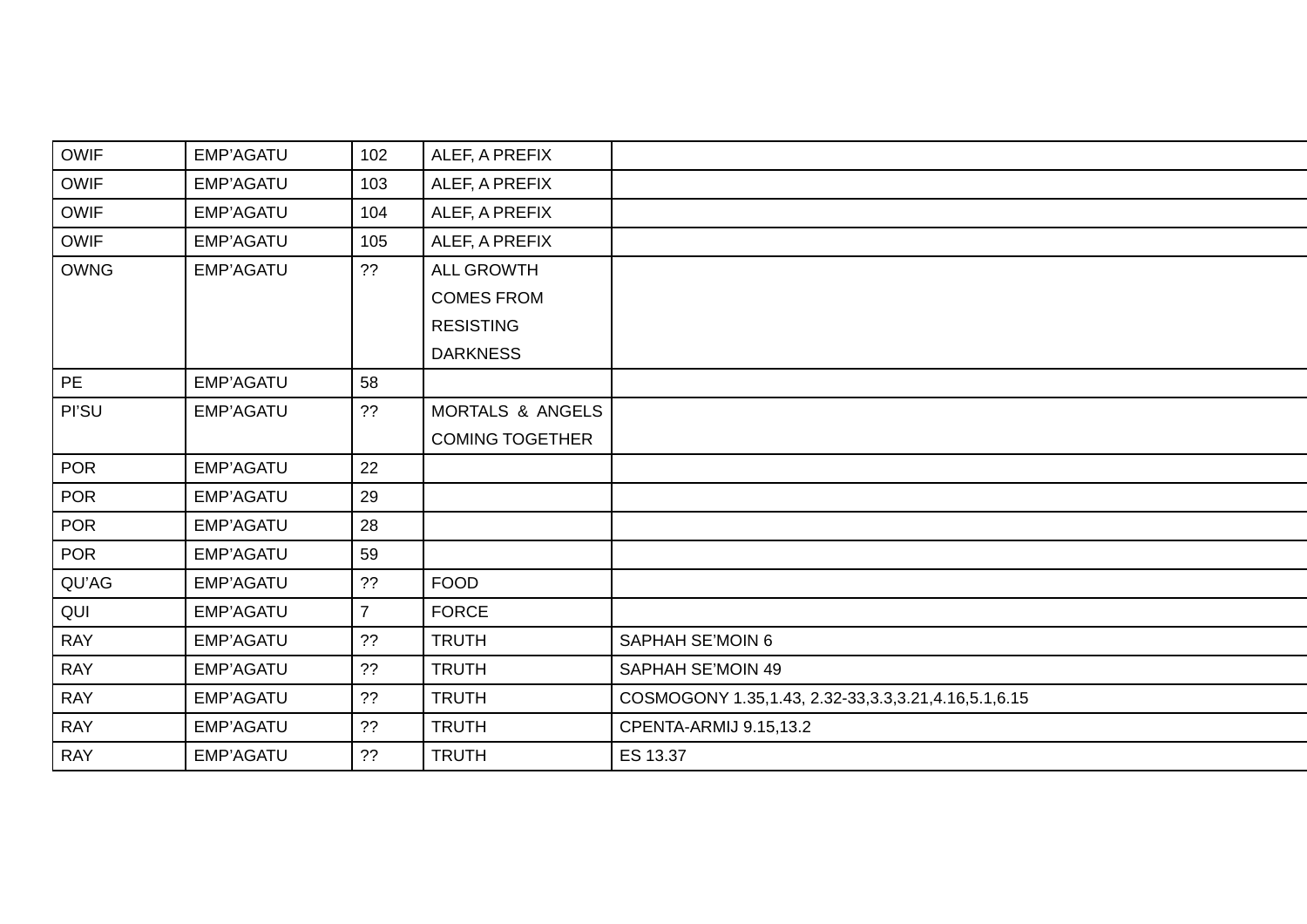| OWIF | EMP'AGATU | 102 | ALEF, A PREFIX | |
|---|---|---|---|---|
| OWIF | EMP'AGATU | 103 | ALEF, A PREFIX | |
| OWIF | EMP'AGATU | 104 | ALEF, A PREFIX | |
| OWIF | EMP'AGATU | 105 | ALEF, A PREFIX | |
| OWNG | EMP'AGATU | ?? | ALL GROWTH COMES FROM RESISTING DARKNESS | |
| PE | EMP'AGATU | 58 | | |
| PI'SU | EMP'AGATU | ?? | MORTALS & ANGELS COMING TOGETHER | |
| POR | EMP'AGATU | 22 | | |
| POR | EMP'AGATU | 29 | | |
| POR | EMP'AGATU | 28 | | |
| POR | EMP'AGATU | 59 | | |
| QU'AG | EMP'AGATU | ?? | FOOD | |
| QUI | EMP'AGATU | 7 | FORCE | |
| RAY | EMP'AGATU | ?? | TRUTH | SAPHAH SE'MOIN 6 |
| RAY | EMP'AGATU | ?? | TRUTH | SAPHAH SE'MOIN 49 |
| RAY | EMP'AGATU | ?? | TRUTH | COSMOGONY 1.35,1.43, 2.32-33,3.3,3.21,4.16,5.1,6.15 |
| RAY | EMP'AGATU | ?? | TRUTH | CPENTA-ARMIJ 9.15,13.2 |
| RAY | EMP'AGATU | ?? | TRUTH | ES 13.37 |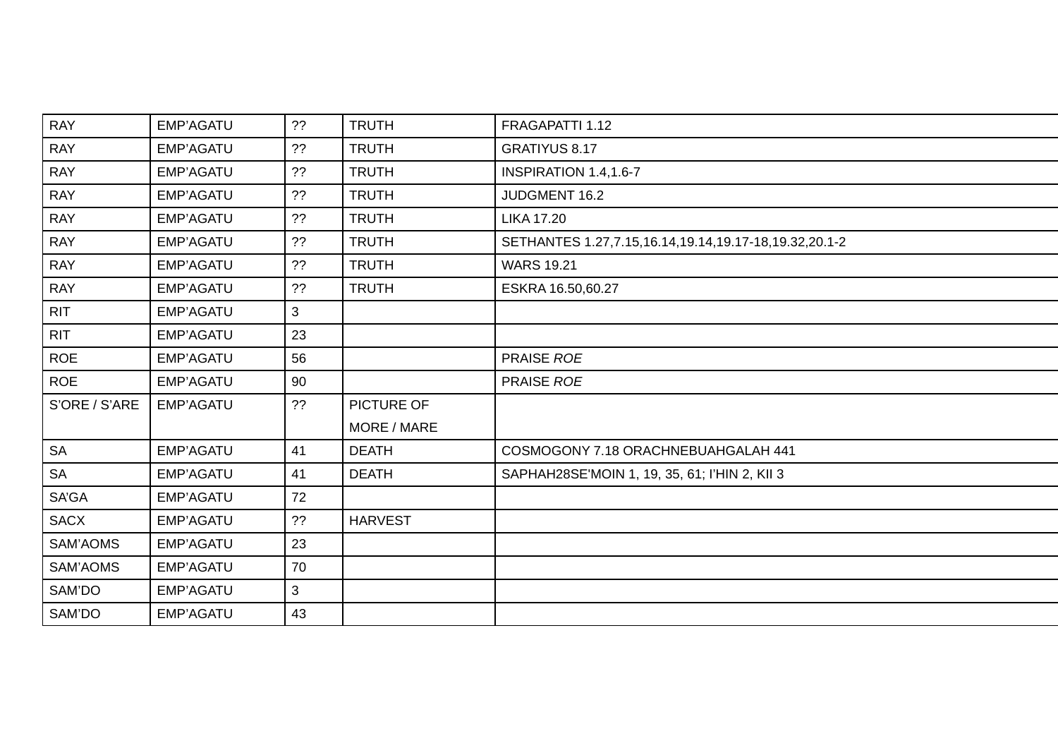| RAY | EMP'AGATU | ?? | TRUTH | FRAGAPATTI 1.12 |
|---|---|---|---|---|
| RAY | EMP'AGATU | ?? | TRUTH | GRATIYUS 8.17 |
| RAY | EMP'AGATU | ?? | TRUTH | INSPIRATION 1.4,1.6-7 |
| RAY | EMP'AGATU | ?? | TRUTH | JUDGMENT 16.2 |
| RAY | EMP'AGATU | ?? | TRUTH | LIKA 17.20 |
| RAY | EMP'AGATU | ?? | TRUTH | SETHANTES 1.27,7.15,16.14,19.14,19.17-18,19.32,20.1-2 |
| RAY | EMP'AGATU | ?? | TRUTH | WARS 19.21 |
| RAY | EMP'AGATU | ?? | TRUTH | ESKRA 16.50,60.27 |
| RIT | EMP'AGATU | 3 | | |
| RIT | EMP'AGATU | 23 | | |
| ROE | EMP'AGATU | 56 | | PRAISE *ROE* |
| ROE | EMP'AGATU | 90 | | PRAISE *ROE* |
| S'ORE / S'ARE | EMP'AGATU | ?? | PICTURE OF MORE / MARE | |
| SA | EMP'AGATU | 41 | DEATH | COSMOGONY 7.18 ORACHNEBUAHGALAH 441 |
| SA | EMP'AGATU | 41 | DEATH | SAPHAH28SE'MOIN 1, 19, 35, 61; I'HIN 2, KII 3 |
| SA'GA | EMP'AGATU | 72 | | |
| SACX | EMP'AGATU | ?? | HARVEST | |
| SAM'AOMS | EMP'AGATU | 23 | | |
| SAM'AOMS | EMP'AGATU | 70 | | |
| SAM'DO | EMP'AGATU | 3 | | |
| SAM'DO | EMP'AGATU | 43 | | |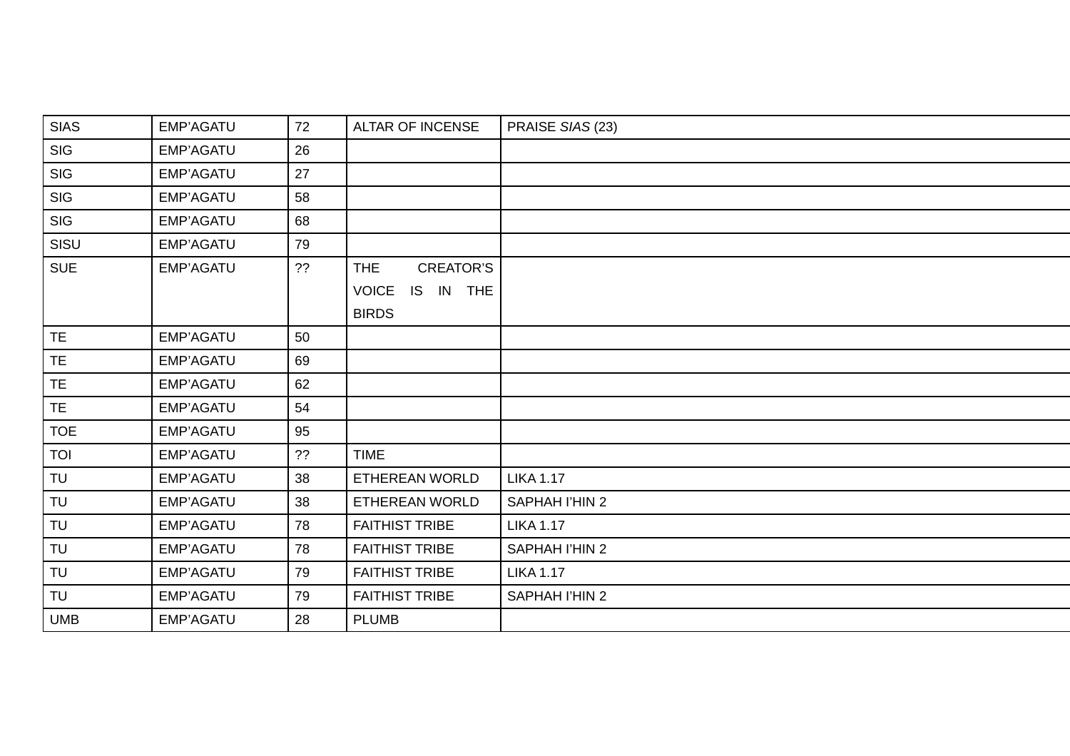| SIAS | EMP'AGATU | 72 | ALTAR OF INCENSE | PRAISE *SIAS* (23) |
|---|---|---|---|---|
| SIG | EMP'AGATU | 26 | | |
| SIG | EMP'AGATU | 27 | | |
| SIG | EMP'AGATU | 58 | | |
| SIG | EMP'AGATU | 68 | | |
| SISU | EMP'AGATU | 79 | | |
| SUE | EMP'AGATU | ?? | THE CREATOR'S VOICE IS IN THE BIRDS | |
| TE | EMP'AGATU | 50 | | |
| TE | EMP'AGATU | 69 | | |
| TE | EMP'AGATU | 62 | | |
| TE | EMP'AGATU | 54 | | |
| TOE | EMP'AGATU | 95 | | |
| TOI | EMP'AGATU | ?? | TIME | |
| TU | EMP'AGATU | 38 | ETHEREAN WORLD | LIKA 1.17 |
| TU | EMP'AGATU | 38 | ETHEREAN WORLD | SAPHAH I'HIN 2 |
| TU | EMP'AGATU | 78 | FAITHIST TRIBE | LIKA 1.17 |
| TU | EMP'AGATU | 78 | FAITHIST TRIBE | SAPHAH I'HIN 2 |
| TU | EMP'AGATU | 79 | FAITHIST TRIBE | LIKA 1.17 |
| TU | EMP'AGATU | 79 | FAITHIST TRIBE | SAPHAH I'HIN 2 |
| UMB | EMP'AGATU | 28 | PLUMB | |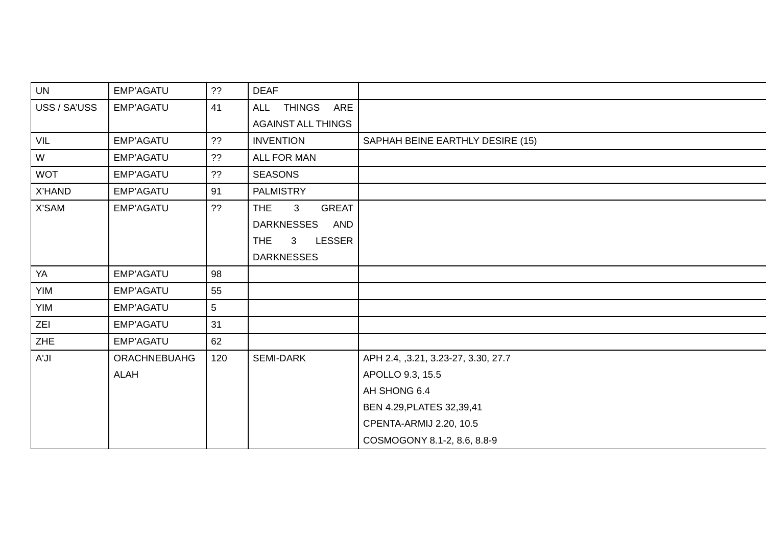| | | | | |
|---|---|---|---|---|
| UN | EMP'AGATU | ?? | DEAF | |
| USS / SA'USS | EMP'AGATU | 41 | ALL THINGS ARE AGAINST ALL THINGS | |
| VIL | EMP'AGATU | ?? | INVENTION | SAPHAH BEINE EARTHLY DESIRE (15) |
| W | EMP'AGATU | ?? | ALL FOR MAN | |
| WOT | EMP'AGATU | ?? | SEASONS | |
| X'HAND | EMP'AGATU | 91 | PALMISTRY | |
| X'SAM | EMP'AGATU | ?? | THE 3 GREAT DARKNESSES AND THE 3 LESSER DARKNESSES | |
| YA | EMP'AGATU | 98 | | |
| YIM | EMP'AGATU | 55 | | |
| YIM | EMP'AGATU | 5 | | |
| ZEI | EMP'AGATU | 31 | | |
| ZHE | EMP'AGATU | 62 | | |
| A'JI | ORACHNEBUAHG ALAH | 120 | SEMI-DARK | APH 2.4, ,3.21, 3.23-27, 3.30, 27.7<br>APOLLO 9.3, 15.5<br>AH SHONG 6.4<br>BEN 4.29,PLATES 32,39,41<br>CPENTA-ARMIJ 2.20, 10.5<br>COSMOGONY 8.1-2, 8.6, 8.8-9 |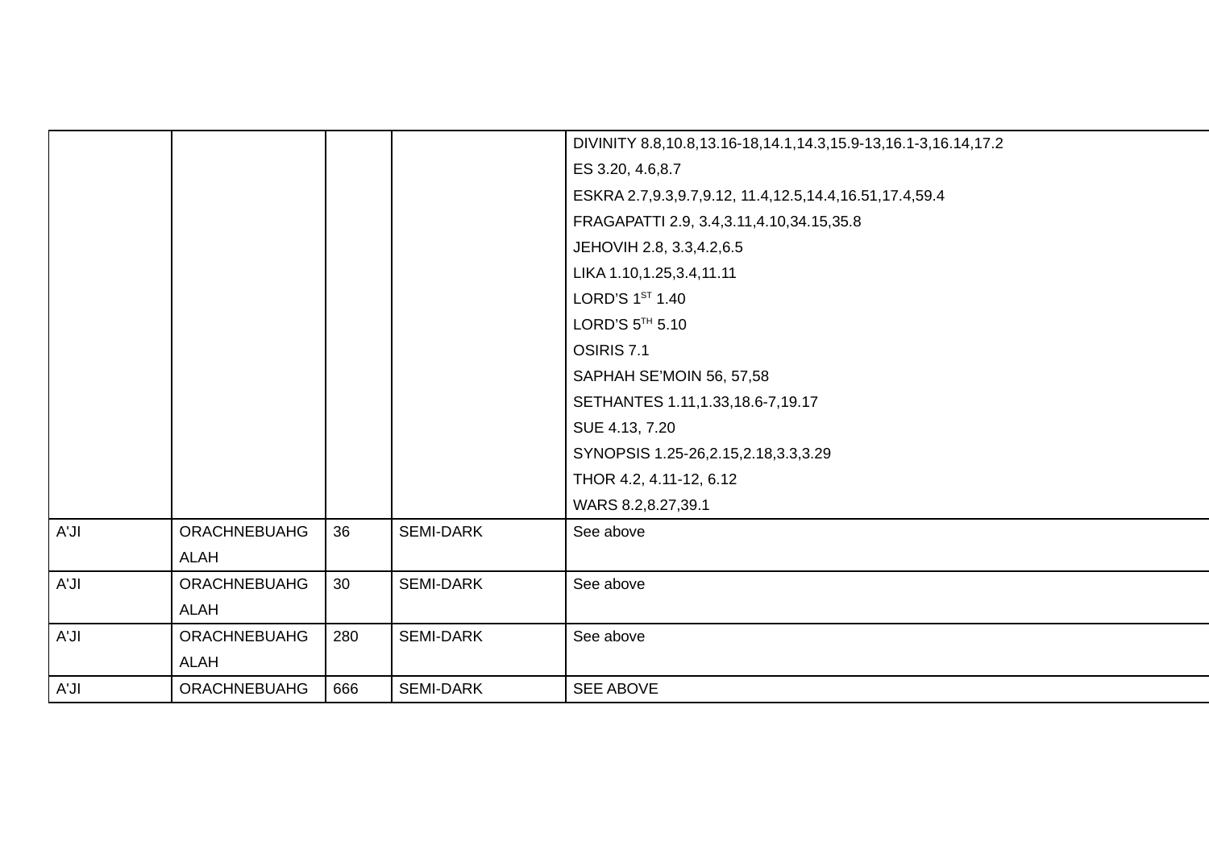| | | | | |
|---|---|---|---|---|
| | | | | DIVINITY 8.8,10.8,13.16-18,14.1,14.3,15.9-13,16.1-3,16.14,17.2<br>ES 3.20, 4.6,8.7<br>ESKRA 2.7,9.3,9.7,9.12, 11.4,12.5,14.4,16.51,17.4,59.4<br>FRAGAPATTI 2.9, 3.4,3.11,4.10,34.15,35.8<br>JEHOVIH 2.8, 3.3,4.2,6.5<br>LIKA 1.10,1.25,3.4,11.11<br>LORD'S 1ST 1.40<br>LORD'S 5TH 5.10<br>OSIRIS 7.1<br>SAPHAH SE'MOIN 56, 57,58<br>SETHANTES 1.11,1.33,18.6-7,19.17<br>SUE 4.13, 7.20<br>SYNOPSIS 1.25-26,2.15,2.18,3.3,3.29<br>THOR 4.2, 4.11-12, 6.12<br>WARS 8.2,8.27,39.1 |
| A'JI | ORACHNEBUAHG ALAH | 36 | SEMI-DARK | See above |
| A'JI | ORACHNEBUAHG ALAH | 30 | SEMI-DARK | See above |
| A'JI | ORACHNEBUAHG ALAH | 280 | SEMI-DARK | See above |
| A'JI | ORACHNEBUAHG | 666 | SEMI-DARK | SEE ABOVE |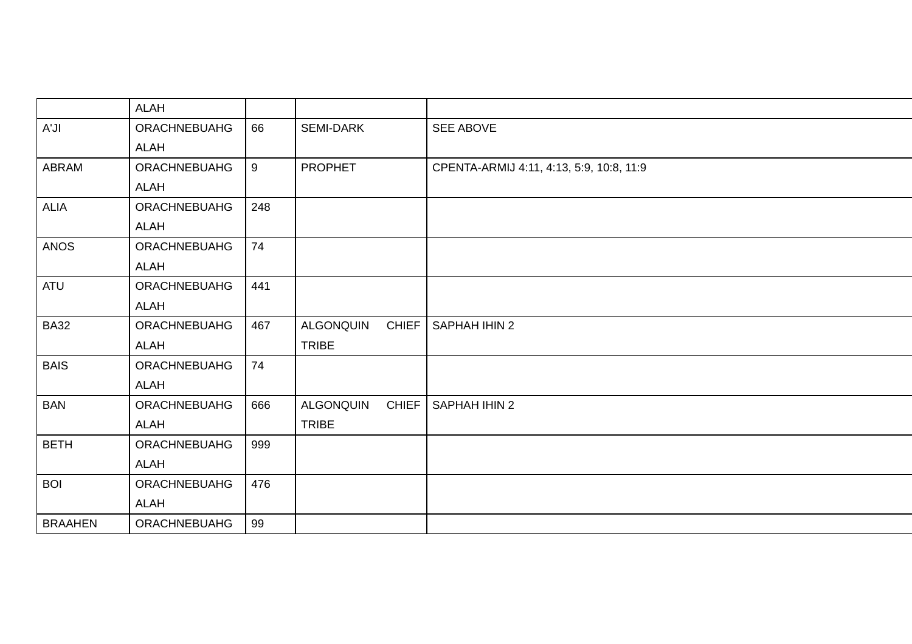| | | | | |
|---|---|---|---|---|
| | ALAH | | | |
| A'JI | ORACHNEBUAHG ALAH | 66 | SEMI-DARK | SEE ABOVE |
| ABRAM | ORACHNEBUAHG ALAH | 9 | PROPHET | CPENTA-ARMIJ 4:11, 4:13, 5:9, 10:8, 11:9 |
| ALIA | ORACHNEBUAHG ALAH | 248 | | |
| ANOS | ORACHNEBUAHG ALAH | 74 | | |
| ATU | ORACHNEBUAHG ALAH | 441 | | |
| BA32 | ORACHNEBUAHG ALAH | 467 | ALGONQUIN CHIEF TRIBE | SAPHAH IHIN 2 |
| BAIS | ORACHNEBUAHG ALAH | 74 | | |
| BAN | ORACHNEBUAHG ALAH | 666 | ALGONQUIN CHIEF TRIBE | SAPHAH IHIN 2 |
| BETH | ORACHNEBUAHG ALAH | 999 | | |
| BOI | ORACHNEBUAHG ALAH | 476 | | |
| BRAAHEN | ORACHNEBUAHG | 99 | | |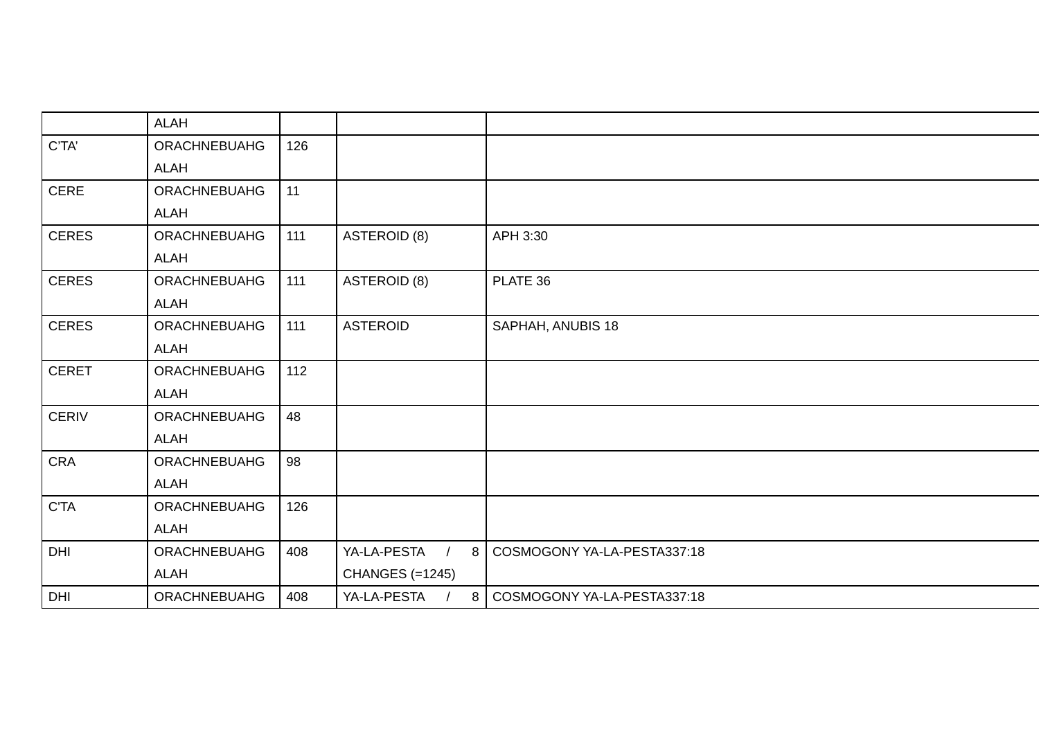| | | | | |
|---|---|---|---|---|
| | ALAH | | | |
| C'TA' | ORACHNEBUAHG ALAH | 126 | | |
| CERE | ORACHNEBUAHG ALAH | 11 | | |
| CERES | ORACHNEBUAHG ALAH | 111 | ASTEROID (8) | APH 3:30 |
| CERES | ORACHNEBUAHG ALAH | 111 | ASTEROID (8) | PLATE 36 |
| CERES | ORACHNEBUAHG ALAH | 111 | ASTEROID | SAPHAH, ANUBIS 18 |
| CERET | ORACHNEBUAHG ALAH | 112 | | |
| CERIV | ORACHNEBUAHG ALAH | 48 | | |
| CRA | ORACHNEBUAHG ALAH | 98 | | |
| C'TA | ORACHNEBUAHG ALAH | 126 | | |
| DHI | ORACHNEBUAHG ALAH | 408 | YA-LA-PESTA / 8 CHANGES (=1245) | COSMOGONY YA-LA-PESTA337:18 |
| DHI | ORACHNEBUAHG | 408 | YA-LA-PESTA / 8 | COSMOGONY YA-LA-PESTA337:18 |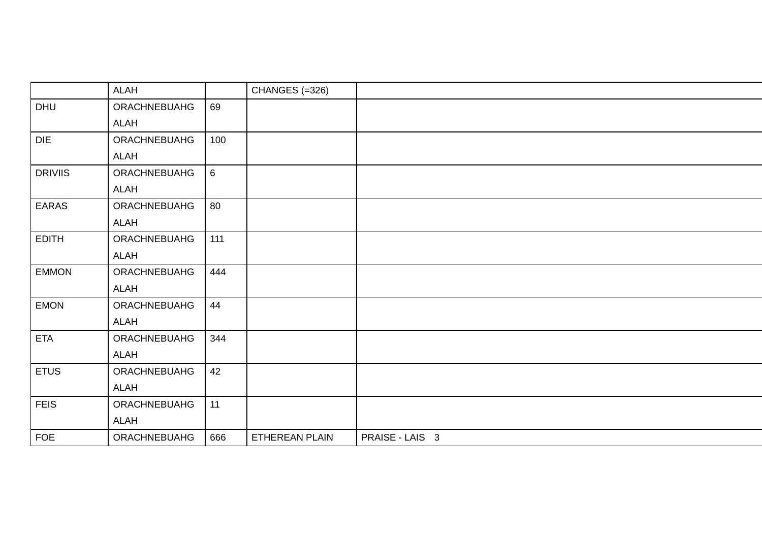| | ALAH | | CHANGES (=326) | |
|---|---|---|---|---|
| DHU | ORACHNEBUAHG ALAH | 69 | | |
| DIE | ORACHNEBUAHG ALAH | 100 | | |
| DRIVIIS | ORACHNEBUAHG ALAH | 6 | | |
| EARAS | ORACHNEBUAHG ALAH | 80 | | |
| EDITH | ORACHNEBUAHG ALAH | 111 | | |
| EMMON | ORACHNEBUAHG ALAH | 444 | | |
| EMON | ORACHNEBUAHG ALAH | 44 | | |
| ETA | ORACHNEBUAHG ALAH | 344 | | |
| ETUS | ORACHNEBUAHG ALAH | 42 | | |
| FEIS | ORACHNEBUAHG ALAH | 11 | | |
| FOE | ORACHNEBUAHG | 666 | ETHEREAN PLAIN | PRAISE - LAIS 3 |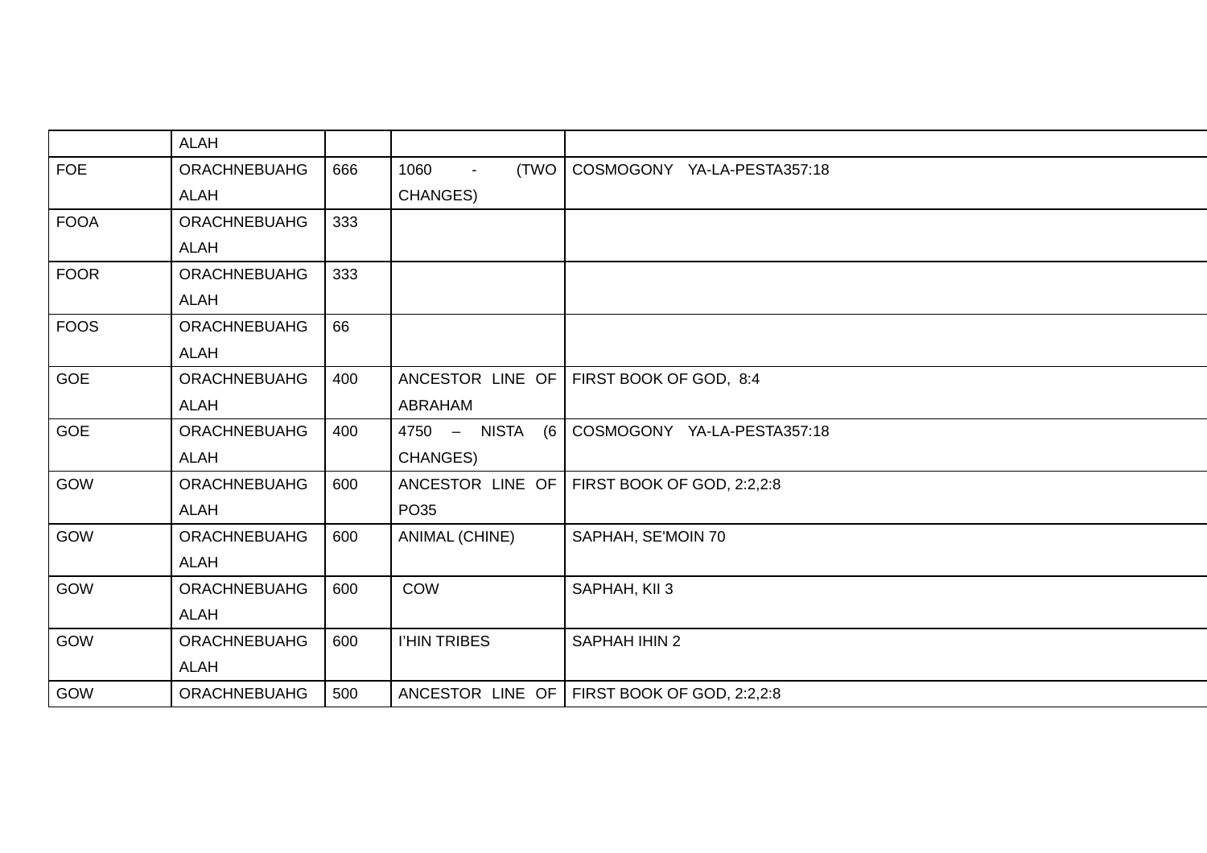|  | ALAH |  |  |  |
|---|---|---|---|---|
| FOE | ORACHNEBUAHG ALAH | 666 | 1060 - (TWO CHANGES) | COSMOGONY YA-LA-PESTA357:18 |
| FOOA | ORACHNEBUAHG ALAH | 333 |  |  |
| FOOR | ORACHNEBUAHG ALAH | 333 |  |  |
| FOOS | ORACHNEBUAHG ALAH | 66 |  |  |
| GOE | ORACHNEBUAHG ALAH | 400 | ANCESTOR LINE OF ABRAHAM | FIRST BOOK OF GOD, 8:4 |
| GOE | ORACHNEBUAHG ALAH | 400 | 4750 – NISTA (6 CHANGES) | COSMOGONY YA-LA-PESTA357:18 |
| GOW | ORACHNEBUAHG ALAH | 600 | ANCESTOR LINE OF PO35 | FIRST BOOK OF GOD, 2:2,2:8 |
| GOW | ORACHNEBUAHG ALAH | 600 | ANIMAL (CHINE) | SAPHAH, SE'MOIN 70 |
| GOW | ORACHNEBUAHG ALAH | 600 | COW | SAPHAH, KII 3 |
| GOW | ORACHNEBUAHG ALAH | 600 | I'HIN TRIBES | SAPHAH IHIN 2 |
| GOW | ORACHNEBUAHG | 500 | ANCESTOR LINE OF | FIRST BOOK OF GOD, 2:2,2:8 |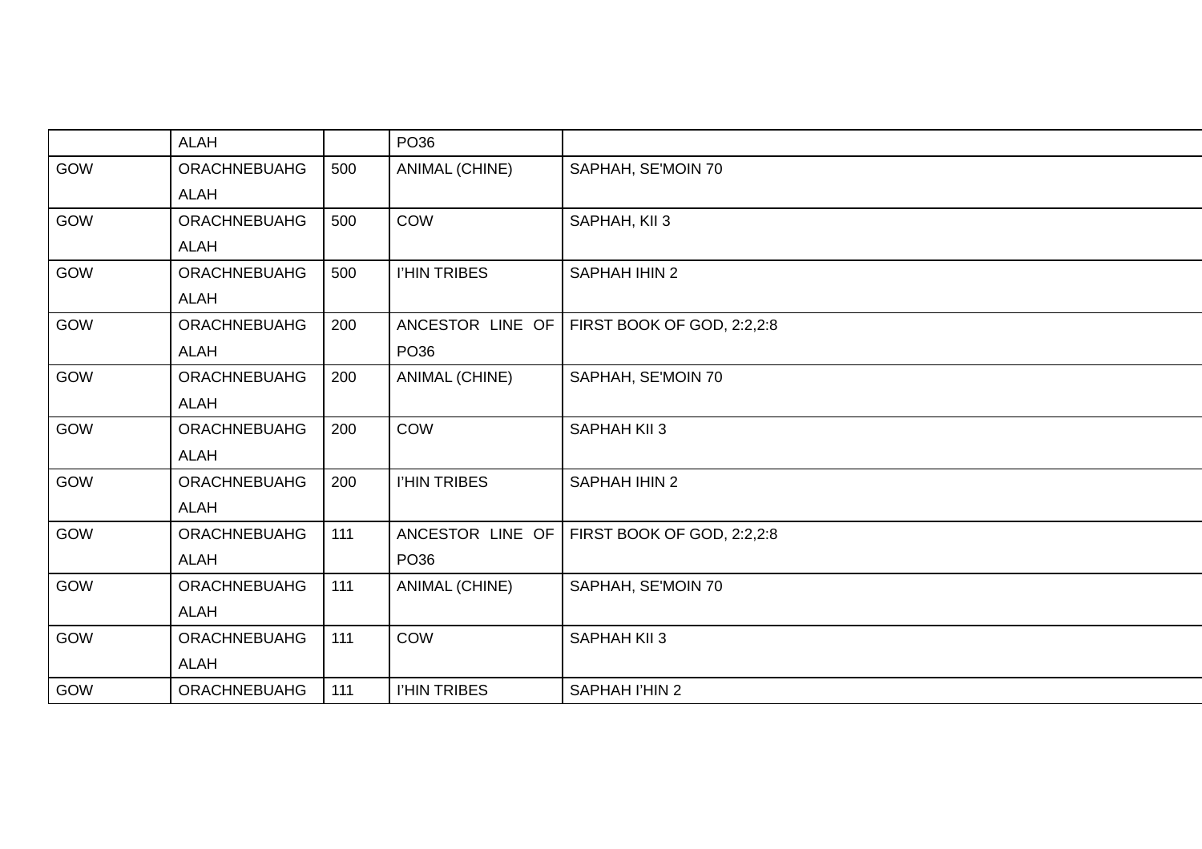| | | | | |
|---|---|---|---|---|
| | ALAH | | PO36 | |
| GOW | ORACHNEBUAHG ALAH | 500 | ANIMAL (CHINE) | SAPHAH, SE'MOIN 70 |
| GOW | ORACHNEBUAHG ALAH | 500 | COW | SAPHAH, KII 3 |
| GOW | ORACHNEBUAHG ALAH | 500 | I'HIN TRIBES | SAPHAH IHIN 2 |
| GOW | ORACHNEBUAHG ALAH | 200 | ANCESTOR LINE OF PO36 | FIRST BOOK OF GOD, 2:2,2:8 |
| GOW | ORACHNEBUAHG ALAH | 200 | ANIMAL (CHINE) | SAPHAH, SE'MOIN 70 |
| GOW | ORACHNEBUAHG ALAH | 200 | COW | SAPHAH KII 3 |
| GOW | ORACHNEBUAHG ALAH | 200 | I'HIN TRIBES | SAPHAH IHIN 2 |
| GOW | ORACHNEBUAHG ALAH | 111 | ANCESTOR LINE OF PO36 | FIRST BOOK OF GOD, 2:2,2:8 |
| GOW | ORACHNEBUAHG ALAH | 111 | ANIMAL (CHINE) | SAPHAH, SE'MOIN 70 |
| GOW | ORACHNEBUAHG ALAH | 111 | COW | SAPHAH KII 3 |
| GOW | ORACHNEBUAHG | 111 | I'HIN TRIBES | SAPHAH I'HIN 2 |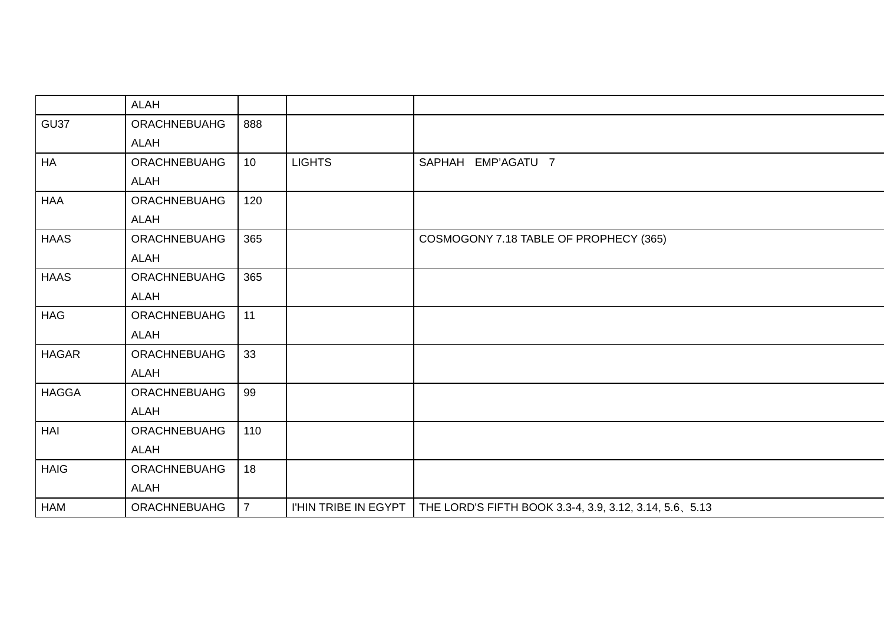| | | | | |
|---|---|---|---|---|
| | ALAH | | | |
| GU37 | ORACHNEBUAHG ALAH | 888 | | |
| HA | ORACHNEBUAHG ALAH | 10 | LIGHTS | SAPHAH EMP'AGATU 7 |
| HAA | ORACHNEBUAHG ALAH | 120 | | |
| HAAS | ORACHNEBUAHG ALAH | 365 | | COSMOGONY 7.18 TABLE OF PROPHECY (365) |
| HAAS | ORACHNEBUAHG ALAH | 365 | | |
| HAG | ORACHNEBUAHG ALAH | 11 | | |
| HAGAR | ORACHNEBUAHG ALAH | 33 | | |
| HAGGA | ORACHNEBUAHG ALAH | 99 | | |
| HAI | ORACHNEBUAHG ALAH | 110 | | |
| HAIG | ORACHNEBUAHG ALAH | 18 | | |
| HAM | ORACHNEBUAHG | 7 | I'HIN TRIBE IN EGYPT | THE LORD'S FIFTH BOOK 3.3-4, 3.9, 3.12, 3.14, 5.6、5.13 |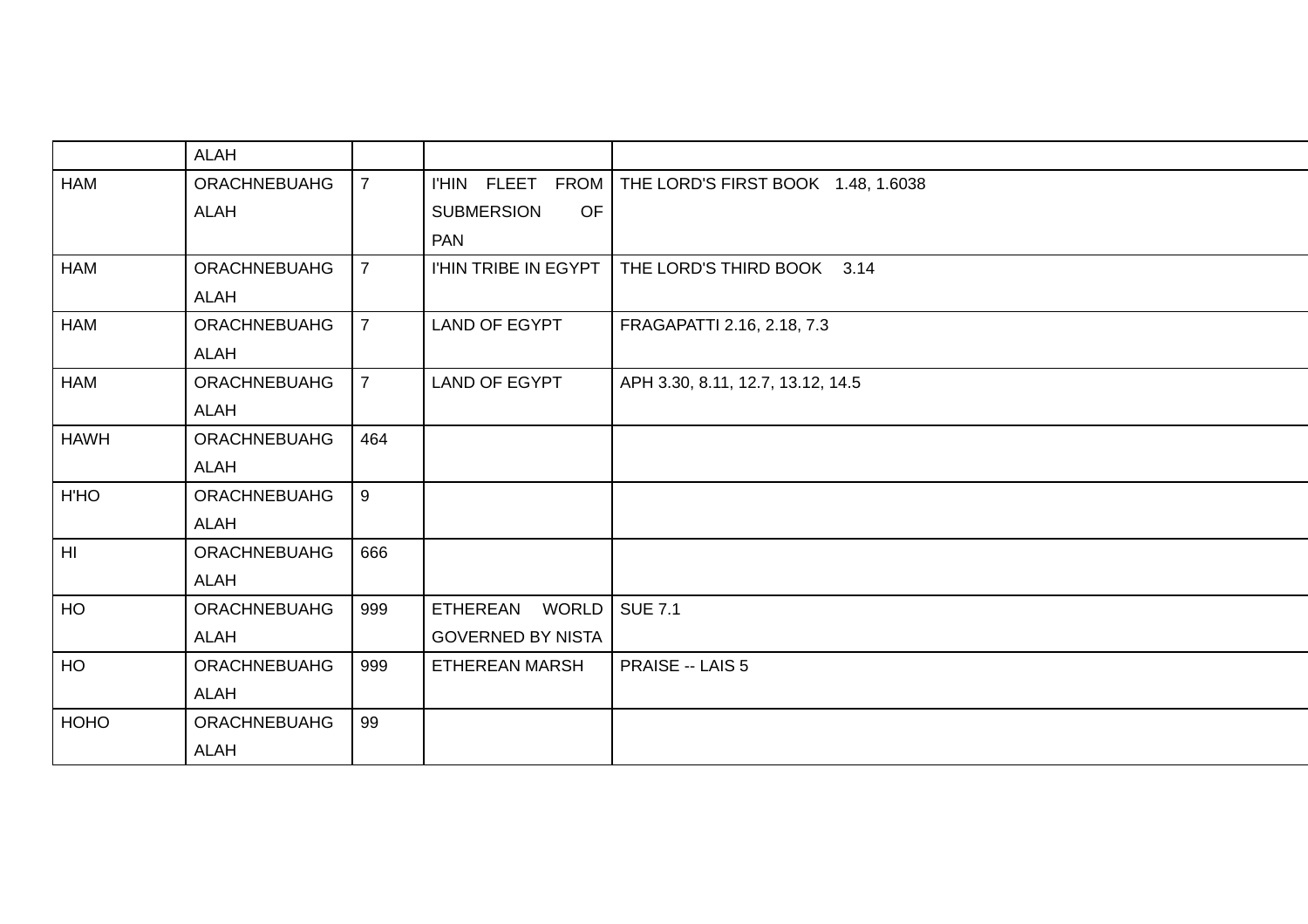| | | | | |
|---|---|---|---|---|
| | ALAH | | | |
| HAM | ORACHNEBUAHG ALAH | 7 | I'HIN FLEET FROM SUBMERSION OF PAN | THE LORD'S FIRST BOOK 1.48, 1.6038 |
| HAM | ORACHNEBUAHG ALAH | 7 | I'HIN TRIBE IN EGYPT | THE LORD'S THIRD BOOK 3.14 |
| HAM | ORACHNEBUAHG ALAH | 7 | LAND OF EGYPT | FRAGAPATTI 2.16, 2.18, 7.3 |
| HAM | ORACHNEBUAHG ALAH | 7 | LAND OF EGYPT | APH 3.30, 8.11, 12.7, 13.12, 14.5 |
| HAWH | ORACHNEBUAHG ALAH | 464 | | |
| H'HO | ORACHNEBUAHG ALAH | 9 | | |
| HI | ORACHNEBUAHG ALAH | 666 | | |
| HO | ORACHNEBUAHG ALAH | 999 | ETHEREAN WORLD GOVERNED BY NISTA | SUE 7.1 |
| HO | ORACHNEBUAHG ALAH | 999 | ETHEREAN MARSH | PRAISE -- LAIS 5 |
| HOHO | ORACHNEBUAHG ALAH | 99 | | |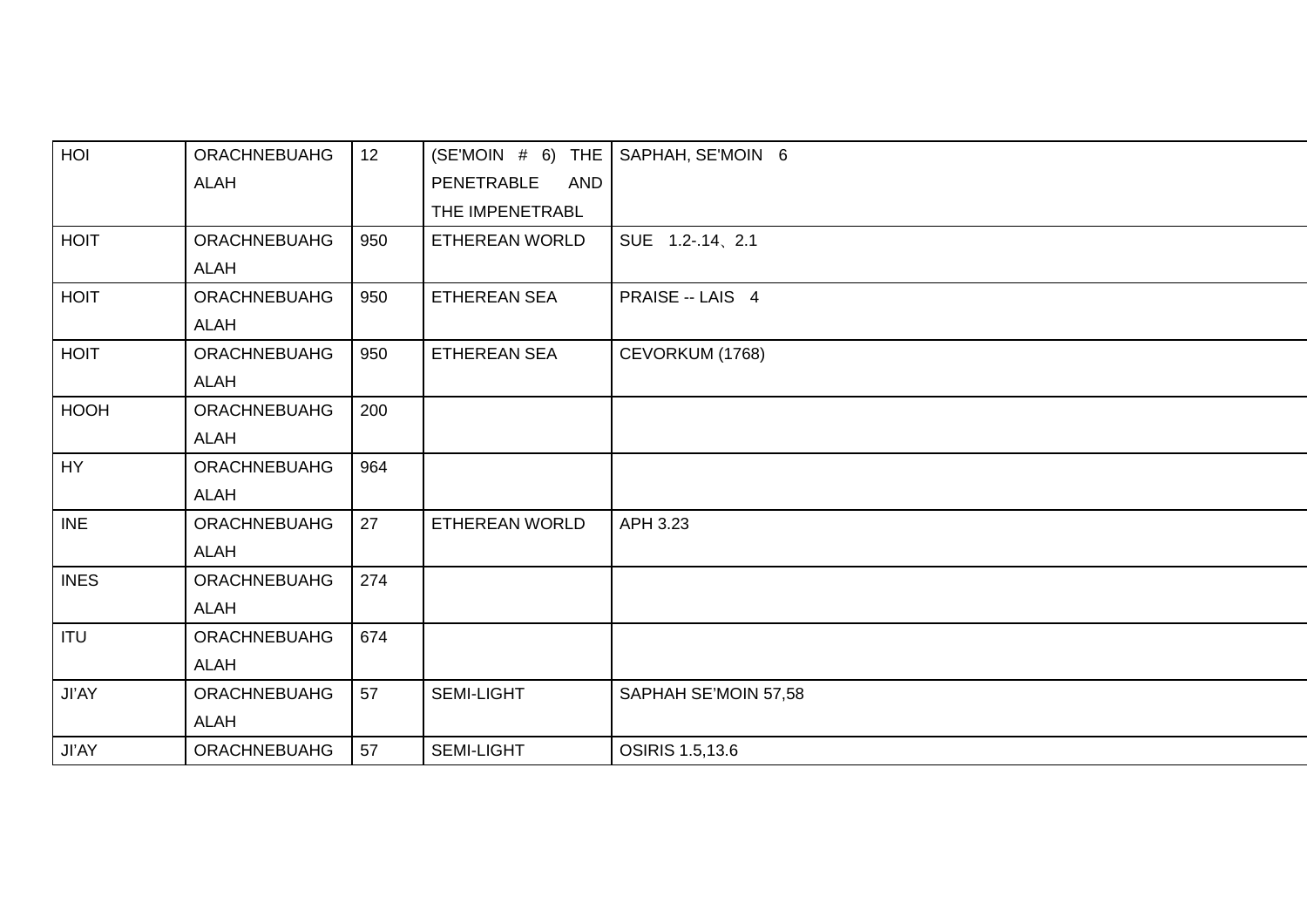| HOI | ORACHNEBUAHG ALAH | 12 | (SE'MOIN # 6) THE PENETRABLE AND THE IMPENETRABL | SAPHAH, SE'MOIN 6 |
|---|---|---|---|---|
| HOIT | ORACHNEBUAHG ALAH | 950 | ETHEREAN WORLD | SUE 1.2-.14、2.1 |
| HOIT | ORACHNEBUAHG ALAH | 950 | ETHEREAN SEA | PRAISE -- LAIS 4 |
| HOIT | ORACHNEBUAHG ALAH | 950 | ETHEREAN SEA | CEVORKUM (1768) |
| HOOH | ORACHNEBUAHG ALAH | 200 | | |
| HY | ORACHNEBUAHG ALAH | 964 | | |
| INE | ORACHNEBUAHG ALAH | 27 | ETHEREAN WORLD | APH 3.23 |
| INES | ORACHNEBUAHG ALAH | 274 | | |
| ITU | ORACHNEBUAHG ALAH | 674 | | |
| JI'AY | ORACHNEBUAHG ALAH | 57 | SEMI-LIGHT | SAPHAH SE'MOIN 57,58 |
| JI'AY | ORACHNEBUAHG | 57 | SEMI-LIGHT | OSIRIS 1.5,13.6 |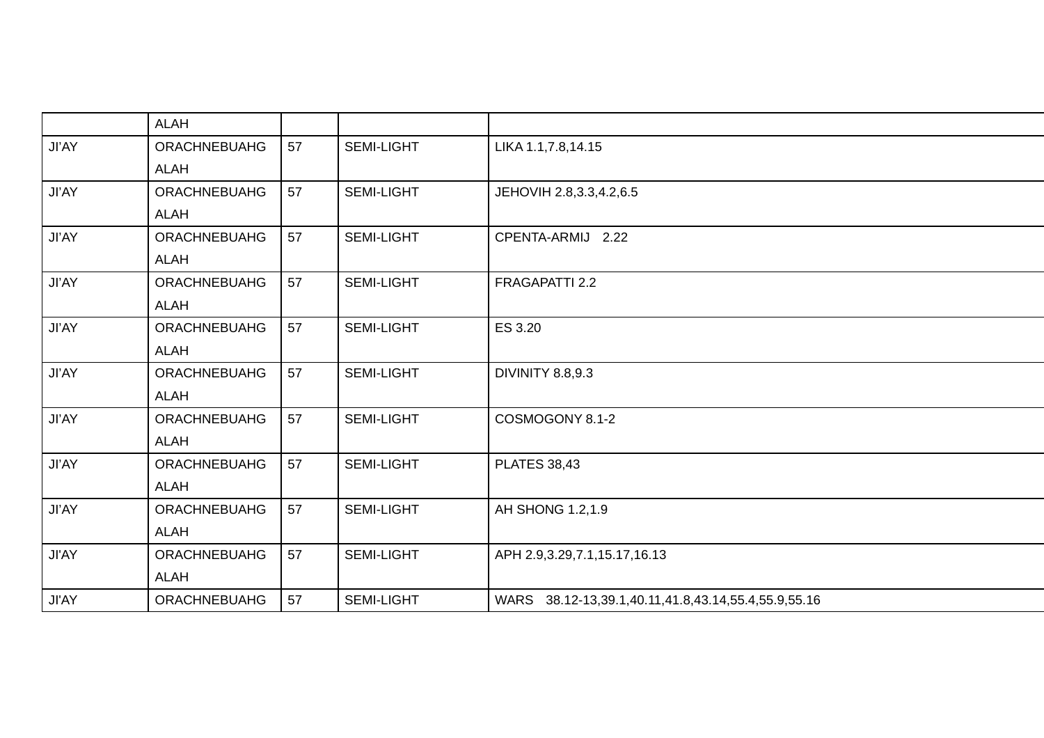| | | | | |
|---|---|---|---|---|
| | ALAH | | | |
| JI'AY | ORACHNEBUAHG ALAH | 57 | SEMI-LIGHT | LIKA 1.1,7.8,14.15 |
| JI'AY | ORACHNEBUAHG ALAH | 57 | SEMI-LIGHT | JEHOVIH 2.8,3.3,4.2,6.5 |
| JI'AY | ORACHNEBUAHG ALAH | 57 | SEMI-LIGHT | CPENTA-ARMIJ 2.22 |
| JI'AY | ORACHNEBUAHG ALAH | 57 | SEMI-LIGHT | FRAGAPATTI 2.2 |
| JI'AY | ORACHNEBUAHG ALAH | 57 | SEMI-LIGHT | ES 3.20 |
| JI'AY | ORACHNEBUAHG ALAH | 57 | SEMI-LIGHT | DIVINITY 8.8,9.3 |
| JI'AY | ORACHNEBUAHG ALAH | 57 | SEMI-LIGHT | COSMOGONY 8.1-2 |
| JI'AY | ORACHNEBUAHG ALAH | 57 | SEMI-LIGHT | PLATES 38,43 |
| JI'AY | ORACHNEBUAHG ALAH | 57 | SEMI-LIGHT | AH SHONG 1.2,1.9 |
| JI'AY | ORACHNEBUAHG ALAH | 57 | SEMI-LIGHT | APH 2.9,3.29,7.1,15.17,16.13 |
| JI'AY | ORACHNEBUAHG | 57 | SEMI-LIGHT | WARS 38.12-13,39.1,40.11,41.8,43.14,55.4,55.9,55.16 |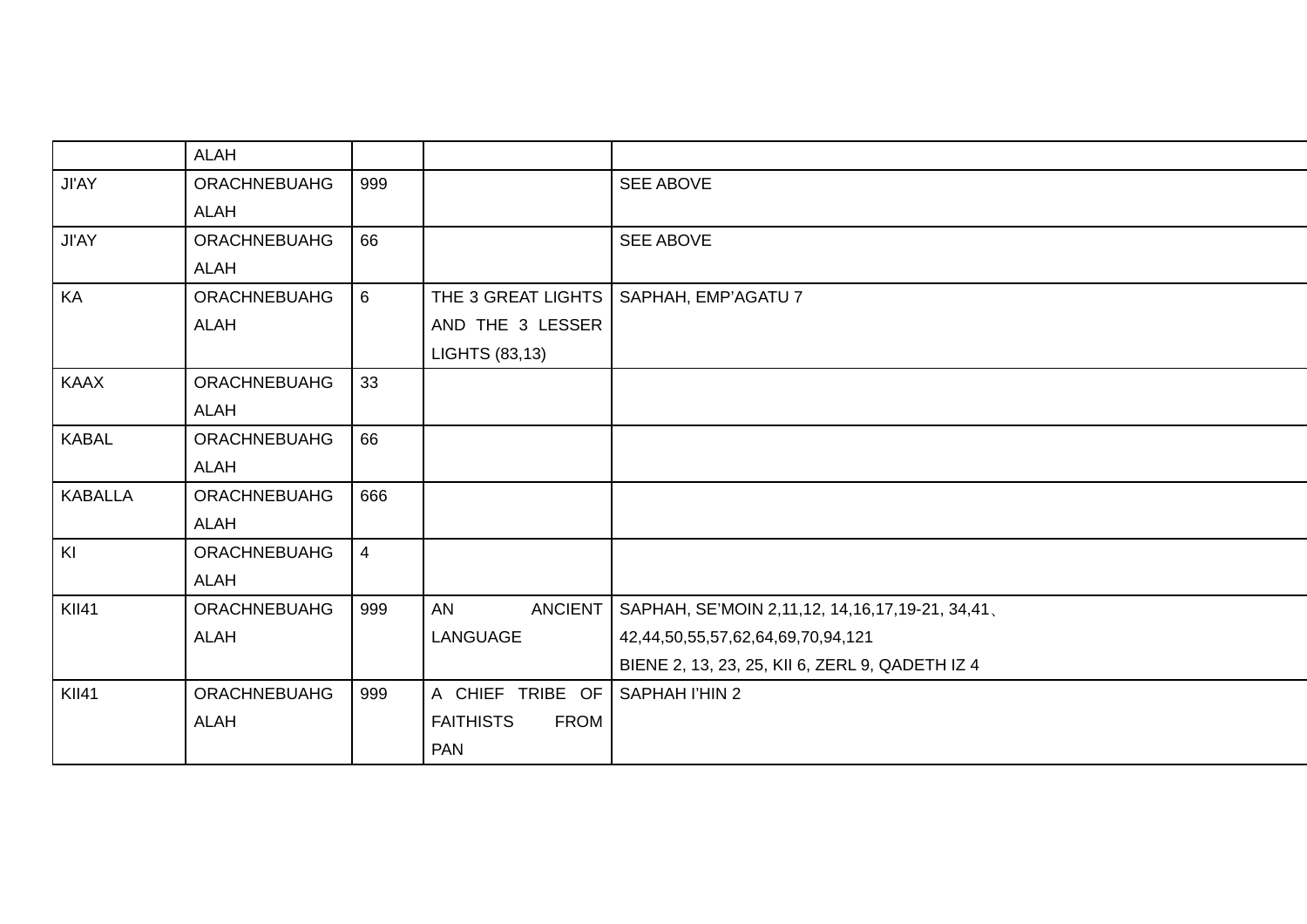| | | | | |
|---|---|---|---|---|
| | ALAH | | | |
| JI'AY | ORACHNEBUAHG ALAH | 999 | | SEE ABOVE |
| JI'AY | ORACHNEBUAHG ALAH | 66 | | SEE ABOVE |
| KA | ORACHNEBUAHG ALAH | 6 | THE 3 GREAT LIGHTS AND THE 3 LESSER LIGHTS (83,13) | SAPHAH, EMP'AGATU 7 |
| KAAX | ORACHNEBUAHG ALAH | 33 | | |
| KABAL | ORACHNEBUAHG ALAH | 66 | | |
| KABALLA | ORACHNEBUAHG ALAH | 666 | | |
| KI | ORACHNEBUAHG ALAH | 4 | | |
| KII41 | ORACHNEBUAHG ALAH | 999 | AN ANCIENT LANGUAGE | SAPHAH, SE'MOIN 2,11,12, 14,16,17,19-21, 34,41、42,44,50,55,57,62,64,69,70,94,121 BIENE 2, 13, 23, 25, KII 6, ZERL 9, QADETH IZ 4 |
| KII41 | ORACHNEBUAHG ALAH | 999 | A CHIEF TRIBE OF FAITHISTS FROM PAN | SAPHAH I'HIN 2 |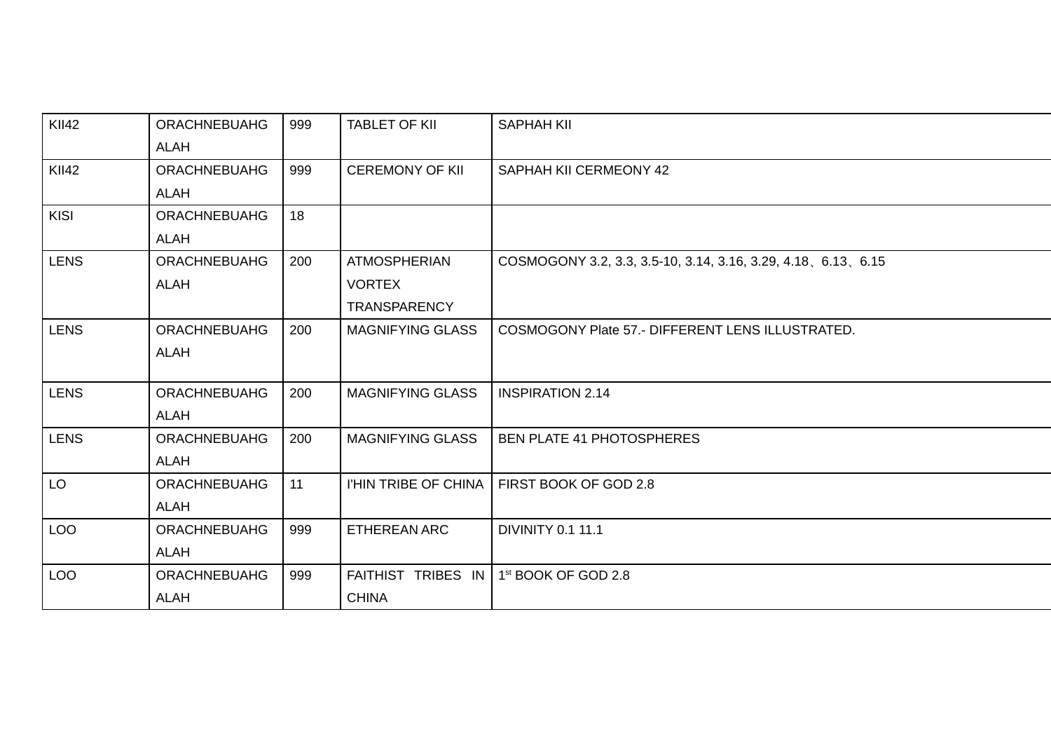| KII42 | ORACHNEBUAHG ALAH | 999 | TABLET OF KII | SAPHAH KII |
|---|---|---|---|---|
| KII42 | ORACHNEBUAHG ALAH | 999 | CEREMONY OF KII | SAPHAH KII CERMEONY 42 |
| KISI | ORACHNEBUAHG ALAH | 18 | | |
| LENS | ORACHNEBUAHG ALAH | 200 | ATMOSPHERIAN VORTEX TRANSPARENCY | COSMOGONY 3.2, 3.3, 3.5-10, 3.14, 3.16, 3.29, 4.18、6.13、6.15 |
| LENS | ORACHNEBUAHG ALAH | 200 | MAGNIFYING GLASS | COSMOGONY Plate 57.- DIFFERENT LENS ILLUSTRATED. |
| LENS | ORACHNEBUAHG ALAH | 200 | MAGNIFYING GLASS | INSPIRATION 2.14 |
| LENS | ORACHNEBUAHG ALAH | 200 | MAGNIFYING GLASS | BEN PLATE 41 PHOTOSPHERES |
| LO | ORACHNEBUAHG ALAH | 11 | I'HIN TRIBE OF CHINA | FIRST BOOK OF GOD 2.8 |
| LOO | ORACHNEBUAHG ALAH | 999 | ETHEREAN ARC | DIVINITY 0.1 11.1 |
| LOO | ORACHNEBUAHG ALAH | 999 | FAITHIST TRIBES IN CHINA | 1st BOOK OF GOD 2.8 |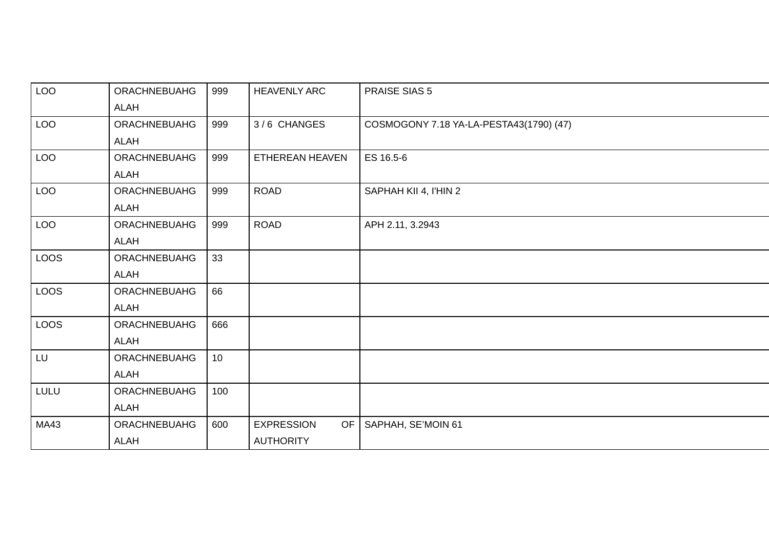| LOO | ORACHNEBUAHG ALAH | 999 | HEAVENLY ARC | PRAISE SIAS 5 |
|---|---|---|---|---|
| LOO | ORACHNEBUAHG ALAH | 999 | 3 / 6 CHANGES | COSMOGONY 7.18 YA-LA-PESTA43(1790) (47) |
| LOO | ORACHNEBUAHG ALAH | 999 | ETHEREAN HEAVEN | ES 16.5-6 |
| LOO | ORACHNEBUAHG ALAH | 999 | ROAD | SAPHAH KII 4, I'HIN 2 |
| LOO | ORACHNEBUAHG ALAH | 999 | ROAD | APH 2.11, 3.2943 |
| LOOS | ORACHNEBUAHG ALAH | 33 | | |
| LOOS | ORACHNEBUAHG ALAH | 66 | | |
| LOOS | ORACHNEBUAHG ALAH | 666 | | |
| LU | ORACHNEBUAHG ALAH | 10 | | |
| LULU | ORACHNEBUAHG ALAH | 100 | | |
| MA43 | ORACHNEBUAHG ALAH | 600 | EXPRESSION OF AUTHORITY | SAPHAH, SE'MOIN 61 |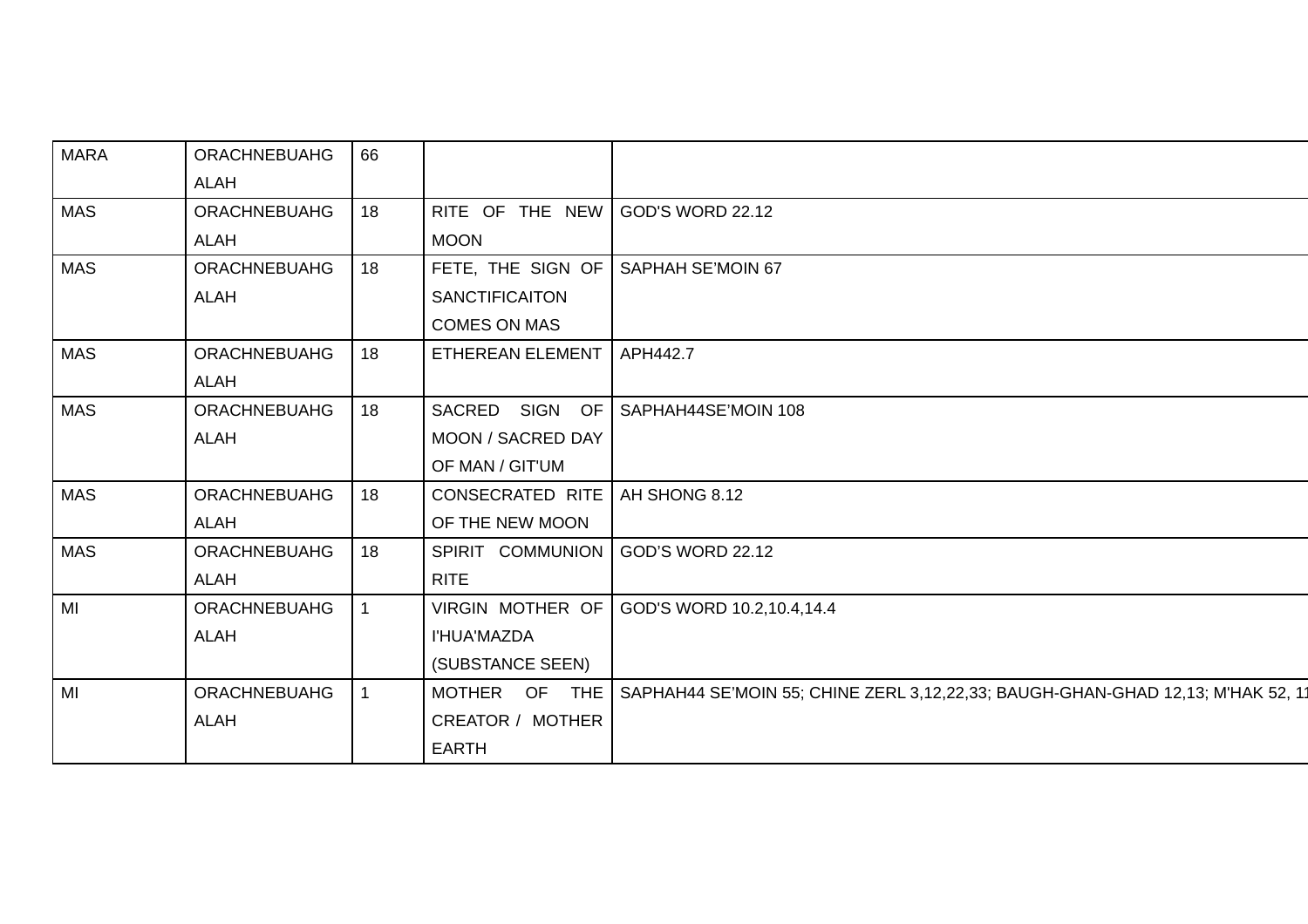| MARA | ORACHNEBUAHG ALAH | 66 | | |
|---|---|---|---|---|
| MAS | ORACHNEBUAHG ALAH | 18 | RITE OF THE NEW MOON | GOD'S WORD 22.12 |
| MAS | ORACHNEBUAHG ALAH | 18 | FETE, THE SIGN OF SANCTIFICAITON COMES ON MAS | SAPHAH SE'MOIN 67 |
| MAS | ORACHNEBUAHG ALAH | 18 | ETHEREAN ELEMENT | APH442.7 |
| MAS | ORACHNEBUAHG ALAH | 18 | SACRED SIGN OF MOON / SACRED DAY OF MAN / GIT'UM | SAPHAH44SE'MOIN 108 |
| MAS | ORACHNEBUAHG ALAH | 18 | CONSECRATED RITE OF THE NEW MOON | AH SHONG 8.12 |
| MAS | ORACHNEBUAHG ALAH | 18 | SPIRIT COMMUNION RITE | GOD'S WORD 22.12 |
| MI | ORACHNEBUAHG ALAH | 1 | VIRGIN MOTHER OF I'HUA'MAZDA (SUBSTANCE SEEN) | GOD'S WORD 10.2,10.4,14.4 |
| MI | ORACHNEBUAHG ALAH | 1 | MOTHER OF THE CREATOR / MOTHER EARTH | SAPHAH44 SE'MOIN 55; CHINE ZERL 3,12,22,33; BAUGH-GHAN-GHAD 12,13; M'HAK 52, 1 |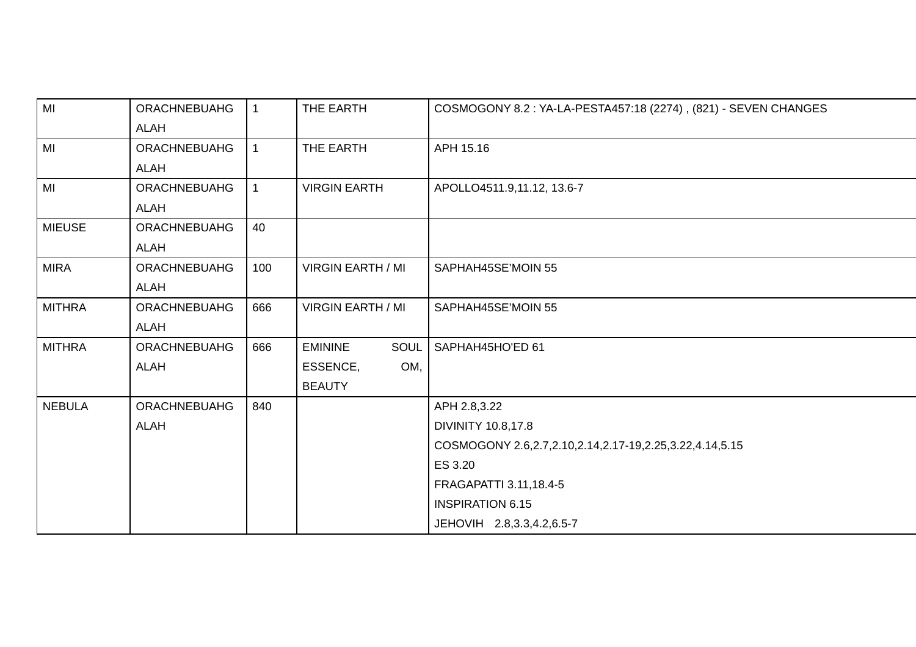| | | | | |
|---|---|---|---|---|
| MI | ORACHNEBUAHG ALAH | 1 | THE EARTH | COSMOGONY 8.2 : YA-LA-PESTA457:18 (2274) , (821) - SEVEN CHANGES |
| MI | ORACHNEBUAHG ALAH | 1 | THE EARTH | APH 15.16 |
| MI | ORACHNEBUAHG ALAH | 1 | VIRGIN EARTH | APOLLO4511.9,11.12, 13.6-7 |
| MIEUSE | ORACHNEBUAHG ALAH | 40 | | |
| MIRA | ORACHNEBUAHG ALAH | 100 | VIRGIN EARTH / MI | SAPHAH45SE'MOIN 55 |
| MITHRA | ORACHNEBUAHG ALAH | 666 | VIRGIN EARTH / MI | SAPHAH45SE'MOIN 55 |
| MITHRA | ORACHNEBUAHG ALAH | 666 | EMININE SOUL ESSENCE, OM, BEAUTY | SAPHAH45HO'ED 61 |
| NEBULA | ORACHNEBUAHG ALAH | 840 | | APH 2.8,3.22<br>DIVINITY 10.8,17.8<br>COSMOGONY 2.6,2.7,2.10,2.14,2.17-19,2.25,3.22,4.14,5.15<br>ES 3.20<br>FRAGAPATTI 3.11,18.4-5<br>INSPIRATION 6.15<br>JEHOVIH 2.8,3.3,4.2,6.5-7 |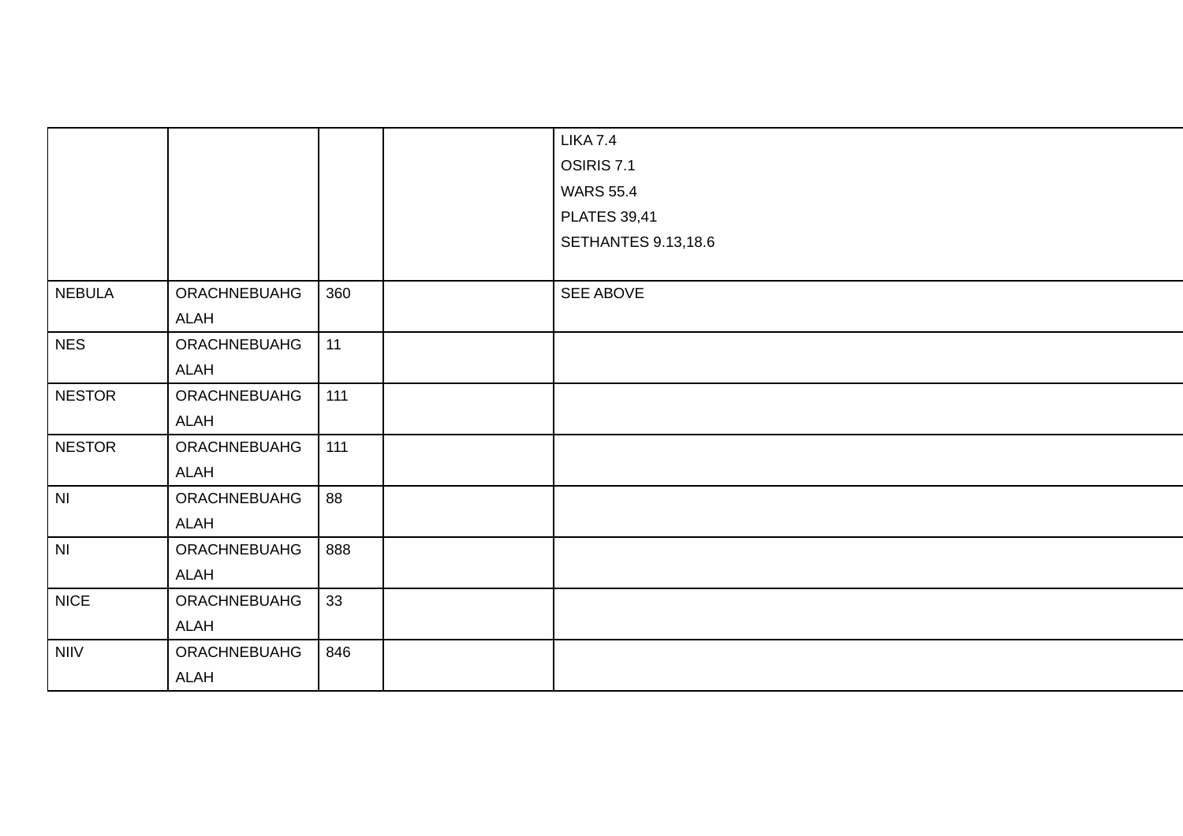| | | | | |
|---|---|---|---|---|
| | | | | LIKA 7.4<br>OSIRIS 7.1<br>WARS 55.4<br>PLATES 39,41<br>SETHANTES 9.13,18.6 |
| NEBULA | ORACHNEBUAHG ALAH | 360 | | SEE ABOVE |
| NES | ORACHNEBUAHG ALAH | 11 | | |
| NESTOR | ORACHNEBUAHG ALAH | 111 | | |
| NESTOR | ORACHNEBUAHG ALAH | 111 | | |
| NI | ORACHNEBUAHG ALAH | 88 | | |
| NI | ORACHNEBUAHG ALAH | 888 | | |
| NICE | ORACHNEBUAHG ALAH | 33 | | |
| NIIV | ORACHNEBUAHG ALAH | 846 | | |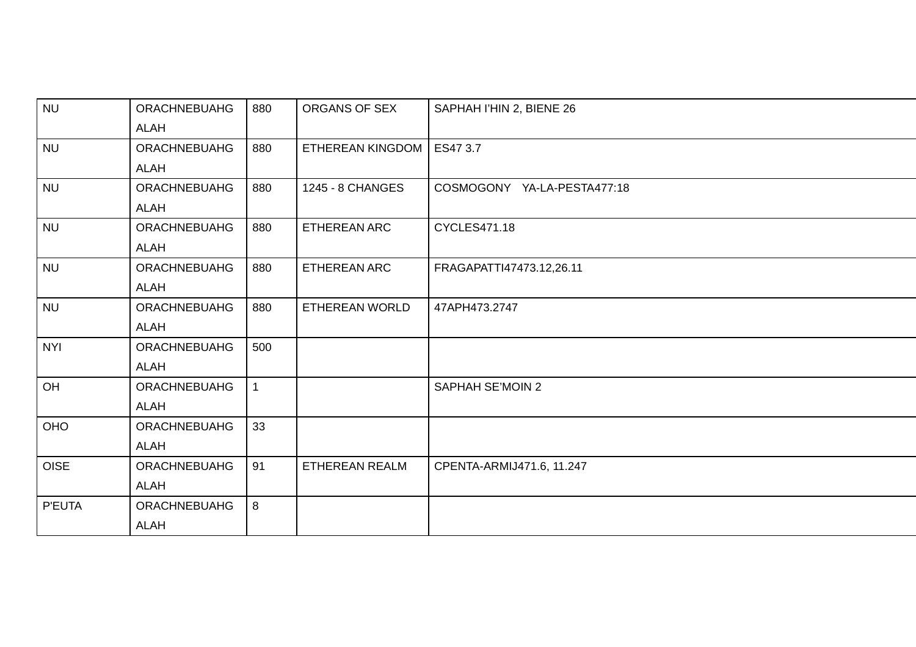| | | | | |
|---|---|---|---|---|
| NU | ORACHNEBUAHG ALAH | 880 | ORGANS OF SEX | SAPHAH I'HIN 2, BIENE 26 |
| NU | ORACHNEBUAHG ALAH | 880 | ETHEREAN KINGDOM | ES47 3.7 |
| NU | ORACHNEBUAHG ALAH | 880 | 1245 - 8 CHANGES | COSMOGONY YA-LA-PESTA477:18 |
| NU | ORACHNEBUAHG ALAH | 880 | ETHEREAN ARC | CYCLES471.18 |
| NU | ORACHNEBUAHG ALAH | 880 | ETHEREAN ARC | FRAGAPATTI47473.12,26.11 |
| NU | ORACHNEBUAHG ALAH | 880 | ETHEREAN WORLD | 47APH473.2747 |
| NYI | ORACHNEBUAHG ALAH | 500 | | |
| OH | ORACHNEBUAHG ALAH | 1 | | SAPHAH SE'MOIN 2 |
| OHO | ORACHNEBUAHG ALAH | 33 | | |
| OISE | ORACHNEBUAHG ALAH | 91 | ETHEREAN REALM | CPENTA-ARMIJ471.6, 11.247 |
| P'EUTA | ORACHNEBUAHG ALAH | 8 | | |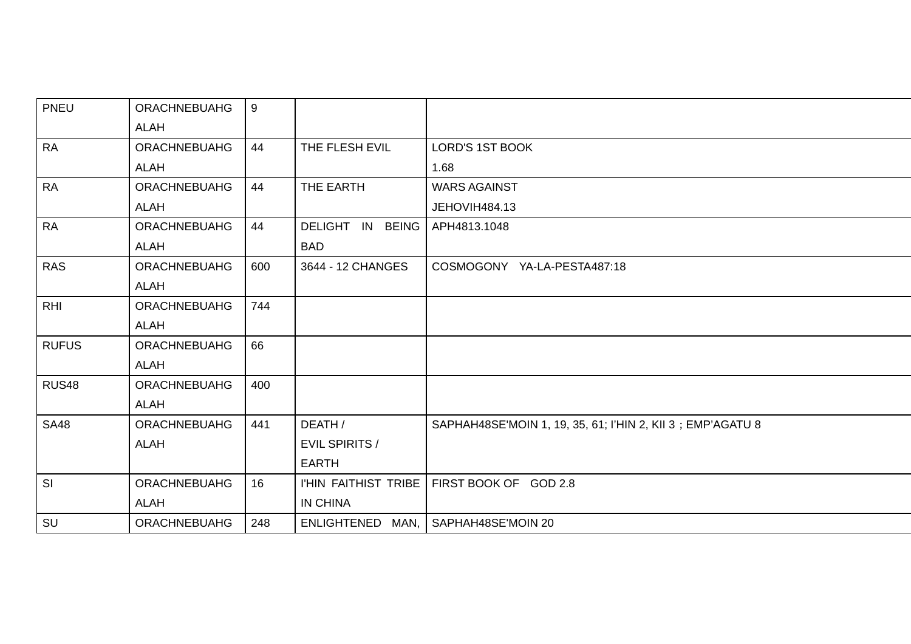| PNEU | ORACHNEBUAHG ALAH | 9 | | |
|---|---|---|---|---|
| RA | ORACHNEBUAHG ALAH | 44 | THE FLESH EVIL | LORD'S 1ST BOOK 1.68 |
| RA | ORACHNEBUAHG ALAH | 44 | THE EARTH | WARS AGAINST JEHOVIH484.13 |
| RA | ORACHNEBUAHG ALAH | 44 | DELIGHT IN BEING BAD | APH4813.1048 |
| RAS | ORACHNEBUAHG ALAH | 600 | 3644 - 12 CHANGES | COSMOGONY YA-LA-PESTA487:18 |
| RHI | ORACHNEBUAHG ALAH | 744 | | |
| RUFUS | ORACHNEBUAHG ALAH | 66 | | |
| RUS48 | ORACHNEBUAHG ALAH | 400 | | |
| SA48 | ORACHNEBUAHG ALAH | 441 | DEATH / EVIL SPIRITS / EARTH | SAPHAH48SE'MOIN 1, 19, 35, 61; I'HIN 2, KII 3；EMP'AGATU 8 |
| SI | ORACHNEBUAHG ALAH | 16 | I'HIN FAITHIST TRIBE IN CHINA | FIRST BOOK OF GOD 2.8 |
| SU | ORACHNEBUAHG | 248 | ENLIGHTENED MAN, | SAPHAH48SE'MOIN 20 |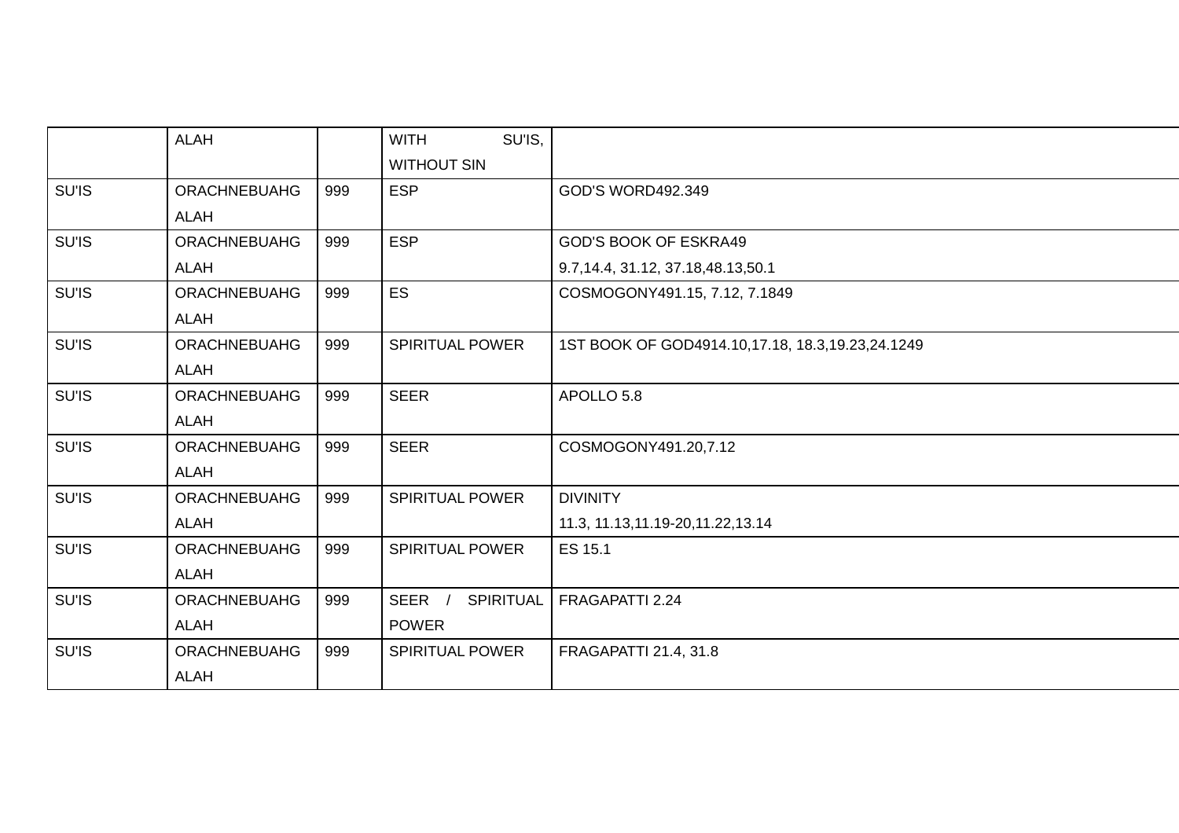|  |  |  |  |  |
|---|---|---|---|---|
|  | ALAH |  | WITH SU'IS, WITHOUT SIN |  |
| SU'IS | ORACHNEBUAHG ALAH | 999 | ESP | GOD'S WORD492.349 |
| SU'IS | ORACHNEBUAHG ALAH | 999 | ESP | GOD'S BOOK OF ESKRA49 9.7,14.4, 31.12, 37.18,48.13,50.1 |
| SU'IS | ORACHNEBUAHG ALAH | 999 | ES | COSMOGONY491.15, 7.12, 7.1849 |
| SU'IS | ORACHNEBUAHG ALAH | 999 | SPIRITUAL POWER | 1ST BOOK OF GOD4914.10,17.18, 18.3,19.23,24.1249 |
| SU'IS | ORACHNEBUAHG ALAH | 999 | SEER | APOLLO 5.8 |
| SU'IS | ORACHNEBUAHG ALAH | 999 | SEER | COSMOGONY491.20,7.12 |
| SU'IS | ORACHNEBUAHG ALAH | 999 | SPIRITUAL POWER | DIVINITY 11.3, 11.13,11.19-20,11.22,13.14 |
| SU'IS | ORACHNEBUAHG ALAH | 999 | SPIRITUAL POWER | ES 15.1 |
| SU'IS | ORACHNEBUAHG ALAH | 999 | SEER / SPIRITUAL POWER | FRAGAPATTI 2.24 |
| SU'IS | ORACHNEBUAHG ALAH | 999 | SPIRITUAL POWER | FRAGAPATTI 21.4, 31.8 |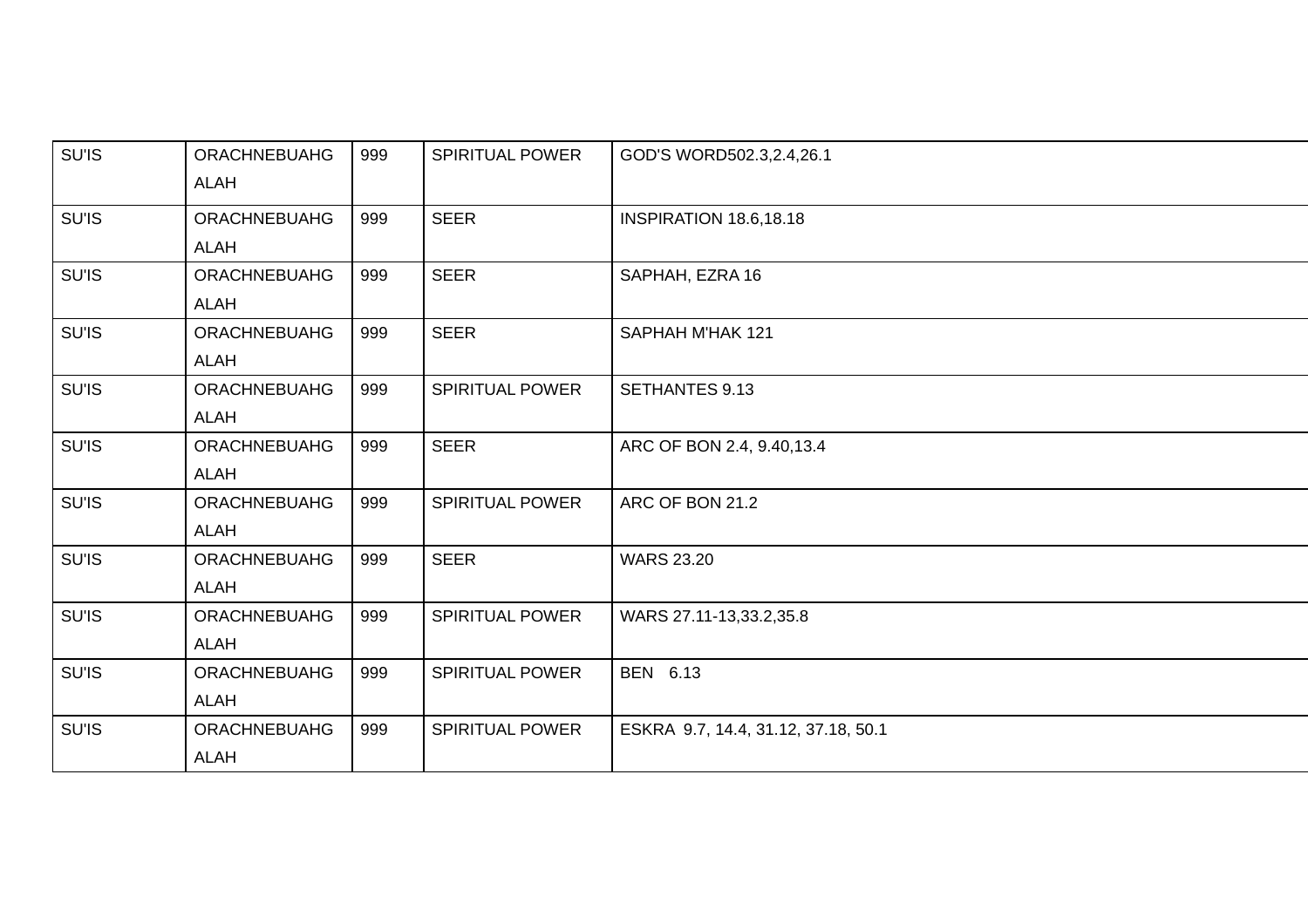| SU'IS | ORACHNEBUAHG ALAH | 999 | SPIRITUAL POWER | GOD'S WORD502.3,2.4,26.1 |
|---|---|---|---|---|
| SU'IS | ORACHNEBUAHG ALAH | 999 | SEER | INSPIRATION 18.6,18.18 |
| SU'IS | ORACHNEBUAHG ALAH | 999 | SEER | SAPHAH, EZRA 16 |
| SU'IS | ORACHNEBUAHG ALAH | 999 | SEER | SAPHAH M'HAK 121 |
| SU'IS | ORACHNEBUAHG ALAH | 999 | SPIRITUAL POWER | SETHANTES 9.13 |
| SU'IS | ORACHNEBUAHG ALAH | 999 | SEER | ARC OF BON 2.4, 9.40,13.4 |
| SU'IS | ORACHNEBUAHG ALAH | 999 | SPIRITUAL POWER | ARC OF BON 21.2 |
| SU'IS | ORACHNEBUAHG ALAH | 999 | SEER | WARS 23.20 |
| SU'IS | ORACHNEBUAHG ALAH | 999 | SPIRITUAL POWER | WARS 27.11-13,33.2,35.8 |
| SU'IS | ORACHNEBUAHG ALAH | 999 | SPIRITUAL POWER | BEN 6.13 |
| SU'IS | ORACHNEBUAHG ALAH | 999 | SPIRITUAL POWER | ESKRA 9.7, 14.4, 31.12, 37.18, 50.1 |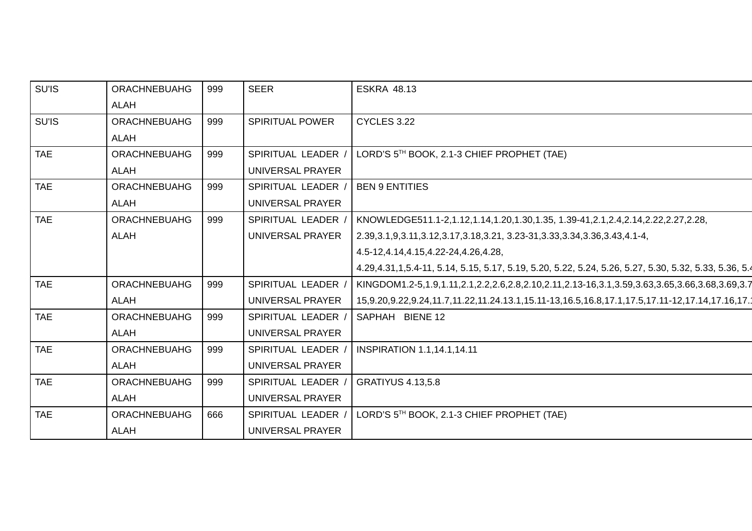| SU'IS | ORACHNEBUAHG ALAH | 999 | SEER | ESKRA 48.13 |
|---|---|---|---|---|
| SU'IS | ORACHNEBUAHG ALAH | 999 | SPIRITUAL POWER | CYCLES 3.22 |
| TAE | ORACHNEBUAHG ALAH | 999 | SPIRITUAL LEADER / UNIVERSAL PRAYER | LORD'S 5TH BOOK, 2.1-3 CHIEF PROPHET (TAE) |
| TAE | ORACHNEBUAHG ALAH | 999 | SPIRITUAL LEADER / UNIVERSAL PRAYER | BEN 9 ENTITIES |
| TAE | ORACHNEBUAHG ALAH | 999 | SPIRITUAL LEADER / UNIVERSAL PRAYER | KNOWLEDGE511.1-2,1.12,1.14,1.20,1.30,1.35, 1.39-41,2.1,2.4,2.14,2.22,2.27,2.28, 2.39,3.1,9,3.11,3.12,3.17,3.18,3.21, 3.23-31,3.33,3.34,3.36,3.43,4.1-4, 4.5-12,4.14,4.15,4.22-24,4.26,4.28, 4.29,4.31,1,5.4-11, 5.14, 5.15, 5.17, 5.19, 5.20, 5.22, 5.24, 5.26, 5.27, 5.30, 5.32, 5.33, 5.36, 5.4 |
| TAE | ORACHNEBUAHG ALAH | 999 | SPIRITUAL LEADER / UNIVERSAL PRAYER | KINGDOM1.2-5,1.9,1.11,2.1,2.2,2.6,2.8,2.10,2.11,2.13-16,3.1,3.59,3.63,3.65,3.66,3.68,3.69,3.7 15,9.20,9.22,9.24,11.7,11.22,11.24.13.1,15.11-13,16.5,16.8,17.1,17.5,17.11-12,17.14,17.16,17. |
| TAE | ORACHNEBUAHG ALAH | 999 | SPIRITUAL LEADER / UNIVERSAL PRAYER | SAPHAH BIENE 12 |
| TAE | ORACHNEBUAHG ALAH | 999 | SPIRITUAL LEADER / UNIVERSAL PRAYER | INSPIRATION 1.1,14.1,14.11 |
| TAE | ORACHNEBUAHG ALAH | 999 | SPIRITUAL LEADER / UNIVERSAL PRAYER | GRATIYUS 4.13,5.8 |
| TAE | ORACHNEBUAHG ALAH | 666 | SPIRITUAL LEADER / UNIVERSAL PRAYER | LORD'S 5TH BOOK, 2.1-3 CHIEF PROPHET (TAE) |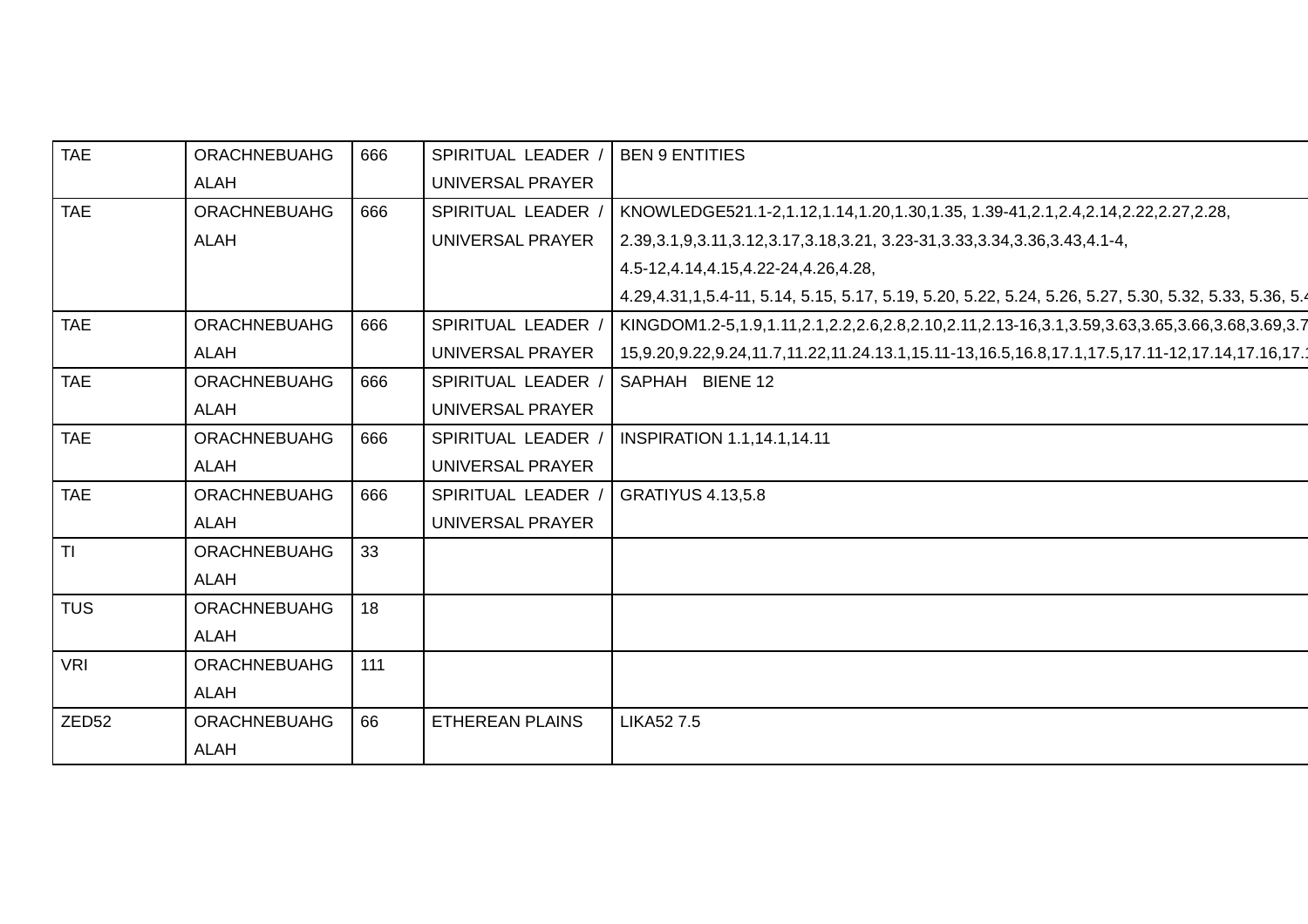| TAE | ORACHNEBUAHG ALAH | 666 | SPIRITUAL LEADER / UNIVERSAL PRAYER | BEN 9 ENTITIES |
|---|---|---|---|---|
| TAE | ORACHNEBUAHG ALAH | 666 | SPIRITUAL LEADER / UNIVERSAL PRAYER | KNOWLEDGE521.1-2,1.12,1.14,1.20,1.30,1.35, 1.39-41,2.1,2.4,2.14,2.22,2.27,2.28, 2.39,3.1,9,3.11,3.12,3.17,3.18,3.21, 3.23-31,3.33,3.34,3.36,3.43,4.1-4, 4.5-12,4.14,4.15,4.22-24,4.26,4.28, 4.29,4.31,1,5.4-11, 5.14, 5.15, 5.17, 5.19, 5.20, 5.22, 5.24, 5.26, 5.27, 5.30, 5.32, 5.33, 5.36, 5.4 |
| TAE | ORACHNEBUAHG ALAH | 666 | SPIRITUAL LEADER / UNIVERSAL PRAYER | KINGDOM1.2-5,1.9,1.11,2.1,2.2,2.6,2.8,2.10,2.11,2.13-16,3.1,3.59,3.63,3.65,3.66,3.68,3.69,3.7 15,9.20,9.22,9.24,11.7,11.22,11.24.13.1,15.11-13,16.5,16.8,17.1,17.5,17.11-12,17.14,17.16,17. |
| TAE | ORACHNEBUAHG ALAH | 666 | SPIRITUAL LEADER / UNIVERSAL PRAYER | SAPHAH BIENE 12 |
| TAE | ORACHNEBUAHG ALAH | 666 | SPIRITUAL LEADER / UNIVERSAL PRAYER | INSPIRATION 1.1,14.1,14.11 |
| TAE | ORACHNEBUAHG ALAH | 666 | SPIRITUAL LEADER / UNIVERSAL PRAYER | GRATIYUS 4.13,5.8 |
| TI | ORACHNEBUAHG ALAH | 33 | | |
| TUS | ORACHNEBUAHG ALAH | 18 | | |
| VRI | ORACHNEBUAHG ALAH | 111 | | |
| ZED52 | ORACHNEBUAHG ALAH | 66 | ETHEREAN PLAINS | LIKA52 7.5 |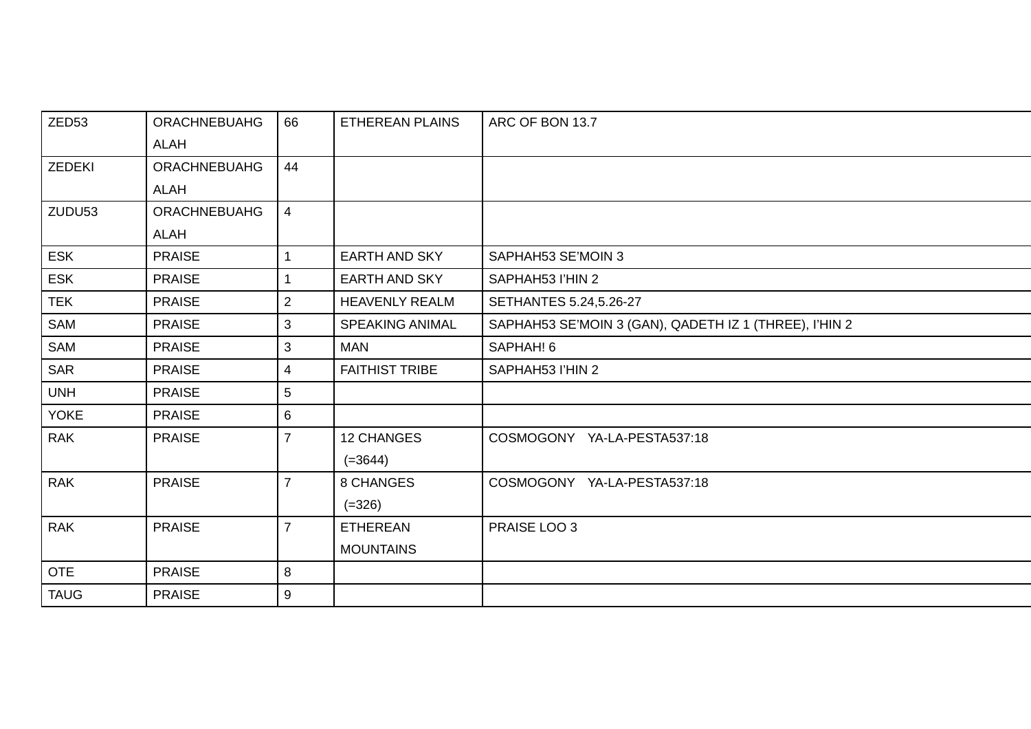| | | | | |
|---|---|---|---|---|
| ZED53 | ORACHNEBUAHG ALAH | 66 | ETHEREAN PLAINS | ARC OF BON 13.7 |
| ZEDEKI | ORACHNEBUAHG ALAH | 44 | | |
| ZUDU53 | ORACHNEBUAHG ALAH | 4 | | |
| ESK | PRAISE | 1 | EARTH AND SKY | SAPHAH53 SE'MOIN 3 |
| ESK | PRAISE | 1 | EARTH AND SKY | SAPHAH53 I'HIN 2 |
| TEK | PRAISE | 2 | HEAVENLY REALM | SETHANTES 5.24,5.26-27 |
| SAM | PRAISE | 3 | SPEAKING ANIMAL | SAPHAH53 SE'MOIN 3 (GAN), QADETH IZ 1 (THREE), I'HIN 2 |
| SAM | PRAISE | 3 | MAN | SAPHAH! 6 |
| SAR | PRAISE | 4 | FAITHIST TRIBE | SAPHAH53 I'HIN 2 |
| UNH | PRAISE | 5 | | |
| YOKE | PRAISE | 6 | | |
| RAK | PRAISE | 7 | 12 CHANGES (=3644) | COSMOGONY YA-LA-PESTA537:18 |
| RAK | PRAISE | 7 | 8 CHANGES (=326) | COSMOGONY YA-LA-PESTA537:18 |
| RAK | PRAISE | 7 | ETHEREAN MOUNTAINS | PRAISE LOO 3 |
| OTE | PRAISE | 8 | | |
| TAUG | PRAISE | 9 | | |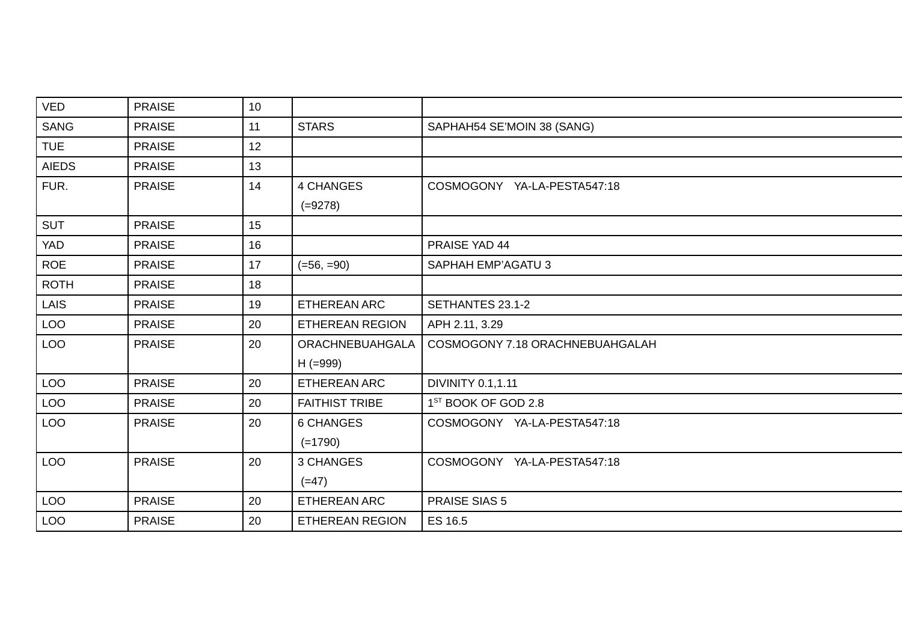| VED | PRAISE | 10 | | |
|---|---|---|---|---|
| SANG | PRAISE | 11 | STARS | SAPHAH54 SE'MOIN 38 (SANG) |
| TUE | PRAISE | 12 | | |
| AIEDS | PRAISE | 13 | | |
| FUR. | PRAISE | 14 | 4 CHANGES (=9278) | COSMOGONY YA-LA-PESTA547:18 |
| SUT | PRAISE | 15 | | |
| YAD | PRAISE | 16 | | PRAISE YAD 44 |
| ROE | PRAISE | 17 | (=56, =90) | SAPHAH EMP'AGATU 3 |
| ROTH | PRAISE | 18 | | |
| LAIS | PRAISE | 19 | ETHEREAN ARC | SETHANTES 23.1-2 |
| LOO | PRAISE | 20 | ETHEREAN REGION | APH 2.11, 3.29 |
| LOO | PRAISE | 20 | ORACHNEBUAHGALAH (=999) | COSMOGONY 7.18 ORACHNEBUAHGALAH |
| LOO | PRAISE | 20 | ETHEREAN ARC | DIVINITY 0.1,1.11 |
| LOO | PRAISE | 20 | FAITHIST TRIBE | 1ST BOOK OF GOD 2.8 |
| LOO | PRAISE | 20 | 6 CHANGES (=1790) | COSMOGONY YA-LA-PESTA547:18 |
| LOO | PRAISE | 20 | 3 CHANGES (=47) | COSMOGONY YA-LA-PESTA547:18 |
| LOO | PRAISE | 20 | ETHEREAN ARC | PRAISE SIAS 5 |
| LOO | PRAISE | 20 | ETHEREAN REGION | ES 16.5 |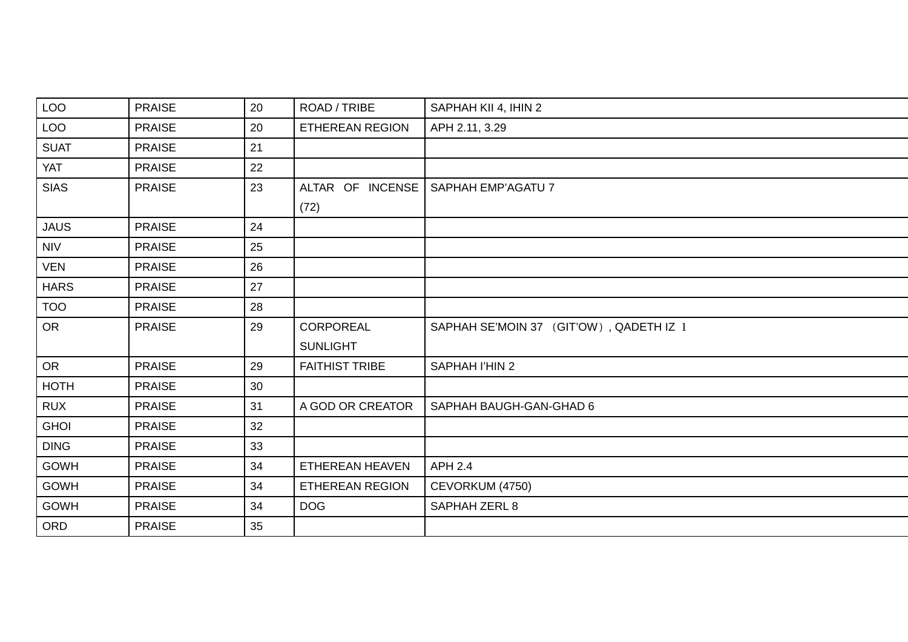| LOO | PRAISE | 20 | ROAD / TRIBE | SAPHAH KII 4, IHIN 2 |
|---|---|---|---|---|
| LOO | PRAISE | 20 | ETHEREAN REGION | APH 2.11, 3.29 |
| SUAT | PRAISE | 21 | | |
| YAT | PRAISE | 22 | | |
| SIAS | PRAISE | 23 | ALTAR OF INCENSE (72) | SAPHAH EMP'AGATU 7 |
| JAUS | PRAISE | 24 | | |
| NIV | PRAISE | 25 | | |
| VEN | PRAISE | 26 | | |
| HARS | PRAISE | 27 | | |
| TOO | PRAISE | 28 | | |
| OR | PRAISE | 29 | CORPOREAL SUNLIGHT | SAPHAH SE'MOIN 37 （GIT'OW）, QADETH IZ 1 |
| OR | PRAISE | 29 | FAITHIST TRIBE | SAPHAH I'HIN 2 |
| HOTH | PRAISE | 30 | | |
| RUX | PRAISE | 31 | A GOD OR CREATOR | SAPHAH BAUGH-GAN-GHAD 6 |
| GHOI | PRAISE | 32 | | |
| DING | PRAISE | 33 | | |
| GOWH | PRAISE | 34 | ETHEREAN HEAVEN | APH 2.4 |
| GOWH | PRAISE | 34 | ETHEREAN REGION | CEVORKUM (4750) |
| GOWH | PRAISE | 34 | DOG | SAPHAH ZERL 8 |
| ORD | PRAISE | 35 | | |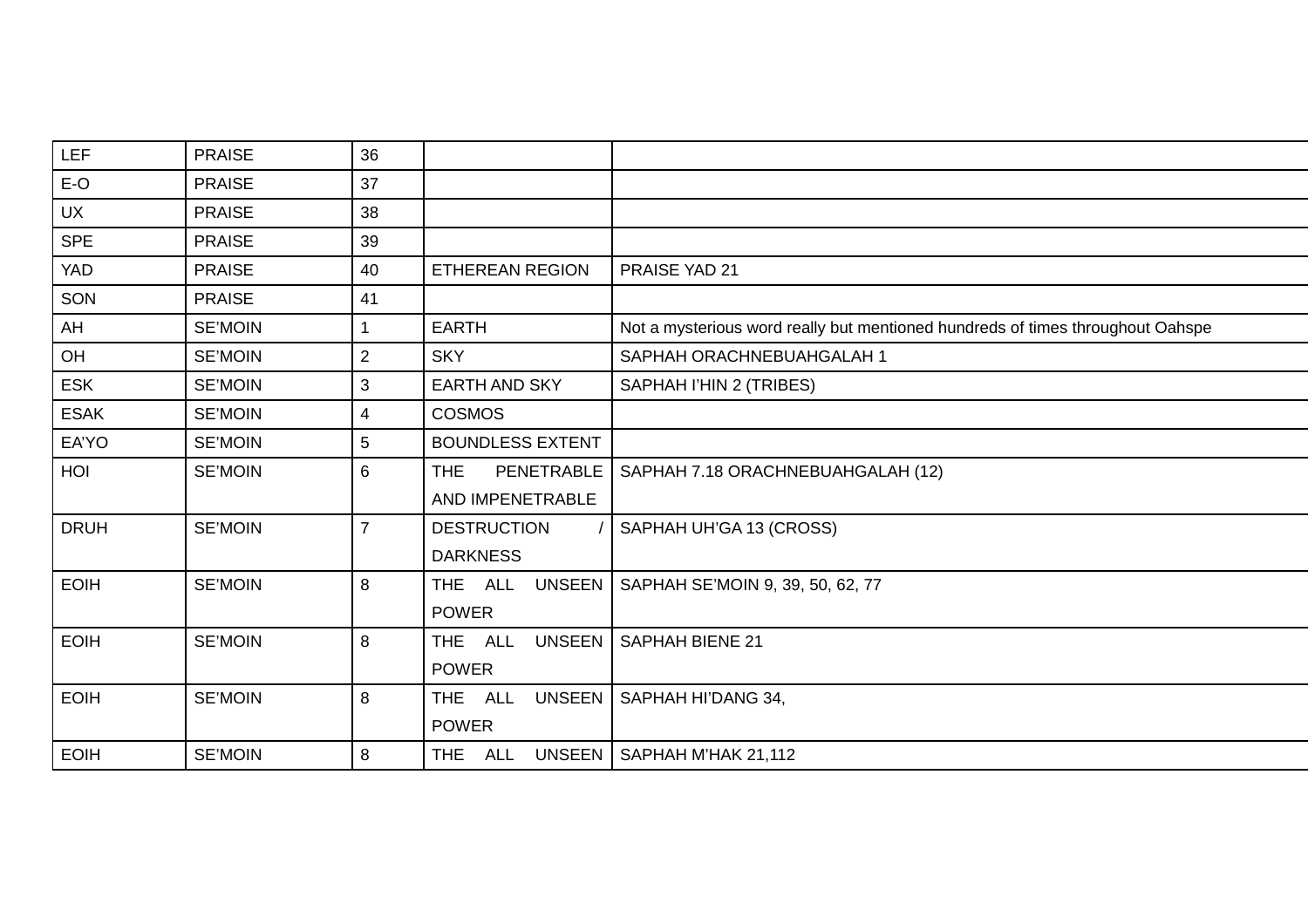| LEF | PRAISE | 36 | | |
|---|---|---|---|---|
| E-O | PRAISE | 37 | | |
| UX | PRAISE | 38 | | |
| SPE | PRAISE | 39 | | |
| YAD | PRAISE | 40 | ETHEREAN REGION | PRAISE YAD 21 |
| SON | PRAISE | 41 | | |
| AH | SE'MOIN | 1 | EARTH | Not a mysterious word really but mentioned hundreds of times throughout Oahspe |
| OH | SE'MOIN | 2 | SKY | SAPHAH ORACHNEBUAHGALAH 1 |
| ESK | SE'MOIN | 3 | EARTH AND SKY | SAPHAH I'HIN 2 (TRIBES) |
| ESAK | SE'MOIN | 4 | COSMOS | |
| EA'YO | SE'MOIN | 5 | BOUNDLESS EXTENT | |
| HOI | SE'MOIN | 6 | THE PENETRABLE AND IMPENETRABLE | SAPHAH 7.18 ORACHNEBUAHGALAH (12) |
| DRUH | SE'MOIN | 7 | DESTRUCTION / DARKNESS | SAPHAH UH'GA 13 (CROSS) |
| EOIH | SE'MOIN | 8 | THE ALL UNSEEN POWER | SAPHAH SE'MOIN 9, 39, 50, 62, 77 |
| EOIH | SE'MOIN | 8 | THE ALL UNSEEN POWER | SAPHAH BIENE 21 |
| EOIH | SE'MOIN | 8 | THE ALL UNSEEN POWER | SAPHAH HI'DANG 34, |
| EOIH | SE'MOIN | 8 | THE ALL UNSEEN | SAPHAH M'HAK 21,112 |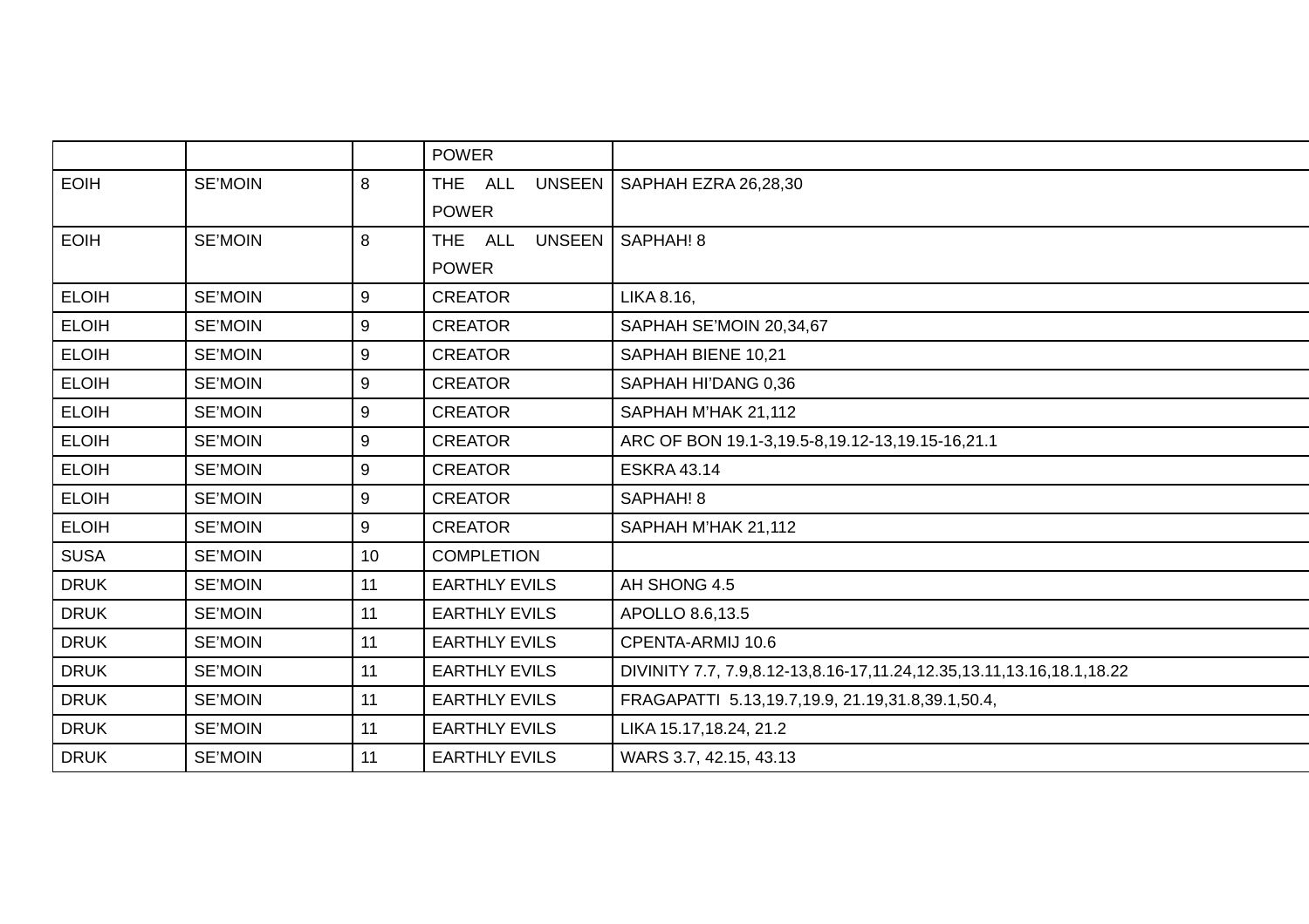| | | | POWER | |
|---|---|---|---|---|
| EOIH | SE'MOIN | 8 | THE ALL UNSEEN POWER | SAPHAH EZRA 26,28,30 |
| EOIH | SE'MOIN | 8 | THE ALL UNSEEN POWER | SAPHAH! 8 |
| ELOIH | SE'MOIN | 9 | CREATOR | LIKA 8.16, |
| ELOIH | SE'MOIN | 9 | CREATOR | SAPHAH SE'MOIN 20,34,67 |
| ELOIH | SE'MOIN | 9 | CREATOR | SAPHAH BIENE 10,21 |
| ELOIH | SE'MOIN | 9 | CREATOR | SAPHAH HI'DANG 0,36 |
| ELOIH | SE'MOIN | 9 | CREATOR | SAPHAH M'HAK 21,112 |
| ELOIH | SE'MOIN | 9 | CREATOR | ARC OF BON 19.1-3,19.5-8,19.12-13,19.15-16,21.1 |
| ELOIH | SE'MOIN | 9 | CREATOR | ESKRA 43.14 |
| ELOIH | SE'MOIN | 9 | CREATOR | SAPHAH! 8 |
| ELOIH | SE'MOIN | 9 | CREATOR | SAPHAH M'HAK 21,112 |
| SUSA | SE'MOIN | 10 | COMPLETION | |
| DRUK | SE'MOIN | 11 | EARTHLY EVILS | AH SHONG 4.5 |
| DRUK | SE'MOIN | 11 | EARTHLY EVILS | APOLLO 8.6,13.5 |
| DRUK | SE'MOIN | 11 | EARTHLY EVILS | CPENTA-ARMIJ 10.6 |
| DRUK | SE'MOIN | 11 | EARTHLY EVILS | DIVINITY 7.7, 7.9,8.12-13,8.16-17,11.24,12.35,13.11,13.16,18.1,18.22 |
| DRUK | SE'MOIN | 11 | EARTHLY EVILS | FRAGAPATTI 5.13,19.7,19.9, 21.19,31.8,39.1,50.4, |
| DRUK | SE'MOIN | 11 | EARTHLY EVILS | LIKA 15.17,18.24, 21.2 |
| DRUK | SE'MOIN | 11 | EARTHLY EVILS | WARS 3.7, 42.15, 43.13 |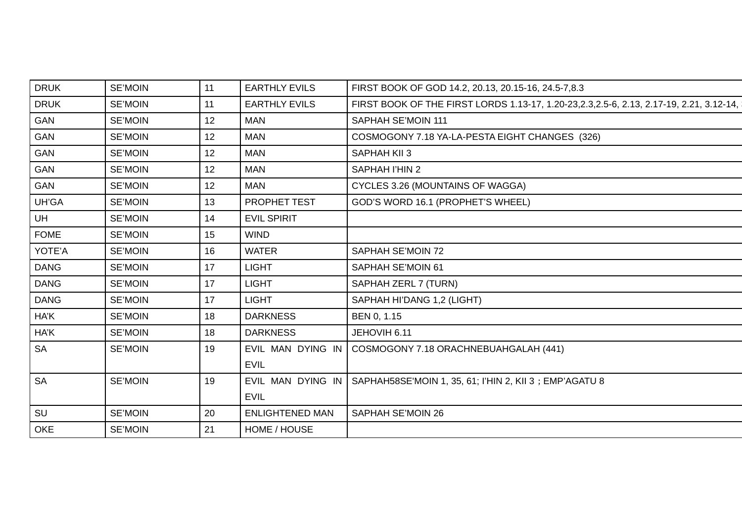| DRUK | SE'MOIN | 11 | EARTHLY EVILS | FIRST BOOK OF GOD 14.2, 20.13, 20.15-16, 24.5-7,8.3 |
|---|---|---|---|---|
| DRUK | SE'MOIN | 11 | EARTHLY EVILS | FIRST BOOK OF THE FIRST LORDS 1.13-17, 1.20-23,2.3,2.5-6, 2.13, 2.17-19, 2.21, 3.12-14, |
| GAN | SE'MOIN | 12 | MAN | SAPHAH SE'MOIN 111 |
| GAN | SE'MOIN | 12 | MAN | COSMOGONY 7.18 YA-LA-PESTA EIGHT CHANGES (326) |
| GAN | SE'MOIN | 12 | MAN | SAPHAH KII 3 |
| GAN | SE'MOIN | 12 | MAN | SAPHAH I'HIN 2 |
| GAN | SE'MOIN | 12 | MAN | CYCLES 3.26 (MOUNTAINS OF WAGGA) |
| UH'GA | SE'MOIN | 13 | PROPHET TEST | GOD'S WORD 16.1 (PROPHET'S WHEEL) |
| UH | SE'MOIN | 14 | EVIL SPIRIT | |
| FOME | SE'MOIN | 15 | WIND | |
| YOTE'A | SE'MOIN | 16 | WATER | SAPHAH SE'MOIN 72 |
| DANG | SE'MOIN | 17 | LIGHT | SAPHAH SE'MOIN 61 |
| DANG | SE'MOIN | 17 | LIGHT | SAPHAH ZERL 7 (TURN) |
| DANG | SE'MOIN | 17 | LIGHT | SAPHAH HI'DANG 1,2 (LIGHT) |
| HA'K | SE'MOIN | 18 | DARKNESS | BEN 0, 1.15 |
| HA'K | SE'MOIN | 18 | DARKNESS | JEHOVIH 6.11 |
| SA | SE'MOIN | 19 | EVIL MAN DYING IN EVIL | COSMOGONY 7.18 ORACHNEBUAHGALAH (441) |
| SA | SE'MOIN | 19 | EVIL MAN DYING IN EVIL | SAPHAH58SE'MOIN 1, 35, 61; I'HIN 2, KII 3；EMP'AGATU 8 |
| SU | SE'MOIN | 20 | ENLIGHTENED MAN | SAPHAH SE'MOIN 26 |
| OKE | SE'MOIN | 21 | HOME / HOUSE | |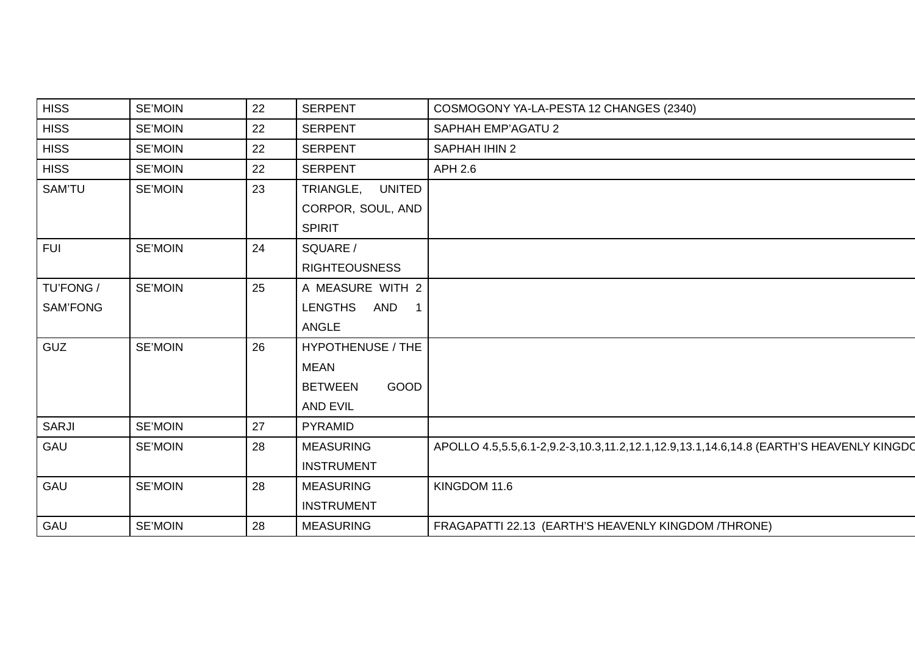| HISS | SE'MOIN | 22 | SERPENT | COSMOGONY YA-LA-PESTA 12 CHANGES (2340) |
|---|---|---|---|---|
| HISS | SE'MOIN | 22 | SERPENT | SAPHAH EMP'AGATU 2 |
| HISS | SE'MOIN | 22 | SERPENT | SAPHAH IHIN 2 |
| HISS | SE'MOIN | 22 | SERPENT | APH 2.6 |
| SAM'TU | SE'MOIN | 23 | TRIANGLE, UNITED CORPOR, SOUL, AND SPIRIT | |
| FUI | SE'MOIN | 24 | SQUARE / RIGHTEOUSNESS | |
| TU'FONG / SAM'FONG | SE'MOIN | 25 | A MEASURE WITH 2 LENGTHS AND 1 ANGLE | |
| GUZ | SE'MOIN | 26 | HYPOTHENUSE / THE MEAN BETWEEN GOOD AND EVIL | |
| SARJI | SE'MOIN | 27 | PYRAMID | |
| GAU | SE'MOIN | 28 | MEASURING INSTRUMENT | APOLLO 4.5,5.5,6.1-2,9.2-3,10.3,11.2,12.1,12.9,13.1,14.6,14.8 (EARTH'S HEAVENLY KINGDO |
| GAU | SE'MOIN | 28 | MEASURING INSTRUMENT | KINGDOM 11.6 |
| GAU | SE'MOIN | 28 | MEASURING | FRAGAPATTI 22.13 (EARTH'S HEAVENLY KINGDOM /THRONE) |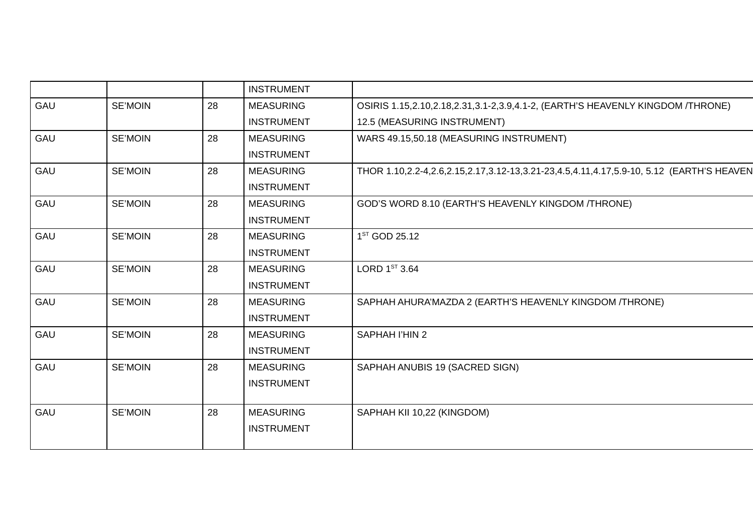| | | | INSTRUMENT | |
|---|---|---|---|---|
| GAU | SE'MOIN | 28 | MEASURING INSTRUMENT | OSIRIS 1.15,2.10,2.18,2.31,3.1-2,3.9,4.1-2, (EARTH'S HEAVENLY KINGDOM /THRONE) 12.5 (MEASURING INSTRUMENT) |
| GAU | SE'MOIN | 28 | MEASURING INSTRUMENT | WARS 49.15,50.18 (MEASURING INSTRUMENT) |
| GAU | SE'MOIN | 28 | MEASURING INSTRUMENT | THOR 1.10,2.2-4,2.6,2.15,2.17,3.12-13,3.21-23,4.5,4.11,4.17,5.9-10, 5.12 (EARTH'S HEAVEN |
| GAU | SE'MOIN | 28 | MEASURING INSTRUMENT | GOD'S WORD 8.10 (EARTH'S HEAVENLY KINGDOM /THRONE) |
| GAU | SE'MOIN | 28 | MEASURING INSTRUMENT | 1ST GOD 25.12 |
| GAU | SE'MOIN | 28 | MEASURING INSTRUMENT | LORD 1ST 3.64 |
| GAU | SE'MOIN | 28 | MEASURING INSTRUMENT | SAPHAH AHURA'MAZDA 2 (EARTH'S HEAVENLY KINGDOM /THRONE) |
| GAU | SE'MOIN | 28 | MEASURING INSTRUMENT | SAPHAH I'HIN 2 |
| GAU | SE'MOIN | 28 | MEASURING INSTRUMENT | SAPHAH ANUBIS 19 (SACRED SIGN) |
| GAU | SE'MOIN | 28 | MEASURING INSTRUMENT | SAPHAH KII 10,22 (KINGDOM) |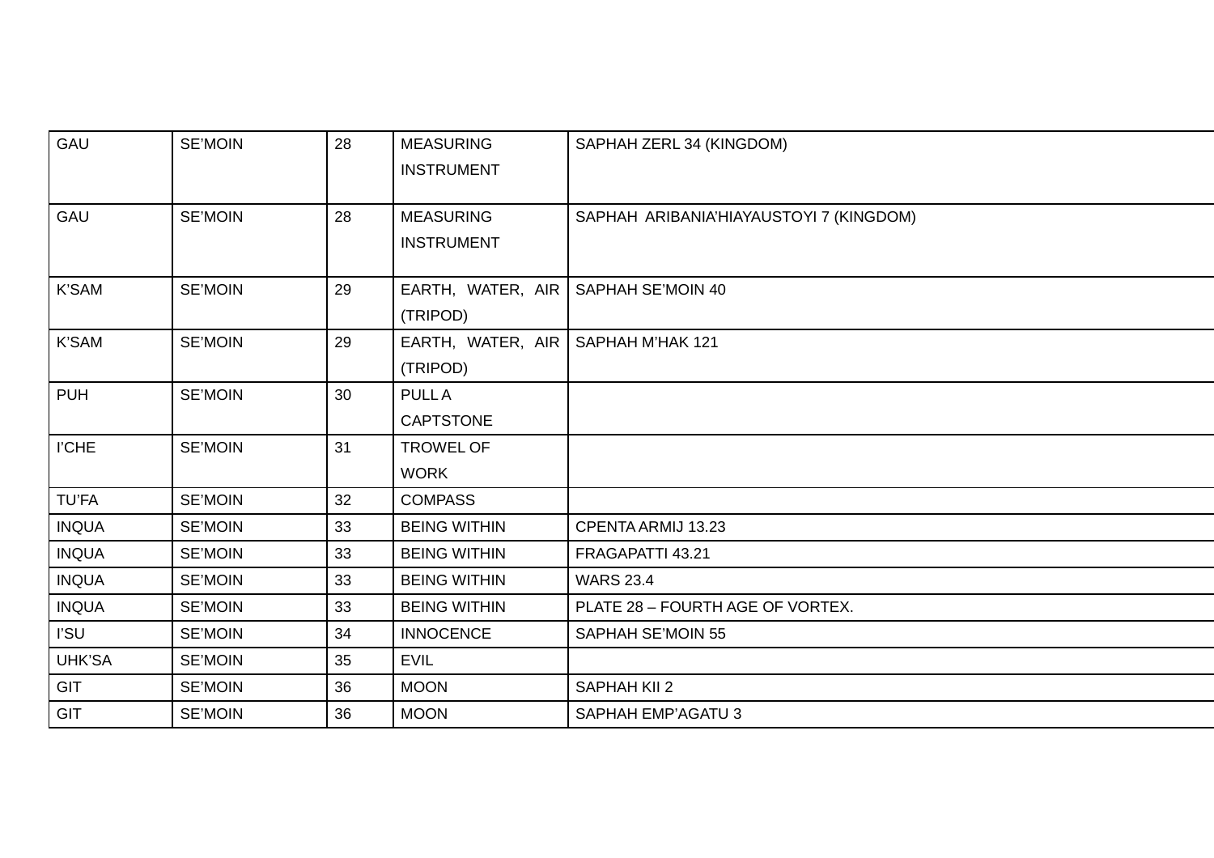| | | | | |
|---|---|---|---|---|
| GAU | SE'MOIN | 28 | MEASURING INSTRUMENT | SAPHAH ZERL 34 (KINGDOM) |
| GAU | SE'MOIN | 28 | MEASURING INSTRUMENT | SAPHAH ARIBANIA'HIAYAUSTOYI 7 (KINGDOM) |
| K'SAM | SE'MOIN | 29 | EARTH, WATER, AIR (TRIPOD) | SAPHAH SE'MOIN 40 |
| K'SAM | SE'MOIN | 29 | EARTH, WATER, AIR (TRIPOD) | SAPHAH M'HAK 121 |
| PUH | SE'MOIN | 30 | PULL A CAPTSTONE | |
| I'CHE | SE'MOIN | 31 | TROWEL OF WORK | |
| TU'FA | SE'MOIN | 32 | COMPASS | |
| INQUA | SE'MOIN | 33 | BEING WITHIN | CPENTA ARMIJ 13.23 |
| INQUA | SE'MOIN | 33 | BEING WITHIN | FRAGAPATTI 43.21 |
| INQUA | SE'MOIN | 33 | BEING WITHIN | WARS 23.4 |
| INQUA | SE'MOIN | 33 | BEING WITHIN | PLATE 28 – FOURTH AGE OF VORTEX. |
| I'SU | SE'MOIN | 34 | INNOCENCE | SAPHAH SE'MOIN 55 |
| UHK'SA | SE'MOIN | 35 | EVIL | |
| GIT | SE'MOIN | 36 | MOON | SAPHAH KII 2 |
| GIT | SE'MOIN | 36 | MOON | SAPHAH EMP'AGATU 3 |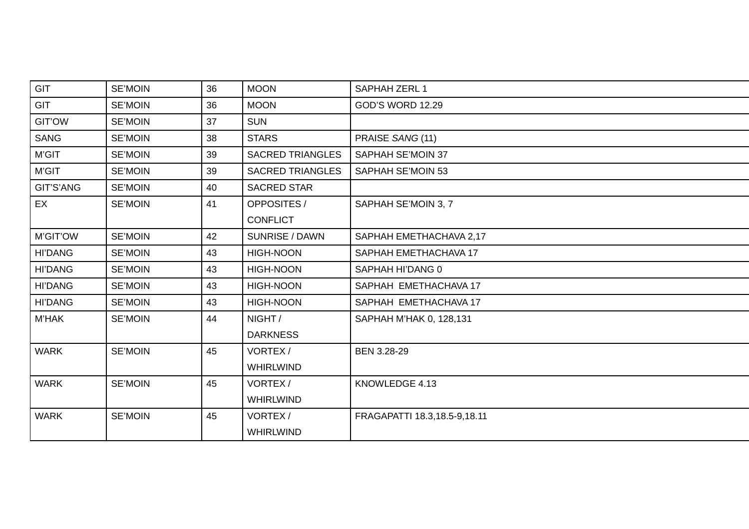| | | | | |
|---|---|---|---|---|
| GIT | SE'MOIN | 36 | MOON | SAPHAH ZERL 1 |
| GIT | SE'MOIN | 36 | MOON | GOD'S WORD 12.29 |
| GIT'OW | SE'MOIN | 37 | SUN | |
| SANG | SE'MOIN | 38 | STARS | PRAISE *SANG* (11) |
| M'GIT | SE'MOIN | 39 | SACRED TRIANGLES | SAPHAH SE'MOIN 37 |
| M'GIT | SE'MOIN | 39 | SACRED TRIANGLES | SAPHAH SE'MOIN 53 |
| GIT'S'ANG | SE'MOIN | 40 | SACRED STAR | |
| EX | SE'MOIN | 41 | OPPOSITES / CONFLICT | SAPHAH SE'MOIN 3, 7 |
| M'GIT'OW | SE'MOIN | 42 | SUNRISE / DAWN | SAPHAH EMETHACHAVA 2,17 |
| HI'DANG | SE'MOIN | 43 | HIGH-NOON | SAPHAH EMETHACHAVA 17 |
| HI'DANG | SE'MOIN | 43 | HIGH-NOON | SAPHAH HI'DANG 0 |
| HI'DANG | SE'MOIN | 43 | HIGH-NOON | SAPHAH EMETHACHAVA 17 |
| HI'DANG | SE'MOIN | 43 | HIGH-NOON | SAPHAH EMETHACHAVA 17 |
| M'HAK | SE'MOIN | 44 | NIGHT / DARKNESS | SAPHAH M'HAK 0, 128,131 |
| WARK | SE'MOIN | 45 | VORTEX / WHIRLWIND | BEN 3.28-29 |
| WARK | SE'MOIN | 45 | VORTEX / WHIRLWIND | KNOWLEDGE 4.13 |
| WARK | SE'MOIN | 45 | VORTEX / WHIRLWIND | FRAGAPATTI 18.3,18.5-9,18.11 |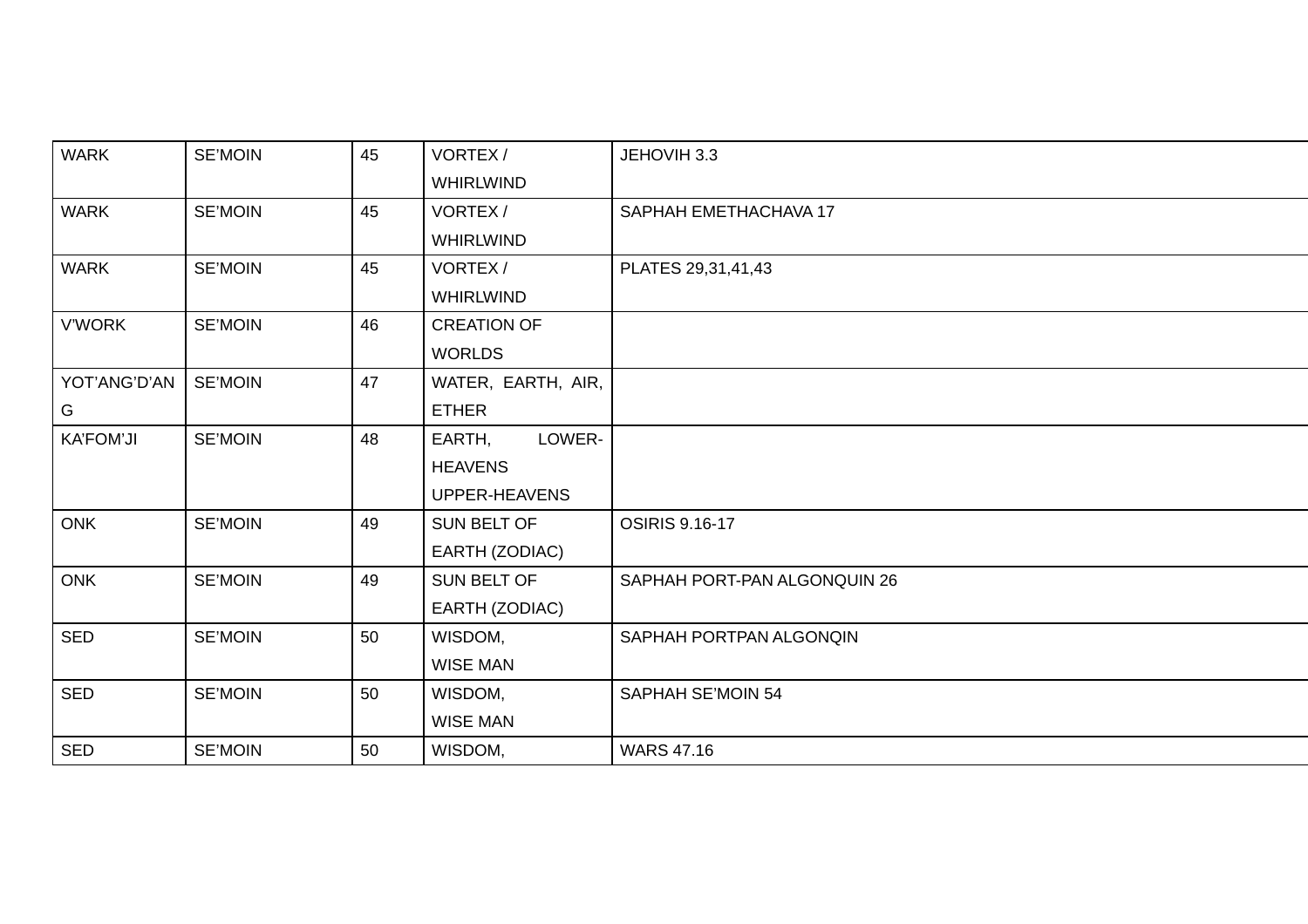| WARK | SE'MOIN | 45 | VORTEX / WHIRLWIND | JEHOVIH 3.3 |
|---|---|---|---|---|
| WARK | SE'MOIN | 45 | VORTEX / WHIRLWIND | SAPHAH EMETHACHAVA 17 |
| WARK | SE'MOIN | 45 | VORTEX / WHIRLWIND | PLATES 29,31,41,43 |
| V'WORK | SE'MOIN | 46 | CREATION OF WORLDS | |
| YOT'ANG'D'ANG | SE'MOIN | 47 | WATER, EARTH, AIR, ETHER | |
| KA'FOM'JI | SE'MOIN | 48 | EARTH, LOWER-HEAVENS UPPER-HEAVENS | |
| ONK | SE'MOIN | 49 | SUN BELT OF EARTH (ZODIAC) | OSIRIS 9.16-17 |
| ONK | SE'MOIN | 49 | SUN BELT OF EARTH (ZODIAC) | SAPHAH PORT-PAN ALGONQUIN 26 |
| SED | SE'MOIN | 50 | WISDOM, WISE MAN | SAPHAH PORTPAN ALGONQIN |
| SED | SE'MOIN | 50 | WISDOM, WISE MAN | SAPHAH SE'MOIN 54 |
| SED | SE'MOIN | 50 | WISDOM, | WARS 47.16 |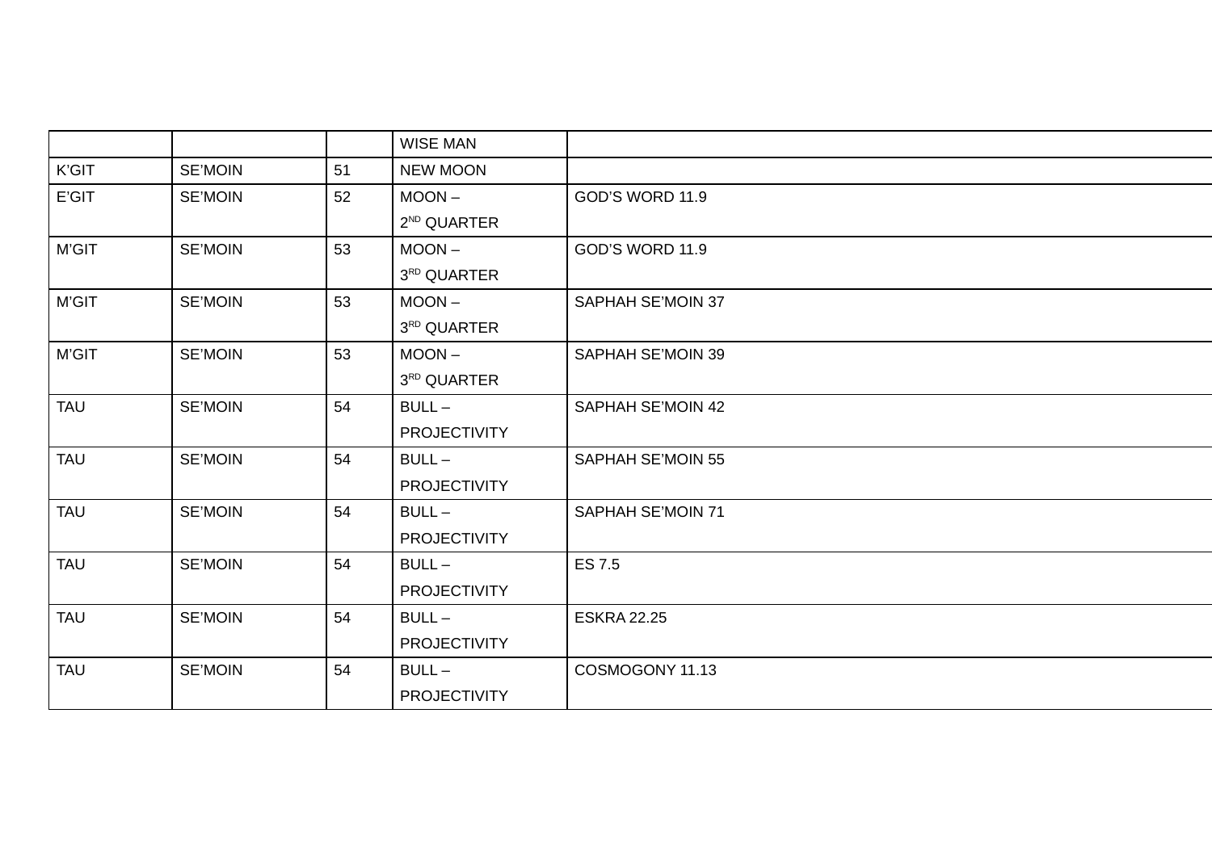| | | | WISE MAN | |
|---|---|---|---|---|
| K'GIT | SE'MOIN | 51 | NEW MOON | |
| E'GIT | SE'MOIN | 52 | MOON – 2ND QUARTER | GOD'S WORD 11.9 |
| M'GIT | SE'MOIN | 53 | MOON – 3RD QUARTER | GOD'S WORD 11.9 |
| M'GIT | SE'MOIN | 53 | MOON – 3RD QUARTER | SAPHAH SE'MOIN 37 |
| M'GIT | SE'MOIN | 53 | MOON – 3RD QUARTER | SAPHAH SE'MOIN 39 |
| TAU | SE'MOIN | 54 | BULL – PROJECTIVITY | SAPHAH SE'MOIN 42 |
| TAU | SE'MOIN | 54 | BULL – PROJECTIVITY | SAPHAH SE'MOIN 55 |
| TAU | SE'MOIN | 54 | BULL – PROJECTIVITY | SAPHAH SE'MOIN 71 |
| TAU | SE'MOIN | 54 | BULL – PROJECTIVITY | ES 7.5 |
| TAU | SE'MOIN | 54 | BULL – PROJECTIVITY | ESKRA 22.25 |
| TAU | SE'MOIN | 54 | BULL – PROJECTIVITY | COSMOGONY 11.13 |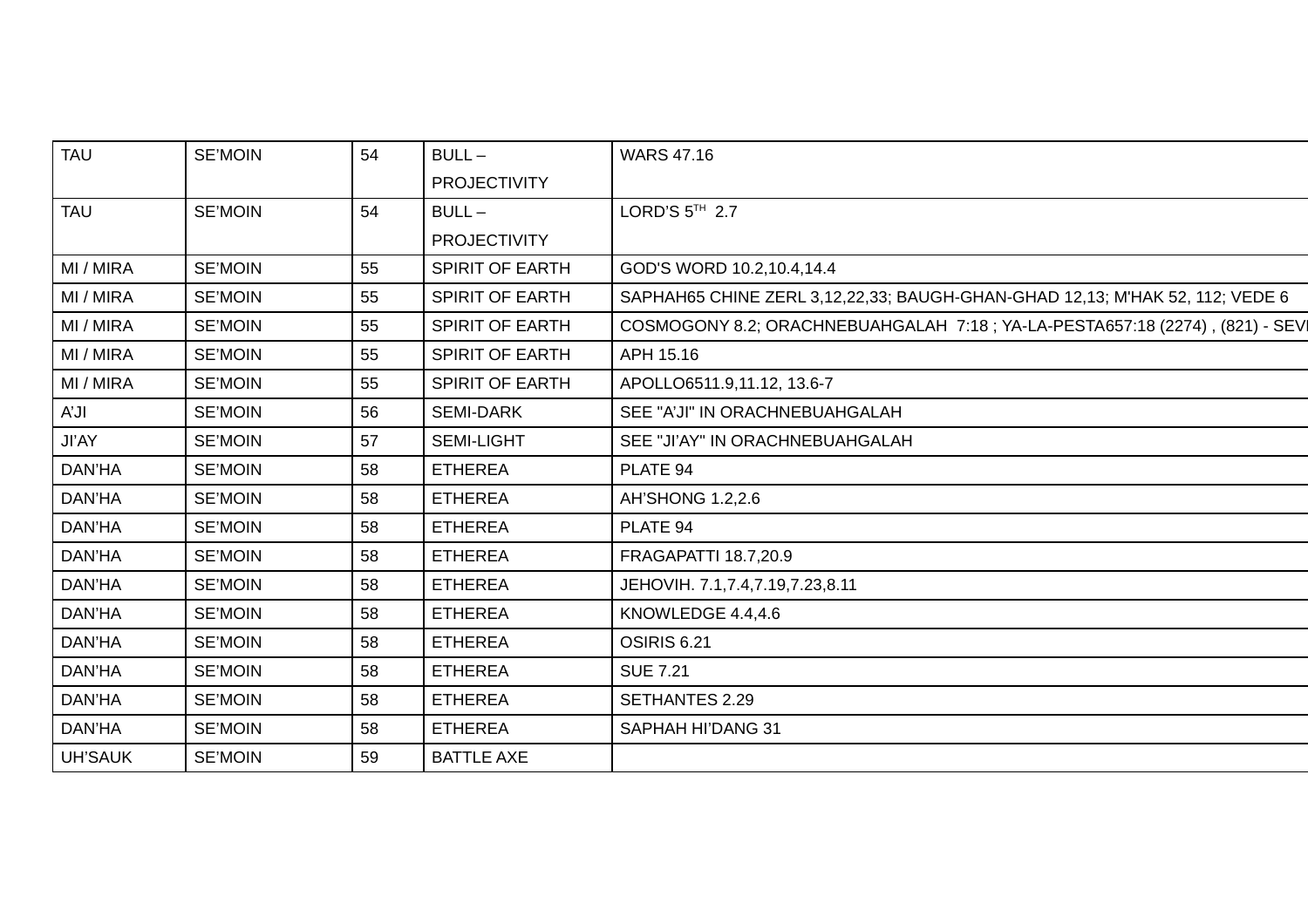| TAU | SE'MOIN | 54 | BULL – PROJECTIVITY | WARS 47.16 |
|---|---|---|---|---|
| TAU | SE'MOIN | 54 | BULL – PROJECTIVITY | LORD'S 5TH 2.7 |
| MI / MIRA | SE'MOIN | 55 | SPIRIT OF EARTH | GOD'S WORD 10.2,10.4,14.4 |
| MI / MIRA | SE'MOIN | 55 | SPIRIT OF EARTH | SAPHAH65 CHINE ZERL 3,12,22,33; BAUGH-GHAN-GHAD 12,13; M'HAK 52, 112; VEDE 6 |
| MI / MIRA | SE'MOIN | 55 | SPIRIT OF EARTH | COSMOGONY 8.2; ORACHNEBUAHGALAH 7:18 ; YA-LA-PESTA657:18 (2274) , (821) - SEVI |
| MI / MIRA | SE'MOIN | 55 | SPIRIT OF EARTH | APH 15.16 |
| MI / MIRA | SE'MOIN | 55 | SPIRIT OF EARTH | APOLLO6511.9,11.12, 13.6-7 |
| A'JI | SE'MOIN | 56 | SEMI-DARK | SEE "A'JI" IN ORACHNEBUAHGALAH |
| JI'AY | SE'MOIN | 57 | SEMI-LIGHT | SEE "JI'AY" IN ORACHNEBUAHGALAH |
| DAN'HA | SE'MOIN | 58 | ETHEREA | PLATE 94 |
| DAN'HA | SE'MOIN | 58 | ETHEREA | AH'SHONG 1.2,2.6 |
| DAN'HA | SE'MOIN | 58 | ETHEREA | PLATE 94 |
| DAN'HA | SE'MOIN | 58 | ETHEREA | FRAGAPATTI 18.7,20.9 |
| DAN'HA | SE'MOIN | 58 | ETHEREA | JEHOVIH. 7.1,7.4,7.19,7.23,8.11 |
| DAN'HA | SE'MOIN | 58 | ETHEREA | KNOWLEDGE 4.4,4.6 |
| DAN'HA | SE'MOIN | 58 | ETHEREA | OSIRIS 6.21 |
| DAN'HA | SE'MOIN | 58 | ETHEREA | SUE 7.21 |
| DAN'HA | SE'MOIN | 58 | ETHEREA | SETHANTES 2.29 |
| DAN'HA | SE'MOIN | 58 | ETHEREA | SAPHAH HI'DANG 31 |
| UH'SAUK | SE'MOIN | 59 | BATTLE AXE | |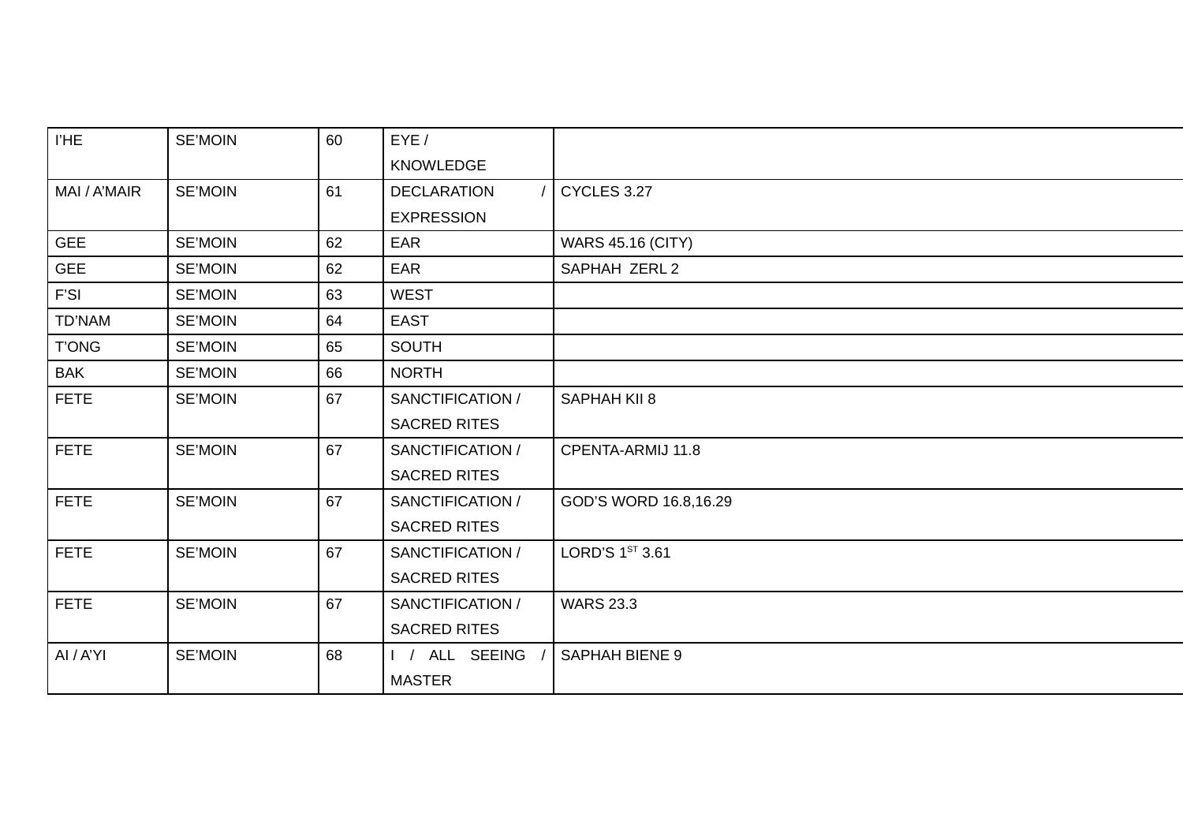| I'HE | SE'MOIN | 60 | EYE / KNOWLEDGE | |
|---|---|---|---|---|
| MAI / A'MAIR | SE'MOIN | 61 | DECLARATION / EXPRESSION | CYCLES 3.27 |
| GEE | SE'MOIN | 62 | EAR | WARS 45.16 (CITY) |
| GEE | SE'MOIN | 62 | EAR | SAPHAH ZERL 2 |
| F'SI | SE'MOIN | 63 | WEST | |
| TD'NAM | SE'MOIN | 64 | EAST | |
| T'ONG | SE'MOIN | 65 | SOUTH | |
| BAK | SE'MOIN | 66 | NORTH | |
| FETE | SE'MOIN | 67 | SANCTIFICATION / SACRED RITES | SAPHAH KII 8 |
| FETE | SE'MOIN | 67 | SANCTIFICATION / SACRED RITES | CPENTA-ARMIJ 11.8 |
| FETE | SE'MOIN | 67 | SANCTIFICATION / SACRED RITES | GOD'S WORD 16.8,16.29 |
| FETE | SE'MOIN | 67 | SANCTIFICATION / SACRED RITES | LORD'S 1ST 3.61 |
| FETE | SE'MOIN | 67 | SANCTIFICATION / SACRED RITES | WARS 23.3 |
| AI / A'YI | SE'MOIN | 68 | I / ALL SEEING / MASTER | SAPHAH BIENE 9 |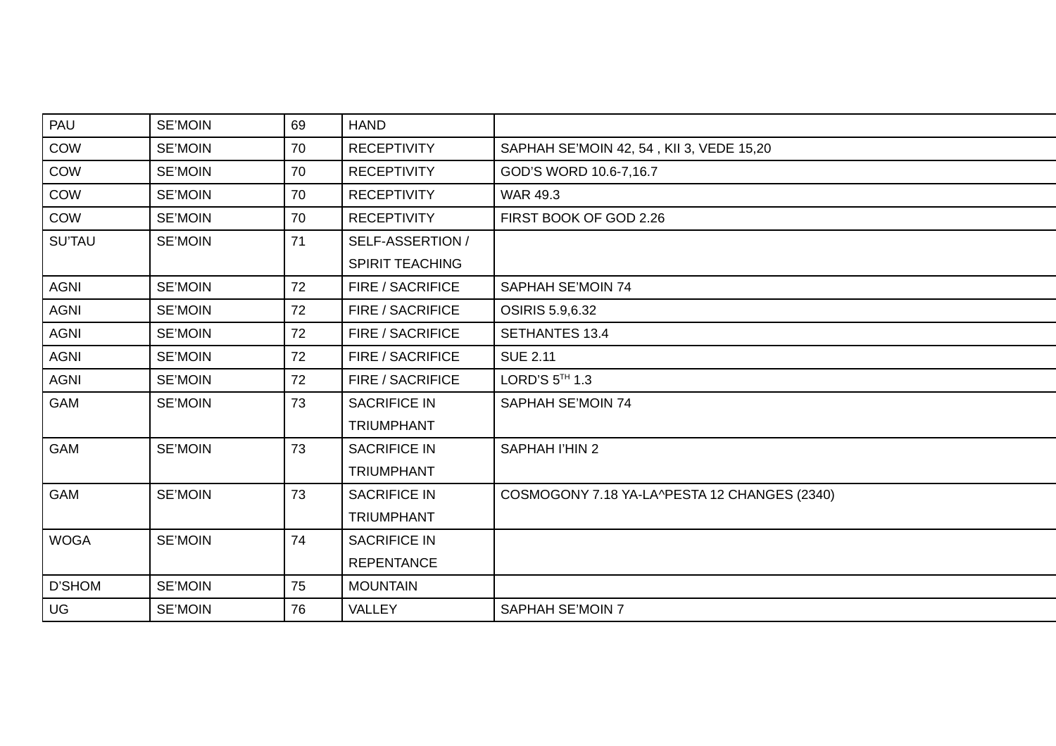| PAU | SE'MOIN | 69 | HAND | |
|---|---|---|---|---|
| COW | SE'MOIN | 70 | RECEPTIVITY | SAPHAH SE'MOIN 42, 54 , KII 3, VEDE 15,20 |
| COW | SE'MOIN | 70 | RECEPTIVITY | GOD'S WORD 10.6-7,16.7 |
| COW | SE'MOIN | 70 | RECEPTIVITY | WAR 49.3 |
| COW | SE'MOIN | 70 | RECEPTIVITY | FIRST BOOK OF GOD 2.26 |
| SU'TAU | SE'MOIN | 71 | SELF-ASSERTION / SPIRIT TEACHING | |
| AGNI | SE'MOIN | 72 | FIRE / SACRIFICE | SAPHAH SE'MOIN 74 |
| AGNI | SE'MOIN | 72 | FIRE / SACRIFICE | OSIRIS 5.9,6.32 |
| AGNI | SE'MOIN | 72 | FIRE / SACRIFICE | SETHANTES 13.4 |
| AGNI | SE'MOIN | 72 | FIRE / SACRIFICE | SUE 2.11 |
| AGNI | SE'MOIN | 72 | FIRE / SACRIFICE | LORD'S 5TH 1.3 |
| GAM | SE'MOIN | 73 | SACRIFICE IN TRIUMPHANT | SAPHAH SE'MOIN 74 |
| GAM | SE'MOIN | 73 | SACRIFICE IN TRIUMPHANT | SAPHAH I'HIN 2 |
| GAM | SE'MOIN | 73 | SACRIFICE IN TRIUMPHANT | COSMOGONY 7.18 YA-LA^PESTA 12 CHANGES (2340) |
| WOGA | SE'MOIN | 74 | SACRIFICE IN REPENTANCE | |
| D'SHOM | SE'MOIN | 75 | MOUNTAIN | |
| UG | SE'MOIN | 76 | VALLEY | SAPHAH SE'MOIN 7 |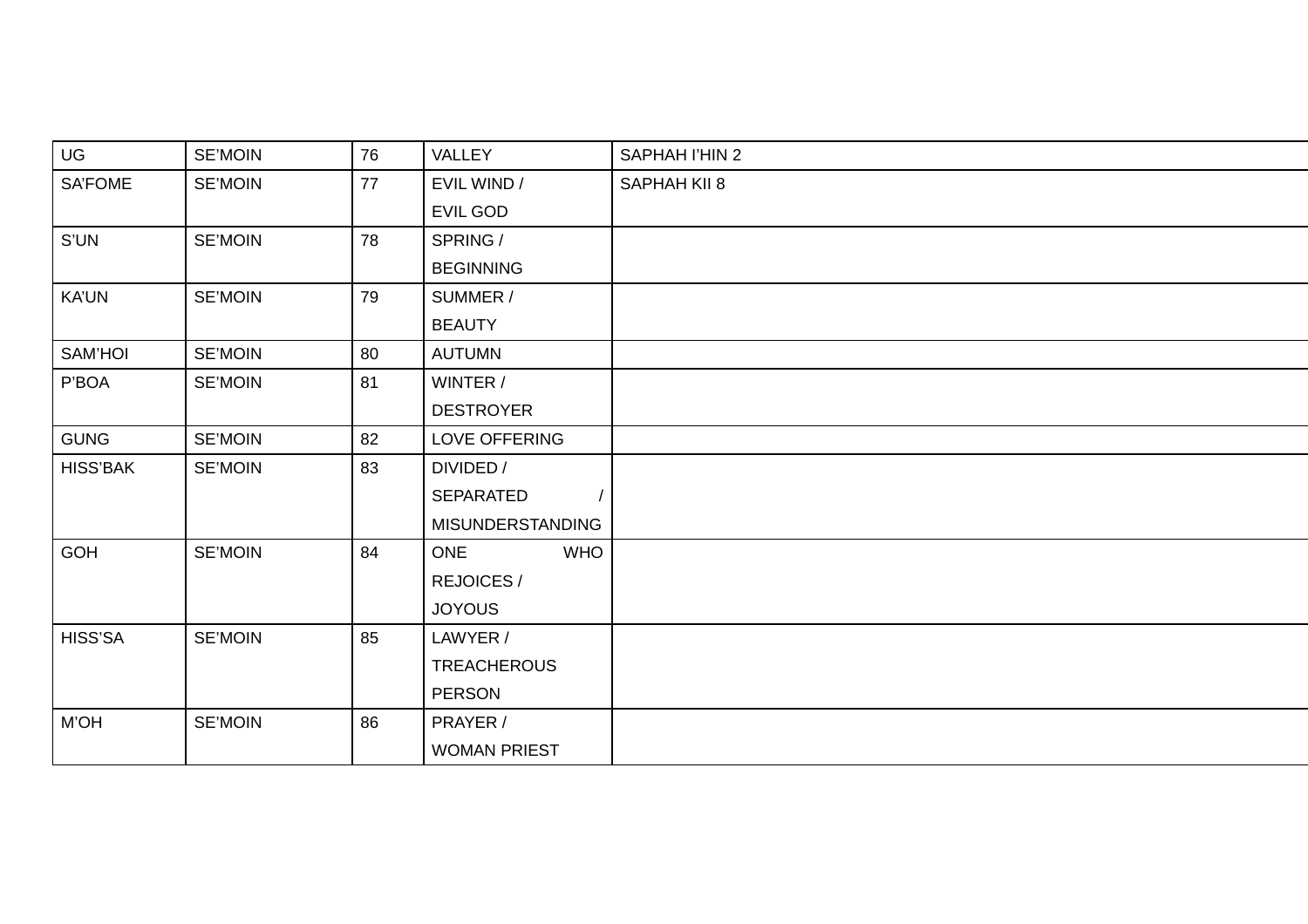| UG | SE'MOIN | 76 | VALLEY | SAPHAH I'HIN 2 |
|---|---|---|---|---|
| SA'FOME | SE'MOIN | 77 | EVIL WIND / EVIL GOD | SAPHAH KII 8 |
| S'UN | SE'MOIN | 78 | SPRING / BEGINNING | |
| KA'UN | SE'MOIN | 79 | SUMMER / BEAUTY | |
| SAM'HOI | SE'MOIN | 80 | AUTUMN | |
| P'BOA | SE'MOIN | 81 | WINTER / DESTROYER | |
| GUNG | SE'MOIN | 82 | LOVE OFFERING | |
| HISS'BAK | SE'MOIN | 83 | DIVIDED / SEPARATED / MISUNDERSTANDING | |
| GOH | SE'MOIN | 84 | ONE WHO REJOICES / JOYOUS | |
| HISS'SA | SE'MOIN | 85 | LAWYER / TREACHEROUS PERSON | |
| M'OH | SE'MOIN | 86 | PRAYER / WOMAN PRIEST | |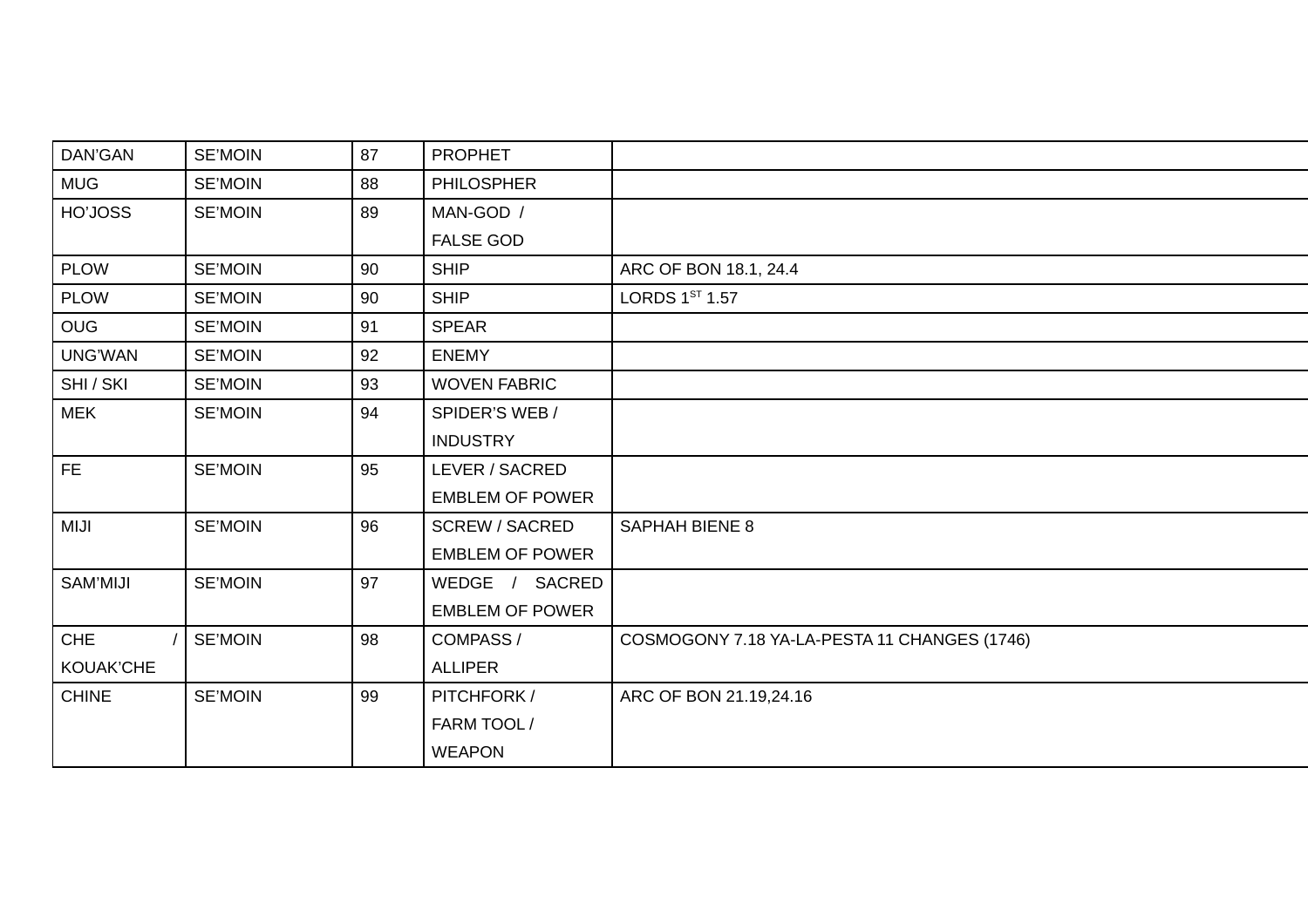| DAN'GAN | SE'MOIN | 87 | PROPHET | |
|---|---|---|---|---|
| MUG | SE'MOIN | 88 | PHILOSPHER | |
| HO'JOSS | SE'MOIN | 89 | MAN-GOD / FALSE GOD | |
| PLOW | SE'MOIN | 90 | SHIP | ARC OF BON 18.1, 24.4 |
| PLOW | SE'MOIN | 90 | SHIP | LORDS 1ST 1.57 |
| OUG | SE'MOIN | 91 | SPEAR | |
| UNG'WAN | SE'MOIN | 92 | ENEMY | |
| SHI / SKI | SE'MOIN | 93 | WOVEN FABRIC | |
| MEK | SE'MOIN | 94 | SPIDER'S WEB / INDUSTRY | |
| FE | SE'MOIN | 95 | LEVER / SACRED EMBLEM OF POWER | |
| MIJI | SE'MOIN | 96 | SCREW / SACRED EMBLEM OF POWER | SAPHAH BIENE 8 |
| SAM'MIJI | SE'MOIN | 97 | WEDGE / SACRED EMBLEM OF POWER | |
| CHE / KOUAK'CHE | SE'MOIN | 98 | COMPASS / ALLIPER | COSMOGONY 7.18 YA-LA-PESTA 11 CHANGES (1746) |
| CHINE | SE'MOIN | 99 | PITCHFORK / FARM TOOL / WEAPON | ARC OF BON 21.19,24.16 |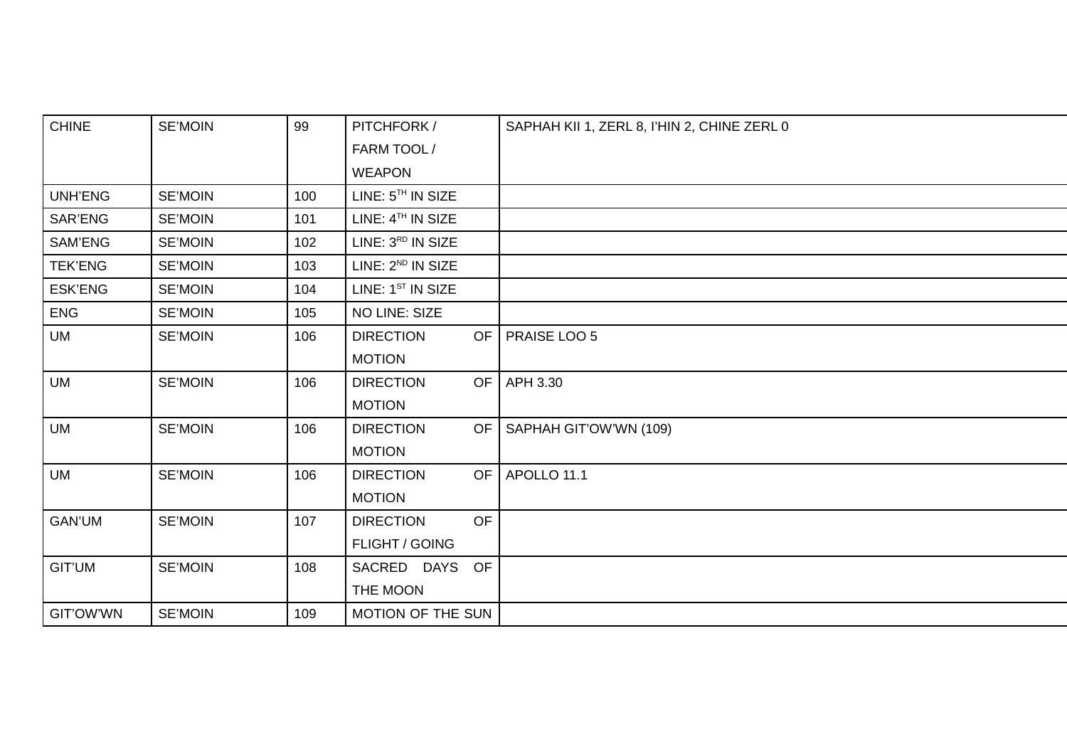| CHINE | SE'MOIN | 99 | PITCHFORK / FARM TOOL / WEAPON | SAPHAH KII 1, ZERL 8, I'HIN 2, CHINE ZERL 0 |
|---|---|---|---|---|
| UNH'ENG | SE'MOIN | 100 | LINE: 5TH IN SIZE | |
| SAR'ENG | SE'MOIN | 101 | LINE: 4TH IN SIZE | |
| SAM'ENG | SE'MOIN | 102 | LINE: 3RD IN SIZE | |
| TEK'ENG | SE'MOIN | 103 | LINE: 2ND IN SIZE | |
| ESK'ENG | SE'MOIN | 104 | LINE: 1ST IN SIZE | |
| ENG | SE'MOIN | 105 | NO LINE: SIZE | |
| UM | SE'MOIN | 106 | DIRECTION OF MOTION | PRAISE LOO 5 |
| UM | SE'MOIN | 106 | DIRECTION OF MOTION | APH 3.30 |
| UM | SE'MOIN | 106 | DIRECTION OF MOTION | SAPHAH GIT'OW'WN (109) |
| UM | SE'MOIN | 106 | DIRECTION OF MOTION | APOLLO 11.1 |
| GAN'UM | SE'MOIN | 107 | DIRECTION OF FLIGHT / GOING | |
| GIT'UM | SE'MOIN | 108 | SACRED DAYS OF THE MOON | |
| GIT'OW'WN | SE'MOIN | 109 | MOTION OF THE SUN | |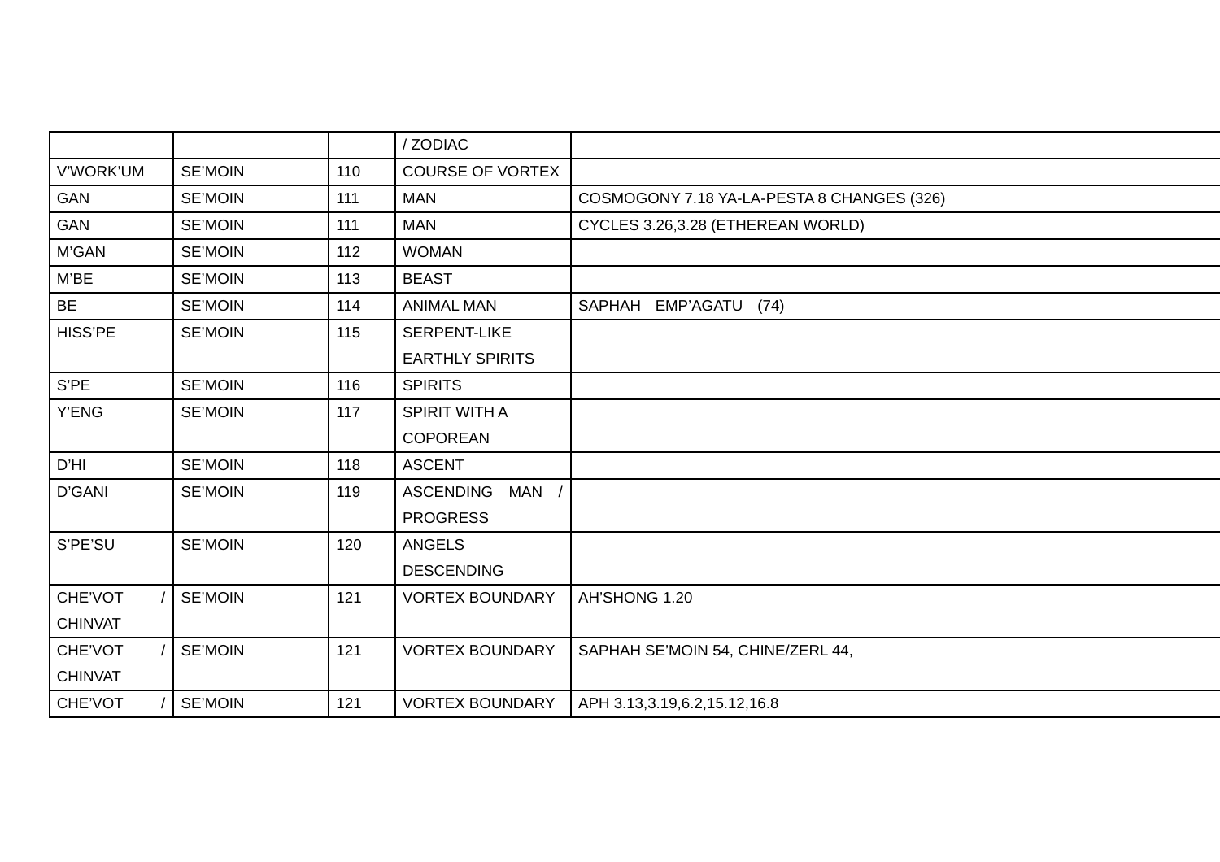| | | | / ZODIAC | |
|---|---|---|---|---|
| V'WORK'UM | SE'MOIN | 110 | COURSE OF VORTEX | |
| GAN | SE'MOIN | 111 | MAN | COSMOGONY 7.18 YA-LA-PESTA 8 CHANGES (326) |
| GAN | SE'MOIN | 111 | MAN | CYCLES 3.26,3.28 (ETHEREAN WORLD) |
| M'GAN | SE'MOIN | 112 | WOMAN | |
| M'BE | SE'MOIN | 113 | BEAST | |
| BE | SE'MOIN | 114 | ANIMAL MAN | SAPHAH EMP'AGATU (74) |
| HISS'PE | SE'MOIN | 115 | SERPENT-LIKE EARTHLY SPIRITS | |
| S'PE | SE'MOIN | 116 | SPIRITS | |
| Y'ENG | SE'MOIN | 117 | SPIRIT WITH A COPOREAN | |
| D'HI | SE'MOIN | 118 | ASCENT | |
| D'GANI | SE'MOIN | 119 | ASCENDING MAN / PROGRESS | |
| S'PE'SU | SE'MOIN | 120 | ANGELS DESCENDING | |
| CHE'VOT / CHINVAT | SE'MOIN | 121 | VORTEX BOUNDARY | AH'SHONG 1.20 |
| CHE'VOT / CHINVAT | SE'MOIN | 121 | VORTEX BOUNDARY | SAPHAH SE'MOIN 54, CHINE/ZERL 44, |
| CHE'VOT / | SE'MOIN | 121 | VORTEX BOUNDARY | APH 3.13,3.19,6.2,15.12,16.8 |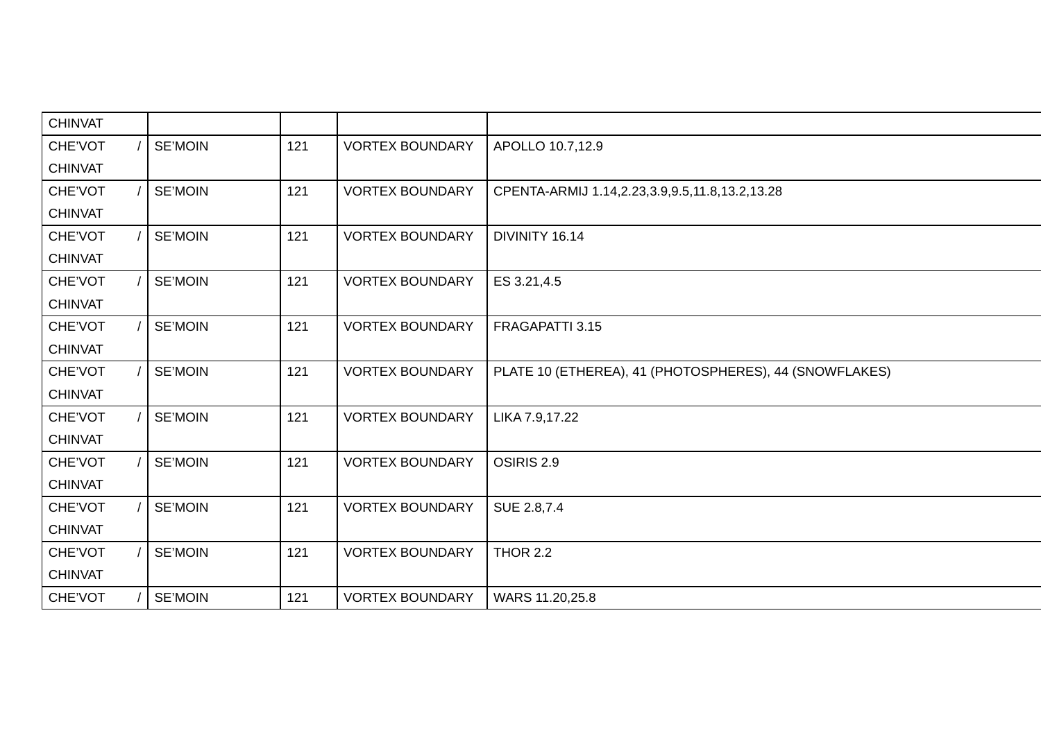| | | | | |
|---|---|---|---|---|
| CHINVAT | | | | |
| CHE'VOT / CHINVAT | SE'MOIN | 121 | VORTEX BOUNDARY | APOLLO 10.7,12.9 |
| CHE'VOT / CHINVAT | SE'MOIN | 121 | VORTEX BOUNDARY | CPENTA-ARMIJ 1.14,2.23,3.9,9.5,11.8,13.2,13.28 |
| CHE'VOT / CHINVAT | SE'MOIN | 121 | VORTEX BOUNDARY | DIVINITY 16.14 |
| CHE'VOT / CHINVAT | SE'MOIN | 121 | VORTEX BOUNDARY | ES 3.21,4.5 |
| CHE'VOT / CHINVAT | SE'MOIN | 121 | VORTEX BOUNDARY | FRAGAPATTI 3.15 |
| CHE'VOT / CHINVAT | SE'MOIN | 121 | VORTEX BOUNDARY | PLATE 10 (ETHEREA), 41 (PHOTOSPHERES), 44 (SNOWFLAKES) |
| CHE'VOT / CHINVAT | SE'MOIN | 121 | VORTEX BOUNDARY | LIKA 7.9,17.22 |
| CHE'VOT / CHINVAT | SE'MOIN | 121 | VORTEX BOUNDARY | OSIRIS 2.9 |
| CHE'VOT / CHINVAT | SE'MOIN | 121 | VORTEX BOUNDARY | SUE 2.8,7.4 |
| CHE'VOT / CHINVAT | SE'MOIN | 121 | VORTEX BOUNDARY | THOR 2.2 |
| CHE'VOT / | SE'MOIN | 121 | VORTEX BOUNDARY | WARS 11.20,25.8 |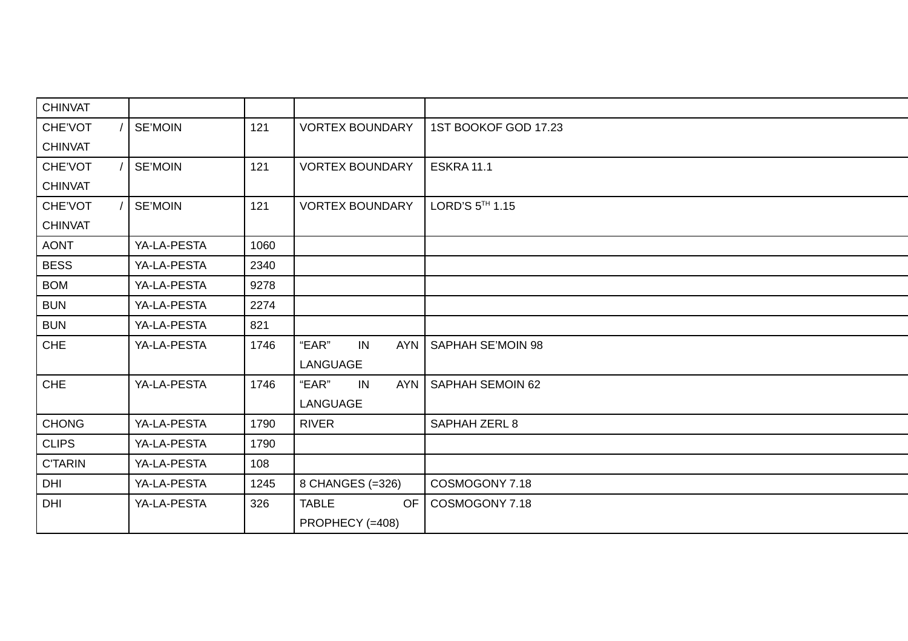| CHINVAT | | | | |
|---|---|---|---|---|
| CHE'VOT / CHINVAT | SE'MOIN | 121 | VORTEX BOUNDARY | 1ST BOOKOF GOD 17.23 |
| CHE'VOT / CHINVAT | SE'MOIN | 121 | VORTEX BOUNDARY | ESKRA 11.1 |
| CHE'VOT / CHINVAT | SE'MOIN | 121 | VORTEX BOUNDARY | LORD'S 5TH 1.15 |
| AONT | YA-LA-PESTA | 1060 | | |
| BESS | YA-LA-PESTA | 2340 | | |
| BOM | YA-LA-PESTA | 9278 | | |
| BUN | YA-LA-PESTA | 2274 | | |
| BUN | YA-LA-PESTA | 821 | | |
| CHE | YA-LA-PESTA | 1746 | "EAR" IN AYN LANGUAGE | SAPHAH SE'MOIN 98 |
| CHE | YA-LA-PESTA | 1746 | "EAR" IN AYN LANGUAGE | SAPHAH SEMOIN 62 |
| CHONG | YA-LA-PESTA | 1790 | RIVER | SAPHAH ZERL 8 |
| CLIPS | YA-LA-PESTA | 1790 | | |
| C'TARIN | YA-LA-PESTA | 108 | | |
| DHI | YA-LA-PESTA | 1245 | 8 CHANGES (=326) | COSMOGONY 7.18 |
| DHI | YA-LA-PESTA | 326 | TABLE OF PROPHECY (=408) | COSMOGONY 7.18 |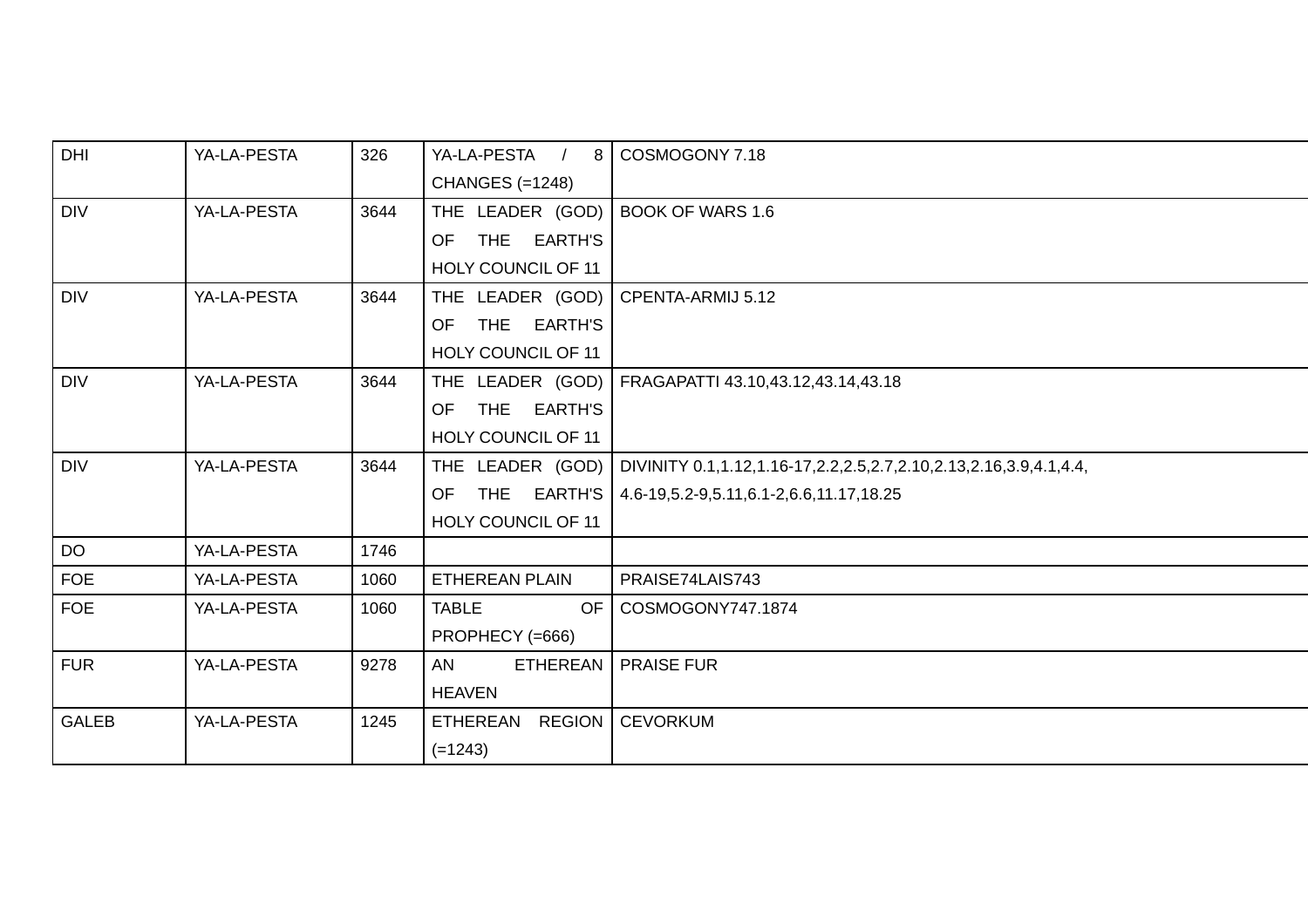| DHI | YA-LA-PESTA | 326 | YA-LA-PESTA / 8 CHANGES (=1248) | COSMOGONY 7.18 |
|---|---|---|---|---|
| DIV | YA-LA-PESTA | 3644 | THE LEADER (GOD) OF THE EARTH'S HOLY COUNCIL OF 11 | BOOK OF WARS 1.6 |
| DIV | YA-LA-PESTA | 3644 | THE LEADER (GOD) OF THE EARTH'S HOLY COUNCIL OF 11 | CPENTA-ARMIJ 5.12 |
| DIV | YA-LA-PESTA | 3644 | THE LEADER (GOD) OF THE EARTH'S HOLY COUNCIL OF 11 | FRAGAPATTI 43.10,43.12,43.14,43.18 |
| DIV | YA-LA-PESTA | 3644 | THE LEADER (GOD) OF THE EARTH'S HOLY COUNCIL OF 11 | DIVINITY 0.1,1.12,1.16-17,2.2,2.5,2.7,2.10,2.13,2.16,3.9,4.1,4.4, 4.6-19,5.2-9,5.11,6.1-2,6.6,11.17,18.25 |
| DO | YA-LA-PESTA | 1746 | | |
| FOE | YA-LA-PESTA | 1060 | ETHEREAN PLAIN | PRAISE74LAIS743 |
| FOE | YA-LA-PESTA | 1060 | TABLE OF PROPHECY (=666) | COSMOGONY747.1874 |
| FUR | YA-LA-PESTA | 9278 | AN ETHEREAN HEAVEN | PRAISE FUR |
| GALEB | YA-LA-PESTA | 1245 | ETHEREAN REGION (=1243) | CEVORKUM |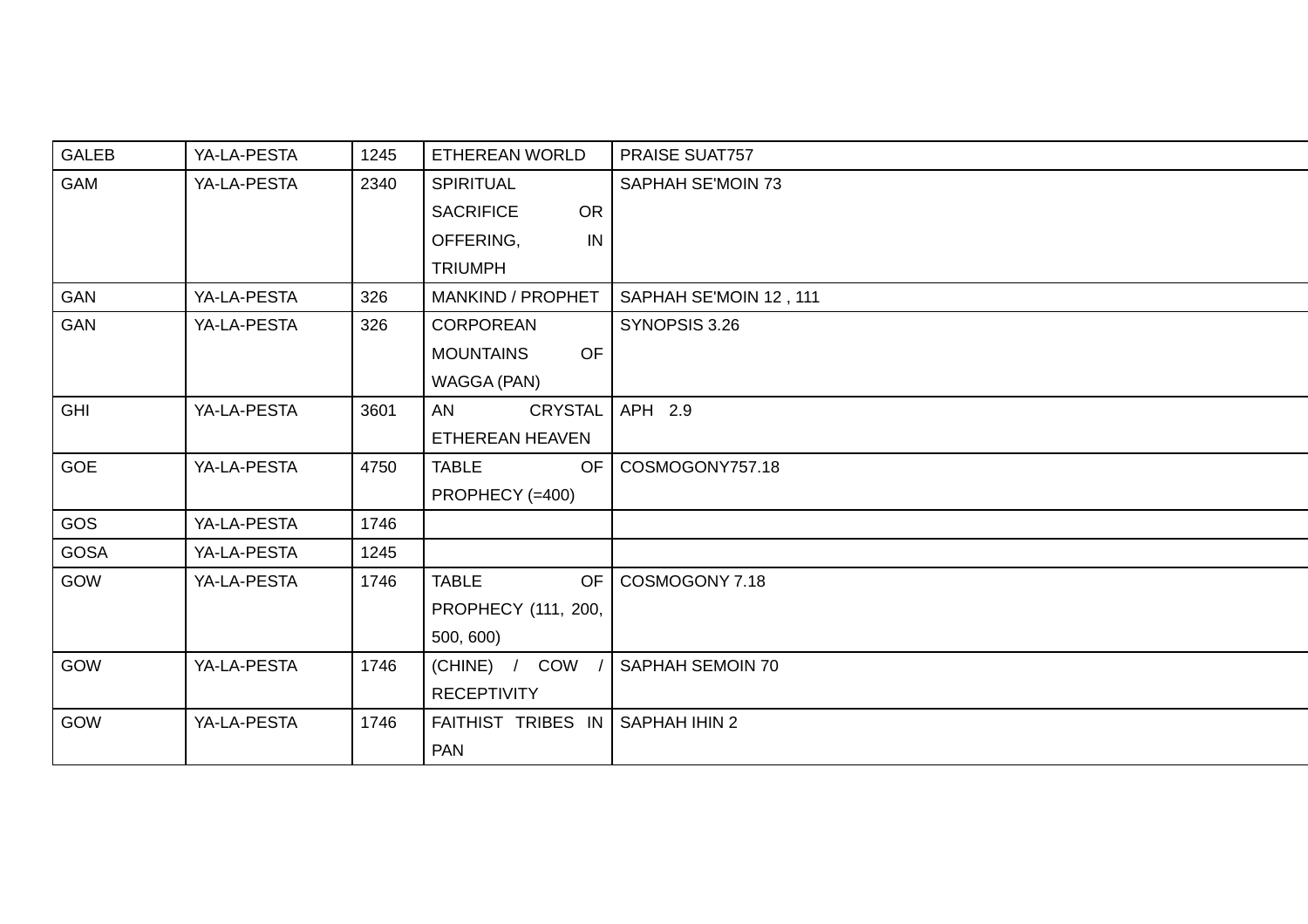| GALEB | YA-LA-PESTA | 1245 | ETHEREAN WORLD | PRAISE SUAT757 |
|---|---|---|---|---|
| GAM | YA-LA-PESTA | 2340 | SPIRITUAL SACRIFICE OR OFFERING, IN TRIUMPH | SAPHAH SE'MOIN 73 |
| GAN | YA-LA-PESTA | 326 | MANKIND / PROPHET | SAPHAH SE'MOIN 12 , 111 |
| GAN | YA-LA-PESTA | 326 | CORPOREAN MOUNTAINS OF WAGGA (PAN) | SYNOPSIS 3.26 |
| GHI | YA-LA-PESTA | 3601 | AN CRYSTAL ETHEREAN HEAVEN | APH 2.9 |
| GOE | YA-LA-PESTA | 4750 | TABLE OF PROPHECY (=400) | COSMOGONY757.18 |
| GOS | YA-LA-PESTA | 1746 | | |
| GOSA | YA-LA-PESTA | 1245 | | |
| GOW | YA-LA-PESTA | 1746 | TABLE OF PROPHECY (111, 200, 500, 600) | COSMOGONY 7.18 |
| GOW | YA-LA-PESTA | 1746 | (CHINE) / COW / RECEPTIVITY | SAPHAH SEMOIN 70 |
| GOW | YA-LA-PESTA | 1746 | FAITHIST TRIBES IN PAN | SAPHAH IHIN 2 |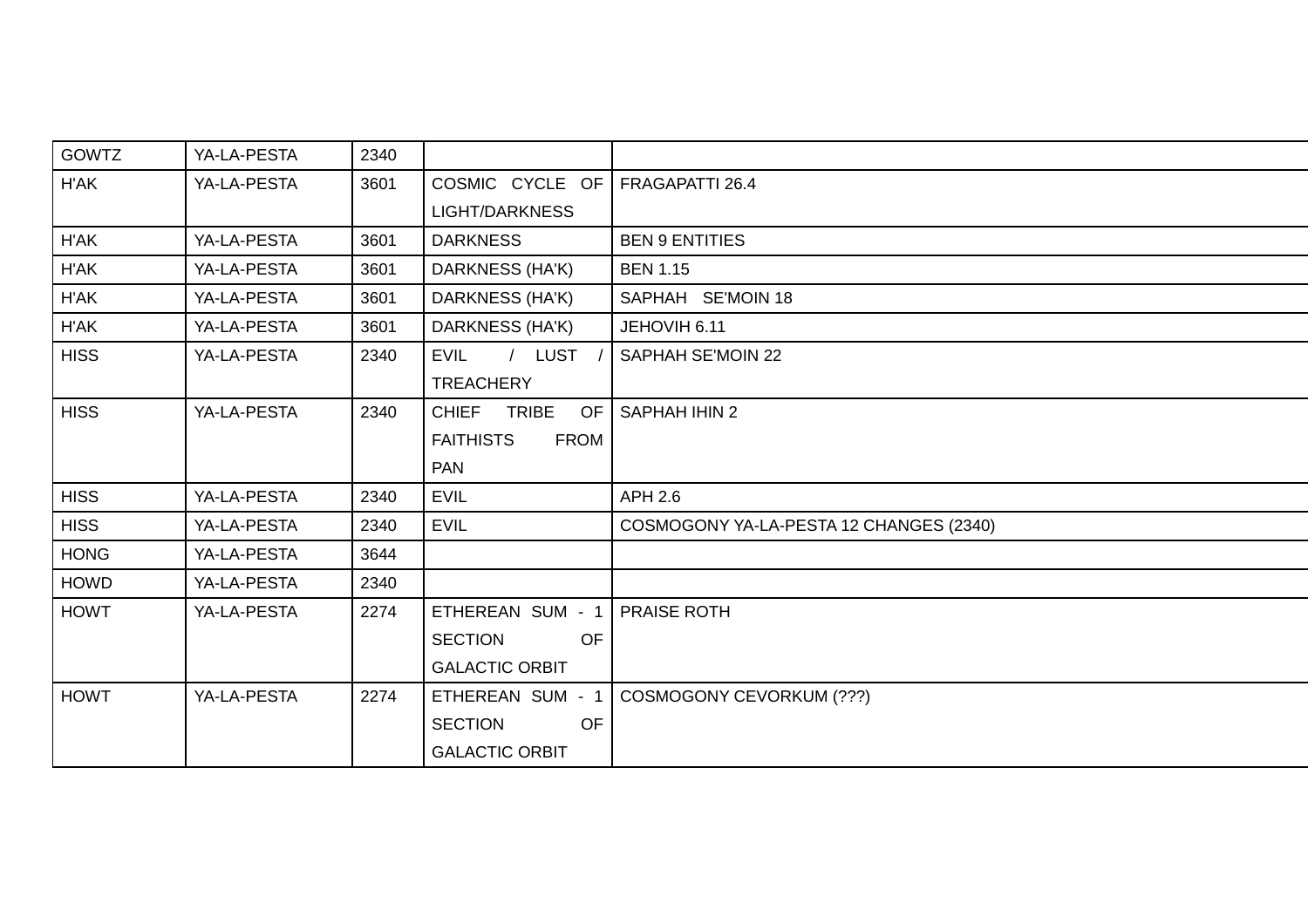| | | | | |
|---|---|---|---|---|
| GOWTZ | YA-LA-PESTA | 2340 | | |
| H'AK | YA-LA-PESTA | 3601 | COSMIC CYCLE OF LIGHT/DARKNESS | FRAGAPATTI 26.4 |
| H'AK | YA-LA-PESTA | 3601 | DARKNESS | BEN 9 ENTITIES |
| H'AK | YA-LA-PESTA | 3601 | DARKNESS (HA'K) | BEN 1.15 |
| H'AK | YA-LA-PESTA | 3601 | DARKNESS (HA'K) | SAPHAH SE'MOIN 18 |
| H'AK | YA-LA-PESTA | 3601 | DARKNESS (HA'K) | JEHOVIH 6.11 |
| HISS | YA-LA-PESTA | 2340 | EVIL / LUST / TREACHERY | SAPHAH SE'MOIN 22 |
| HISS | YA-LA-PESTA | 2340 | CHIEF TRIBE OF FAITHISTS FROM PAN | SAPHAH IHIN 2 |
| HISS | YA-LA-PESTA | 2340 | EVIL | APH 2.6 |
| HISS | YA-LA-PESTA | 2340 | EVIL | COSMOGONY YA-LA-PESTA 12 CHANGES (2340) |
| HONG | YA-LA-PESTA | 3644 | | |
| HOWD | YA-LA-PESTA | 2340 | | |
| HOWT | YA-LA-PESTA | 2274 | ETHEREAN SUM - 1 SECTION OF GALACTIC ORBIT | PRAISE ROTH |
| HOWT | YA-LA-PESTA | 2274 | ETHEREAN SUM - 1 SECTION OF GALACTIC ORBIT | COSMOGONY CEVORKUM (???) |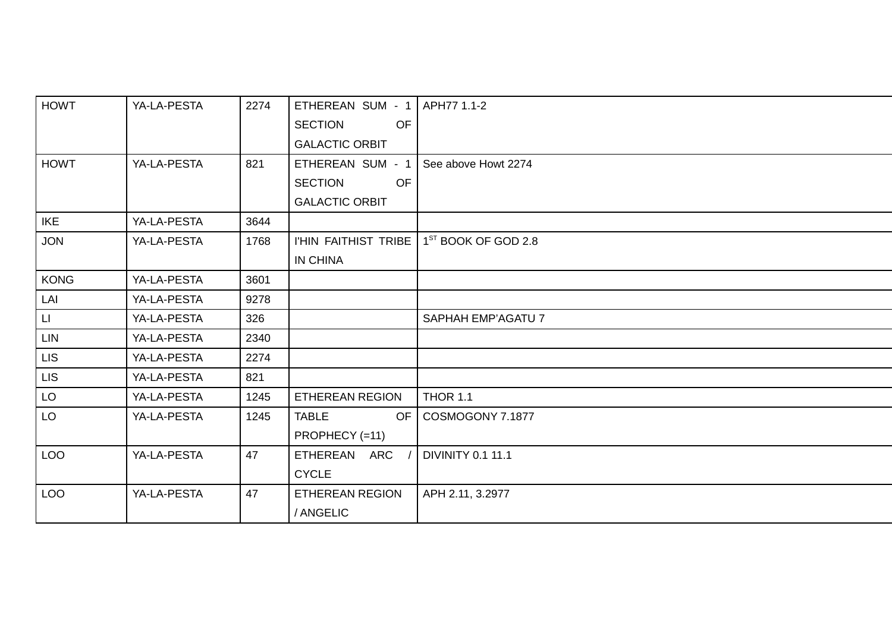| HOWT | YA-LA-PESTA | 2274 | ETHEREAN SUM - 1 SECTION OF GALACTIC ORBIT | APH77 1.1-2 |
|---|---|---|---|---|
| HOWT | YA-LA-PESTA | 821 | ETHEREAN SUM - 1 SECTION OF GALACTIC ORBIT | See above Howt 2274 |
| IKE | YA-LA-PESTA | 3644 | | |
| JON | YA-LA-PESTA | 1768 | I'HIN FAITHIST TRIBE IN CHINA | 1ST BOOK OF GOD 2.8 |
| KONG | YA-LA-PESTA | 3601 | | |
| LAI | YA-LA-PESTA | 9278 | | |
| LI | YA-LA-PESTA | 326 | | SAPHAH EMP'AGATU 7 |
| LIN | YA-LA-PESTA | 2340 | | |
| LIS | YA-LA-PESTA | 2274 | | |
| LIS | YA-LA-PESTA | 821 | | |
| LO | YA-LA-PESTA | 1245 | ETHEREAN REGION | THOR 1.1 |
| LO | YA-LA-PESTA | 1245 | TABLE OF PROPHECY (=11) | COSMOGONY 7.1877 |
| LOO | YA-LA-PESTA | 47 | ETHEREAN ARC / CYCLE | DIVINITY 0.1 11.1 |
| LOO | YA-LA-PESTA | 47 | ETHEREAN REGION / ANGELIC | APH 2.11, 3.2977 |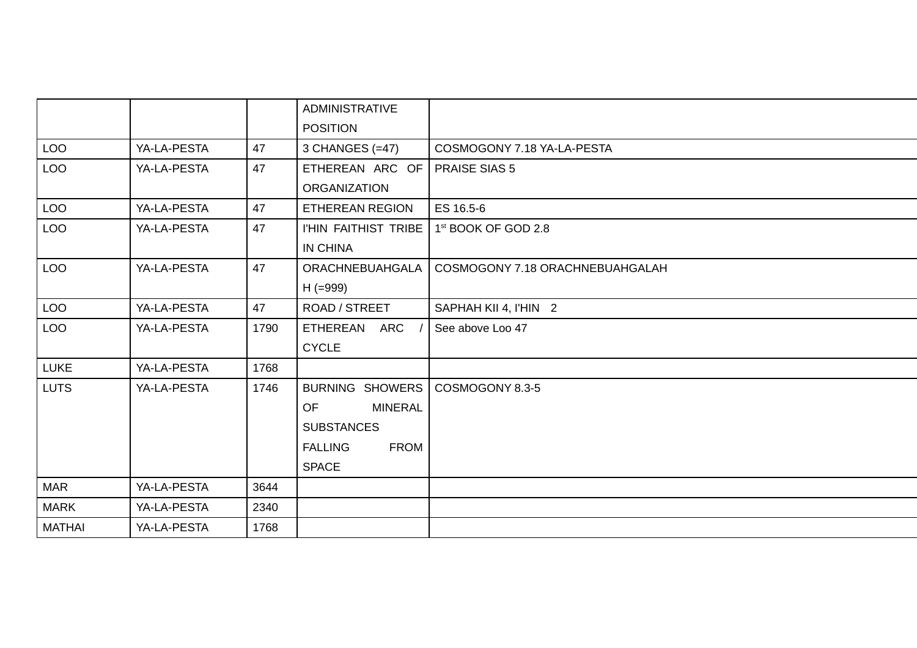| | | | ADMINISTRATIVE POSITION | |
|---|---|---|---|---|
| LOO | YA-LA-PESTA | 47 | 3 CHANGES (=47) | COSMOGONY 7.18 YA-LA-PESTA |
| LOO | YA-LA-PESTA | 47 | ETHEREAN ARC OF ORGANIZATION | PRAISE SIAS 5 |
| LOO | YA-LA-PESTA | 47 | ETHEREAN REGION | ES 16.5-6 |
| LOO | YA-LA-PESTA | 47 | I'HIN FAITHIST TRIBE IN CHINA | 1st BOOK OF GOD 2.8 |
| LOO | YA-LA-PESTA | 47 | ORACHNEBUAHGALAH (=999) | COSMOGONY 7.18 ORACHNEBUAHGALAH |
| LOO | YA-LA-PESTA | 47 | ROAD / STREET | SAPHAH KII 4, I'HIN 2 |
| LOO | YA-LA-PESTA | 1790 | ETHEREAN ARC / CYCLE | See above Loo 47 |
| LUKE | YA-LA-PESTA | 1768 | | |
| LUTS | YA-LA-PESTA | 1746 | BURNING SHOWERS OF MINERAL SUBSTANCES FALLING FROM SPACE | COSMOGONY 8.3-5 |
| MAR | YA-LA-PESTA | 3644 | | |
| MARK | YA-LA-PESTA | 2340 | | |
| MATHAI | YA-LA-PESTA | 1768 | | |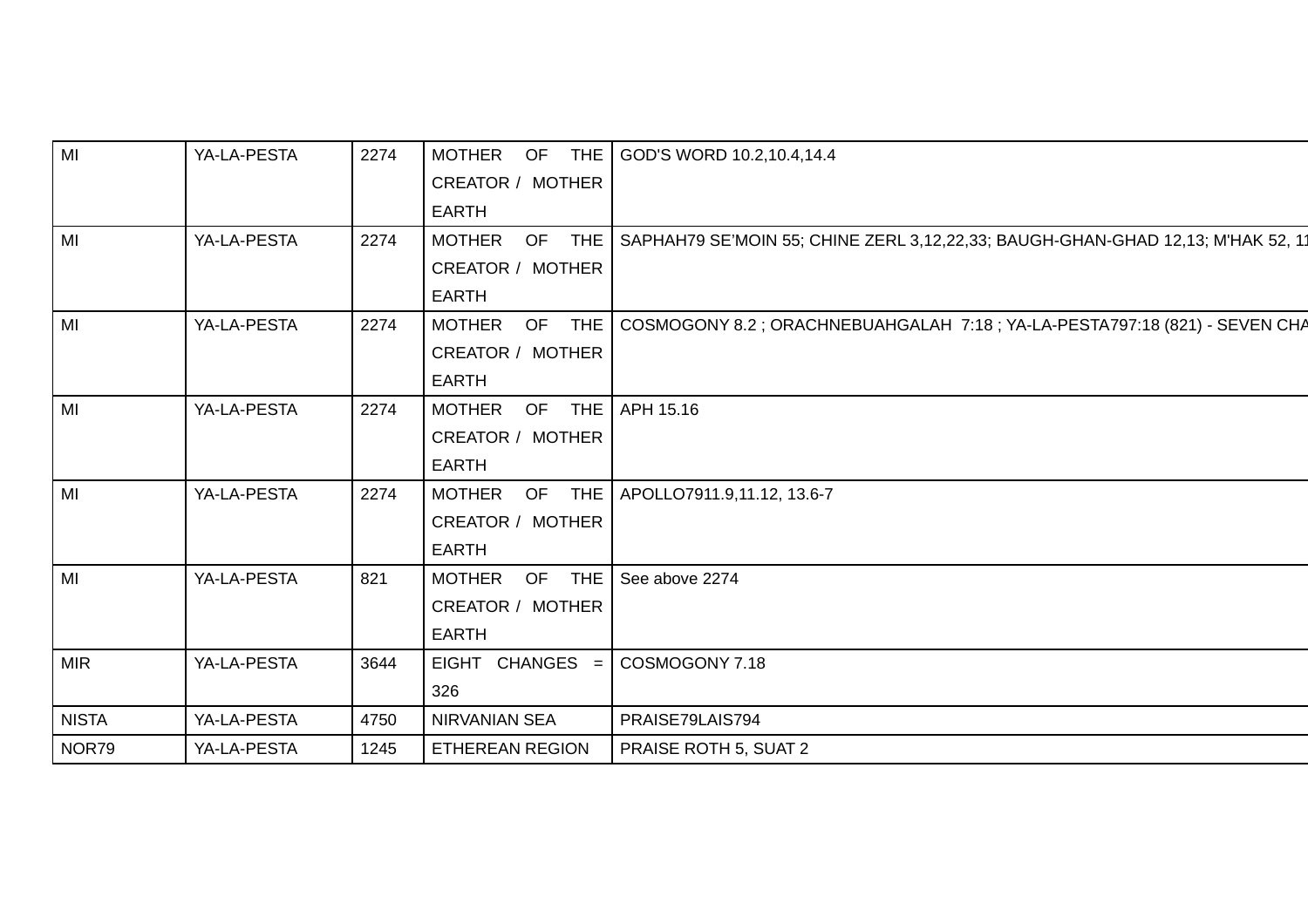| MI | YA-LA-PESTA | 2274 | MOTHER OF THE CREATOR / MOTHER EARTH | GOD'S WORD 10.2,10.4,14.4 |
|---|---|---|---|---|
| MI | YA-LA-PESTA | 2274 | MOTHER OF THE CREATOR / MOTHER EARTH | SAPHAH79 SE'MOIN 55; CHINE ZERL 3,12,22,33; BAUGH-GHAN-GHAD 12,13; M'HAK 52, 1 |
| MI | YA-LA-PESTA | 2274 | MOTHER OF THE CREATOR / MOTHER EARTH | COSMOGONY 8.2 ; ORACHNEBUAHGALAH 7:18 ; YA-LA-PESTA797:18 (821) - SEVEN CHA |
| MI | YA-LA-PESTA | 2274 | MOTHER OF THE CREATOR / MOTHER EARTH | APH 15.16 |
| MI | YA-LA-PESTA | 2274 | MOTHER OF THE CREATOR / MOTHER EARTH | APOLLO7911.9,11.12, 13.6-7 |
| MI | YA-LA-PESTA | 821 | MOTHER OF THE CREATOR / MOTHER EARTH | See above 2274 |
| MIR | YA-LA-PESTA | 3644 | EIGHT CHANGES = 326 | COSMOGONY 7.18 |
| NISTA | YA-LA-PESTA | 4750 | NIRVANIAN SEA | PRAISE79LAIS794 |
| NOR79 | YA-LA-PESTA | 1245 | ETHEREAN REGION | PRAISE ROTH 5, SUAT 2 |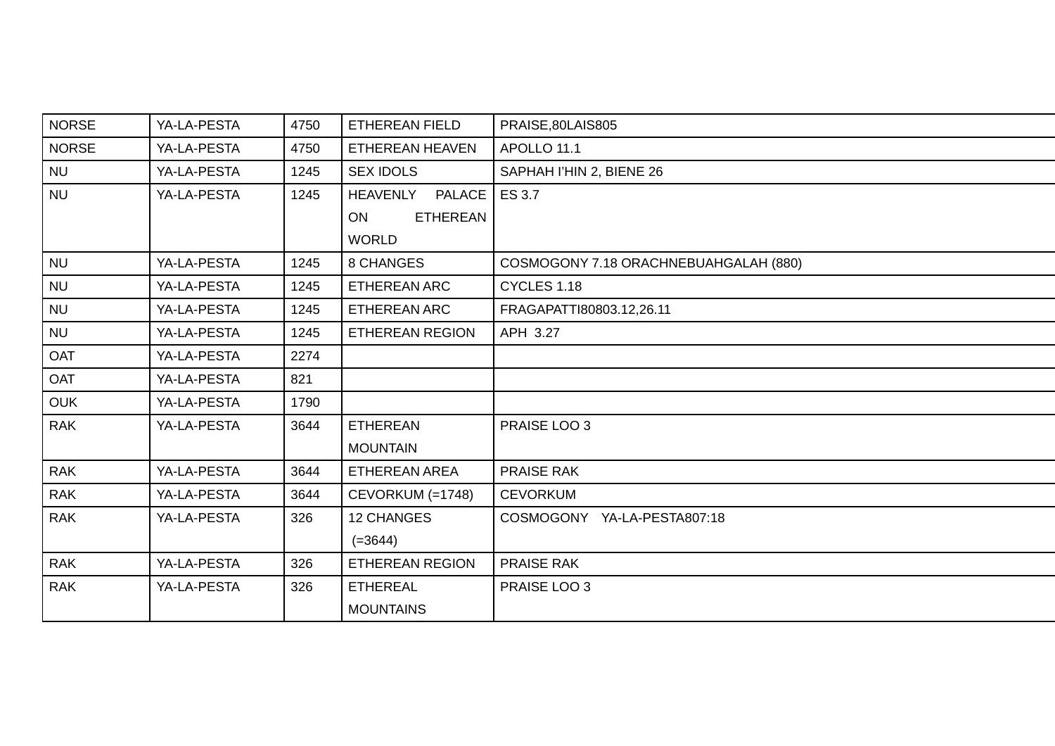| NORSE | YA-LA-PESTA | 4750 | ETHEREAN FIELD | PRAISE,80LAIS805 |
|---|---|---|---|---|
| NORSE | YA-LA-PESTA | 4750 | ETHEREAN HEAVEN | APOLLO 11.1 |
| NU | YA-LA-PESTA | 1245 | SEX IDOLS | SAPHAH I'HIN 2, BIENE 26 |
| NU | YA-LA-PESTA | 1245 | HEAVENLY PALACE ON ETHEREAN WORLD | ES 3.7 |
| NU | YA-LA-PESTA | 1245 | 8 CHANGES | COSMOGONY 7.18 ORACHNEBUAHGALAH (880) |
| NU | YA-LA-PESTA | 1245 | ETHEREAN ARC | CYCLES 1.18 |
| NU | YA-LA-PESTA | 1245 | ETHEREAN ARC | FRAGAPATTI80803.12,26.11 |
| NU | YA-LA-PESTA | 1245 | ETHEREAN REGION | APH 3.27 |
| OAT | YA-LA-PESTA | 2274 | | |
| OAT | YA-LA-PESTA | 821 | | |
| OUK | YA-LA-PESTA | 1790 | | |
| RAK | YA-LA-PESTA | 3644 | ETHEREAN MOUNTAIN | PRAISE LOO 3 |
| RAK | YA-LA-PESTA | 3644 | ETHEREAN AREA | PRAISE RAK |
| RAK | YA-LA-PESTA | 3644 | CEVORKUM (=1748) | CEVORKUM |
| RAK | YA-LA-PESTA | 326 | 12 CHANGES (=3644) | COSMOGONY YA-LA-PESTA807:18 |
| RAK | YA-LA-PESTA | 326 | ETHEREAN REGION | PRAISE RAK |
| RAK | YA-LA-PESTA | 326 | ETHEREAL MOUNTAINS | PRAISE LOO 3 |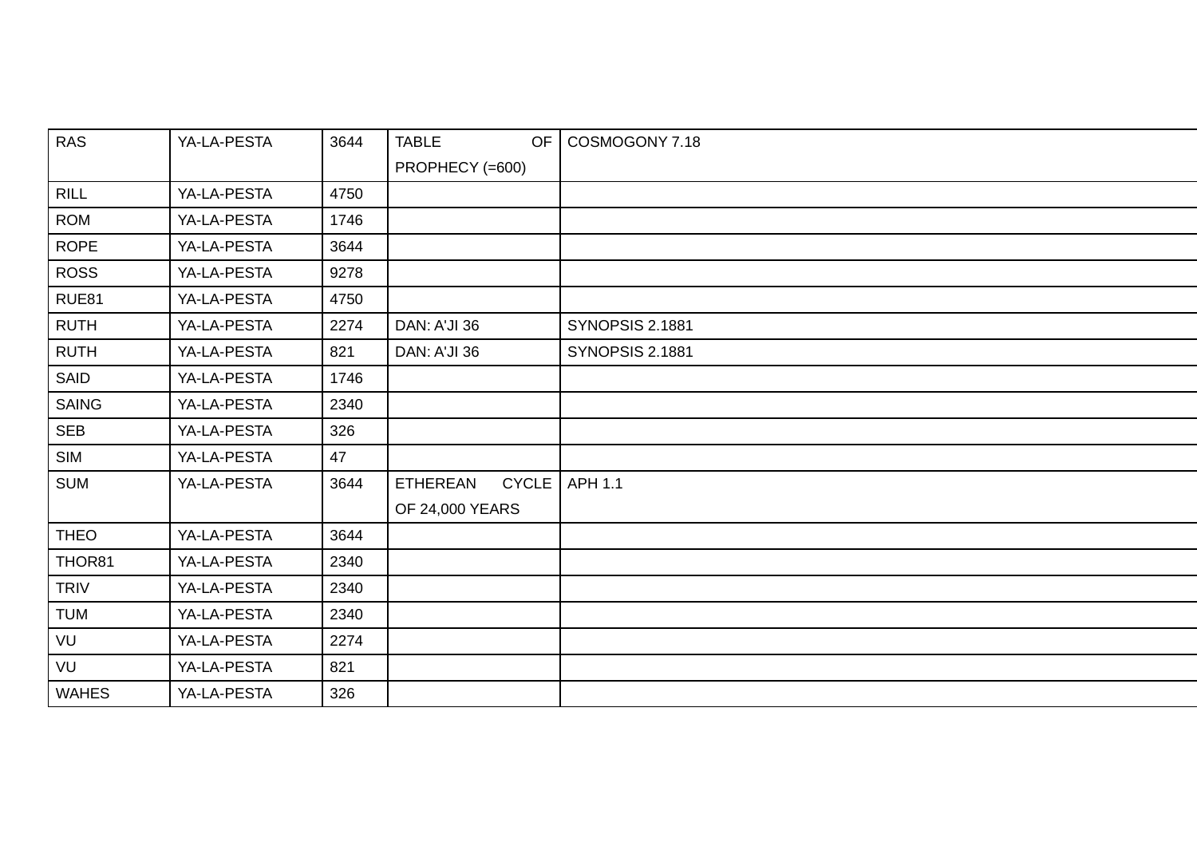| | | | | |
|---|---|---|---|---|
| RAS | YA-LA-PESTA | 3644 | TABLE OF PROPHECY (=600) | COSMOGONY 7.18 |
| RILL | YA-LA-PESTA | 4750 | | |
| ROM | YA-LA-PESTA | 1746 | | |
| ROPE | YA-LA-PESTA | 3644 | | |
| ROSS | YA-LA-PESTA | 9278 | | |
| RUE81 | YA-LA-PESTA | 4750 | | |
| RUTH | YA-LA-PESTA | 2274 | DAN: A'JI 36 | SYNOPSIS 2.1881 |
| RUTH | YA-LA-PESTA | 821 | DAN: A'JI 36 | SYNOPSIS 2.1881 |
| SAID | YA-LA-PESTA | 1746 | | |
| SAING | YA-LA-PESTA | 2340 | | |
| SEB | YA-LA-PESTA | 326 | | |
| SIM | YA-LA-PESTA | 47 | | |
| SUM | YA-LA-PESTA | 3644 | ETHEREAN CYCLE OF 24,000 YEARS | APH 1.1 |
| THEO | YA-LA-PESTA | 3644 | | |
| THOR81 | YA-LA-PESTA | 2340 | | |
| TRIV | YA-LA-PESTA | 2340 | | |
| TUM | YA-LA-PESTA | 2340 | | |
| VU | YA-LA-PESTA | 2274 | | |
| VU | YA-LA-PESTA | 821 | | |
| WAHES | YA-LA-PESTA | 326 | | |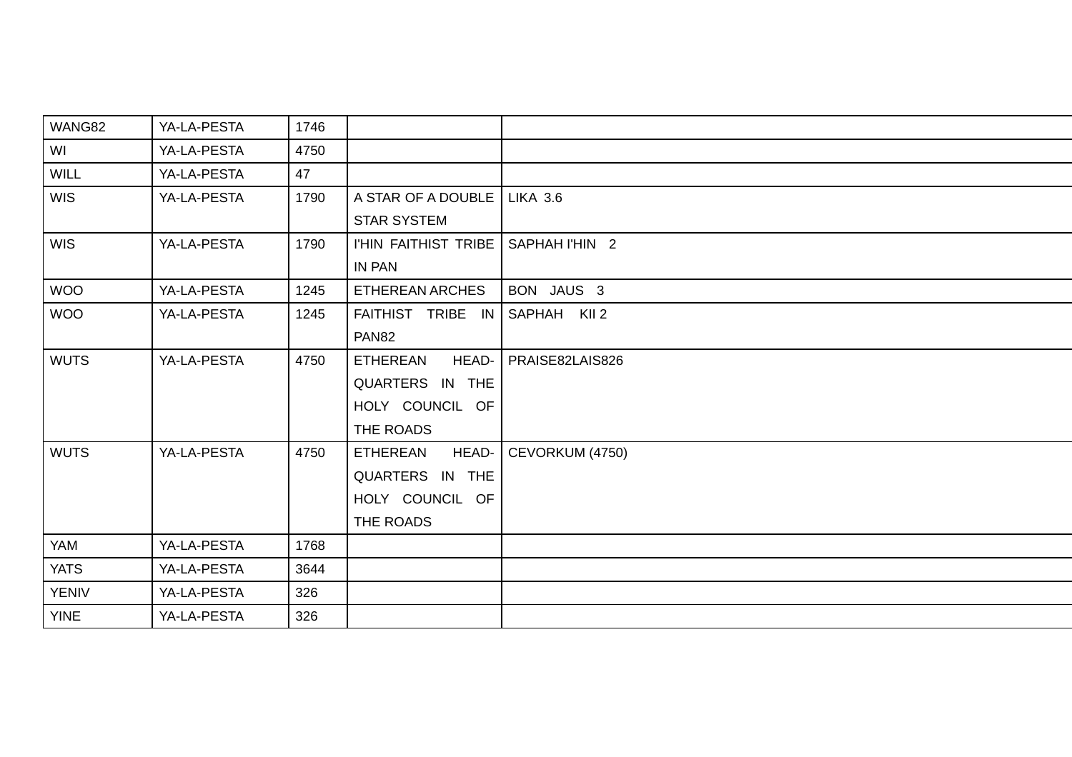| | | | | |
|---|---|---|---|---|
| WANG82 | YA-LA-PESTA | 1746 | | |
| WI | YA-LA-PESTA | 4750 | | |
| WILL | YA-LA-PESTA | 47 | | |
| WIS | YA-LA-PESTA | 1790 | A STAR OF A DOUBLE STAR SYSTEM | LIKA 3.6 |
| WIS | YA-LA-PESTA | 1790 | I'HIN FAITHIST TRIBE IN PAN | SAPHAH I'HIN 2 |
| WOO | YA-LA-PESTA | 1245 | ETHEREAN ARCHES | BON JAUS 3 |
| WOO | YA-LA-PESTA | 1245 | FAITHIST TRIBE IN PAN82 | SAPHAH KII 2 |
| WUTS | YA-LA-PESTA | 4750 | ETHEREAN HEAD-QUARTERS IN THE HOLY COUNCIL OF THE ROADS | PRAISE82LAIS826 |
| WUTS | YA-LA-PESTA | 4750 | ETHEREAN HEAD-QUARTERS IN THE HOLY COUNCIL OF THE ROADS | CEVORKUM (4750) |
| YAM | YA-LA-PESTA | 1768 | | |
| YATS | YA-LA-PESTA | 3644 | | |
| YENIV | YA-LA-PESTA | 326 | | |
| YINE | YA-LA-PESTA | 326 | | |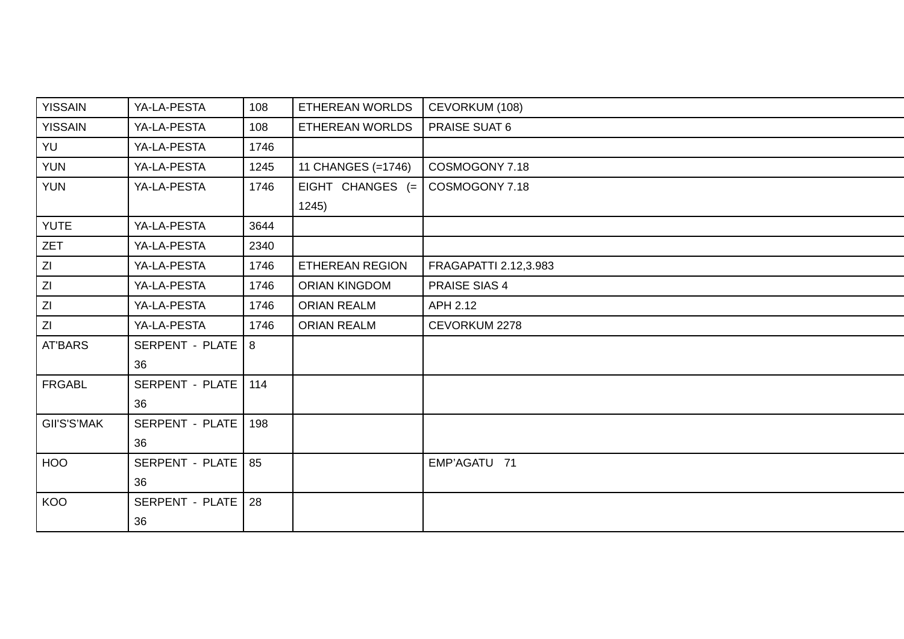| | | | | |
|---|---|---|---|---|
| YISSAIN | YA-LA-PESTA | 108 | ETHEREAN WORLDS | CEVORKUM (108) |
| YISSAIN | YA-LA-PESTA | 108 | ETHEREAN WORLDS | PRAISE SUAT 6 |
| YU | YA-LA-PESTA | 1746 | | |
| YUN | YA-LA-PESTA | 1245 | 11 CHANGES (=1746) | COSMOGONY 7.18 |
| YUN | YA-LA-PESTA | 1746 | EIGHT CHANGES (= 1245) | COSMOGONY 7.18 |
| YUTE | YA-LA-PESTA | 3644 | | |
| ZET | YA-LA-PESTA | 2340 | | |
| ZI | YA-LA-PESTA | 1746 | ETHEREAN REGION | FRAGAPATTI 2.12,3.983 |
| ZI | YA-LA-PESTA | 1746 | ORIAN KINGDOM | PRAISE SIAS 4 |
| ZI | YA-LA-PESTA | 1746 | ORIAN REALM | APH 2.12 |
| ZI | YA-LA-PESTA | 1746 | ORIAN REALM | CEVORKUM 2278 |
| AT'BARS | SERPENT - PLATE 36 | 8 | | |
| FRGABL | SERPENT - PLATE 36 | 114 | | |
| GII'S'S'MAK | SERPENT - PLATE 36 | 198 | | |
| HOO | SERPENT - PLATE 36 | 85 | | EMP'AGATU 71 |
| KOO | SERPENT - PLATE 36 | 28 | | |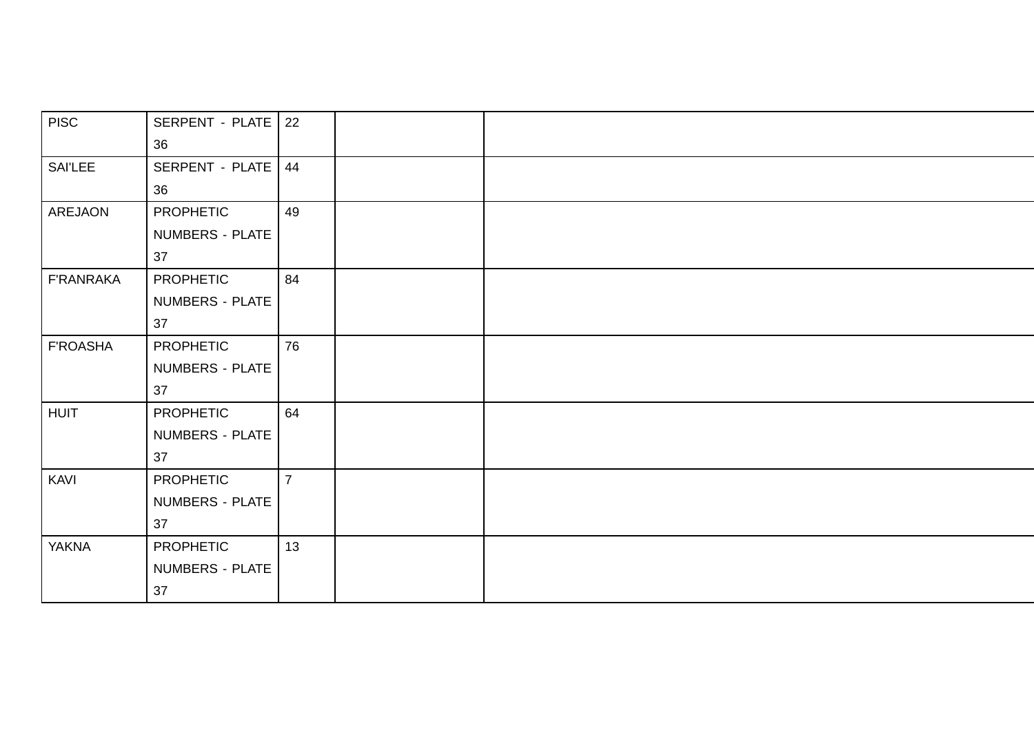| | | | | |
|---|---|---|---|---|
| PISC | SERPENT - PLATE 36 | 22 | | |
| SAI'LEE | SERPENT - PLATE 36 | 44 | | |
| AREJAON | PROPHETIC NUMBERS - PLATE 37 | 49 | | |
| F'RANRAKA | PROPHETIC NUMBERS - PLATE 37 | 84 | | |
| F'ROASHA | PROPHETIC NUMBERS - PLATE 37 | 76 | | |
| HUIT | PROPHETIC NUMBERS - PLATE 37 | 64 | | |
| KAVI | PROPHETIC NUMBERS - PLATE 37 | 7 | | |
| YAKNA | PROPHETIC NUMBERS - PLATE 37 | 13 | | |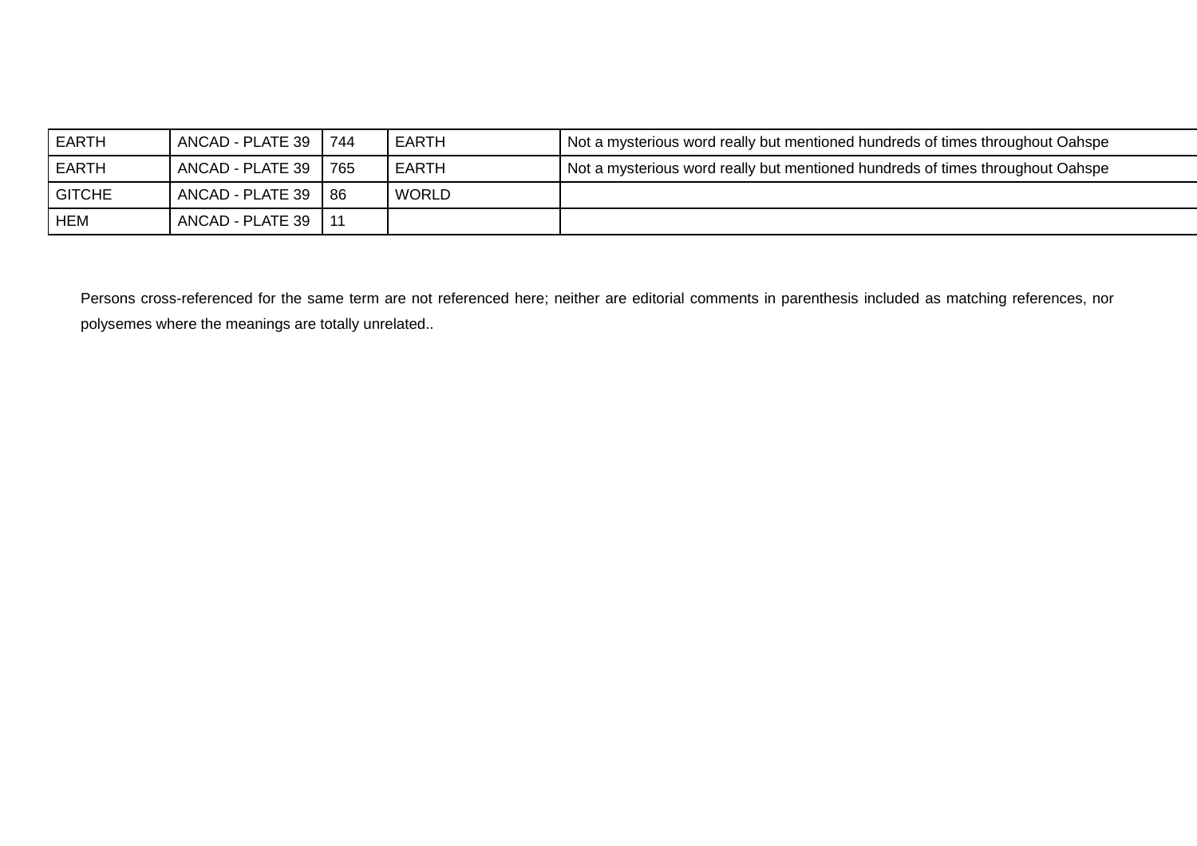| | | | | |
|---|---|---|---|---|
| EARTH | ANCAD - PLATE 39 | 744 | EARTH | Not a mysterious word really but mentioned hundreds of times throughout Oahspe |
| EARTH | ANCAD - PLATE 39 | 765 | EARTH | Not a mysterious word really but mentioned hundreds of times throughout Oahspe |
| GITCHE | ANCAD - PLATE 39 | 86 | WORLD | |
| HEM | ANCAD - PLATE 39 | 11 | | |

Persons cross-referenced for the same term are not referenced here; neither are editorial comments in parenthesis included as matching references, nor polysemes where the meanings are totally unrelated..